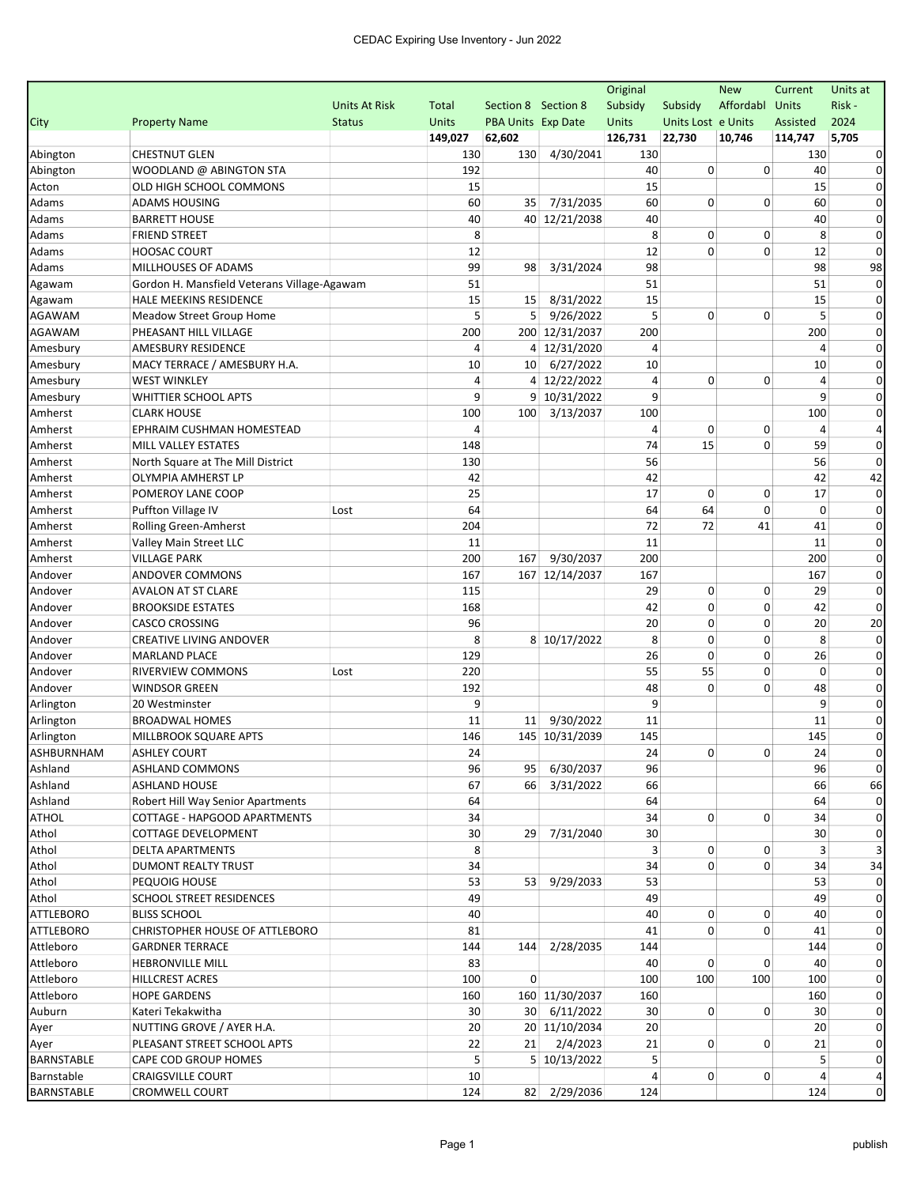| City | Property Name | Units At Risk Status | Total Units | Section 8 PBA Units | Section 8 Exp Date | Original Subsidy Units | Subsidy Units Lost | New Affordable Units | Current Units Assisted | Units at Risk - 2024 |
|---|---|---|---|---|---|---|---|---|---|---|
| | | | 149,027 | 62,602 | | 126,731 | 22,730 | 10,746 | 114,747 | 5,705 |
| Abington | CHESTNUT GLEN | | 130 | 130 | 4/30/2041 | 130 | | | 130 | 0 |
| Abington | WOODLAND @ ABINGTON STA | | 192 | | | 40 | 0 | 0 | 40 | 0 |
| Acton | OLD HIGH SCHOOL COMMONS | | 15 | | | 15 | | | 15 | 0 |
| Adams | ADAMS HOUSING | | 60 | 35 | 7/31/2035 | 60 | 0 | 0 | 60 | 0 |
| Adams | BARRETT HOUSE | | 40 | 40 | 12/21/2038 | 40 | | | 40 | 0 |
| Adams | FRIEND STREET | | 8 | | | 8 | 0 | 0 | 8 | 0 |
| Adams | HOOSAC COURT | | 12 | | | 12 | 0 | 0 | 12 | 0 |
| Adams | MILLHOUSES OF ADAMS | | 99 | 98 | 3/31/2024 | 98 | | | 98 | 98 |
| Agawam | Gordon H. Mansfield Veterans Village-Agawam | | 51 | | | 51 | | | 51 | 0 |
| Agawam | HALE MEEKINS RESIDENCE | | 15 | 15 | 8/31/2022 | 15 | | | 15 | 0 |
| AGAWAM | Meadow Street Group Home | | 5 | 5 | 9/26/2022 | 5 | 0 | 0 | 5 | 0 |
| AGAWAM | PHEASANT HILL VILLAGE | | 200 | 200 | 12/31/2037 | 200 | | | 200 | 0 |
| Amesbury | AMESBURY RESIDENCE | | 4 | 4 | 12/31/2020 | 4 | | | 4 | 0 |
| Amesbury | MACY TERRACE / AMESBURY H.A. | | 10 | 10 | 6/27/2022 | 10 | | | 10 | 0 |
| Amesbury | WEST WINKLEY | | 4 | 4 | 12/22/2022 | 4 | 0 | 0 | 4 | 0 |
| Amesbury | WHITTIER SCHOOL APTS | | 9 | 9 | 10/31/2022 | 9 | | | 9 | 0 |
| Amherst | CLARK HOUSE | | 100 | 100 | 3/13/2037 | 100 | | | 100 | 0 |
| Amherst | EPHRAIM CUSHMAN HOMESTEAD | | 4 | | | 4 | 0 | 0 | 4 | 4 |
| Amherst | MILL VALLEY ESTATES | | 148 | | | 74 | 15 | 0 | 59 | 0 |
| Amherst | North Square at The Mill District | | 130 | | | 56 | | | 56 | 0 |
| Amherst | OLYMPIA AMHERST LP | | 42 | | | 42 | | | 42 | 42 |
| Amherst | POMEROY LANE COOP | | 25 | | | 17 | 0 | 0 | 17 | 0 |
| Amherst | Puffton Village IV | Lost | 64 | | | 64 | 64 | 0 | 0 | 0 |
| Amherst | Rolling Green-Amherst | | 204 | | | 72 | 72 | 41 | 41 | 0 |
| Amherst | Valley Main Street LLC | | 11 | | | 11 | | | 11 | 0 |
| Amherst | VILLAGE PARK | | 200 | 167 | 9/30/2037 | 200 | | | 200 | 0 |
| Andover | ANDOVER COMMONS | | 167 | 167 | 12/14/2037 | 167 | | | 167 | 0 |
| Andover | AVALON AT ST CLARE | | 115 | | | 29 | 0 | 0 | 29 | 0 |
| Andover | BROOKSIDE ESTATES | | 168 | | | 42 | 0 | 0 | 42 | 0 |
| Andover | CASCO CROSSING | | 96 | | | 20 | 0 | 0 | 20 | 20 |
| Andover | CREATIVE LIVING ANDOVER | | 8 | 8 | 10/17/2022 | 8 | 0 | 0 | 8 | 0 |
| Andover | MARLAND PLACE | | 129 | | | 26 | 0 | 0 | 26 | 0 |
| Andover | RIVERVIEW COMMONS | Lost | 220 | | | 55 | 55 | 0 | 0 | 0 |
| Andover | WINDSOR GREEN | | 192 | | | 48 | 0 | 0 | 48 | 0 |
| Arlington | 20 Westminster | | 9 | | | 9 | | | 9 | 0 |
| Arlington | BROADWAL HOMES | | 11 | 11 | 9/30/2022 | 11 | | | 11 | 0 |
| Arlington | MILLBROOK SQUARE APTS | | 146 | 145 | 10/31/2039 | 145 | | | 145 | 0 |
| ASHBURNHAM | ASHLEY COURT | | 24 | | | 24 | 0 | 0 | 24 | 0 |
| Ashland | ASHLAND COMMONS | | 96 | 95 | 6/30/2037 | 96 | | | 96 | 0 |
| Ashland | ASHLAND HOUSE | | 67 | 66 | 3/31/2022 | 66 | | | 66 | 66 |
| Ashland | Robert Hill Way Senior Apartments | | 64 | | | 64 | | | 64 | 0 |
| ATHOL | COTTAGE - HAPGOOD APARTMENTS | | 34 | | | 34 | 0 | 0 | 34 | 0 |
| Athol | COTTAGE DEVELOPMENT | | 30 | 29 | 7/31/2040 | 30 | | | 30 | 0 |
| Athol | DELTA APARTMENTS | | 8 | | | 3 | 0 | 0 | 3 | 3 |
| Athol | DUMONT REALTY TRUST | | 34 | | | 34 | 0 | 0 | 34 | 34 |
| Athol | PEQUOIG HOUSE | | 53 | 53 | 9/29/2033 | 53 | | | 53 | 0 |
| Athol | SCHOOL STREET RESIDENCES | | 49 | | | 49 | | | 49 | 0 |
| ATTLEBORO | BLISS SCHOOL | | 40 | | | 40 | 0 | 0 | 40 | 0 |
| ATTLEBORO | CHRISTOPHER HOUSE OF ATTLEBORO | | 81 | | | 41 | 0 | 0 | 41 | 0 |
| Attleboro | GARDNER TERRACE | | 144 | 144 | 2/28/2035 | 144 | | | 144 | 0 |
| Attleboro | HEBRONVILLE MILL | | 83 | | | 40 | 0 | 0 | 40 | 0 |
| Attleboro | HILLCREST ACRES | | 100 | 0 | | 100 | 100 | 100 | 100 | 0 |
| Attleboro | HOPE GARDENS | | 160 | 160 | 11/30/2037 | 160 | | | 160 | 0 |
| Auburn | Kateri Tekakwitha | | 30 | 30 | 6/11/2022 | 30 | 0 | 0 | 30 | 0 |
| Ayer | NUTTING GROVE / AYER H.A. | | 20 | 20 | 11/10/2034 | 20 | | | 20 | 0 |
| Ayer | PLEASANT STREET SCHOOL APTS | | 22 | 21 | 2/4/2023 | 21 | 0 | 0 | 21 | 0 |
| BARNSTABLE | CAPE COD GROUP HOMES | | 5 | 5 | 10/13/2022 | 5 | | | 5 | 0 |
| Barnstable | CRAIGSVILLE COURT | | 10 | | | 4 | 0 | 0 | 4 | 4 |
| BARNSTABLE | CROMWELL COURT | | 124 | 82 | 2/29/2036 | 124 | | | 124 | 0 |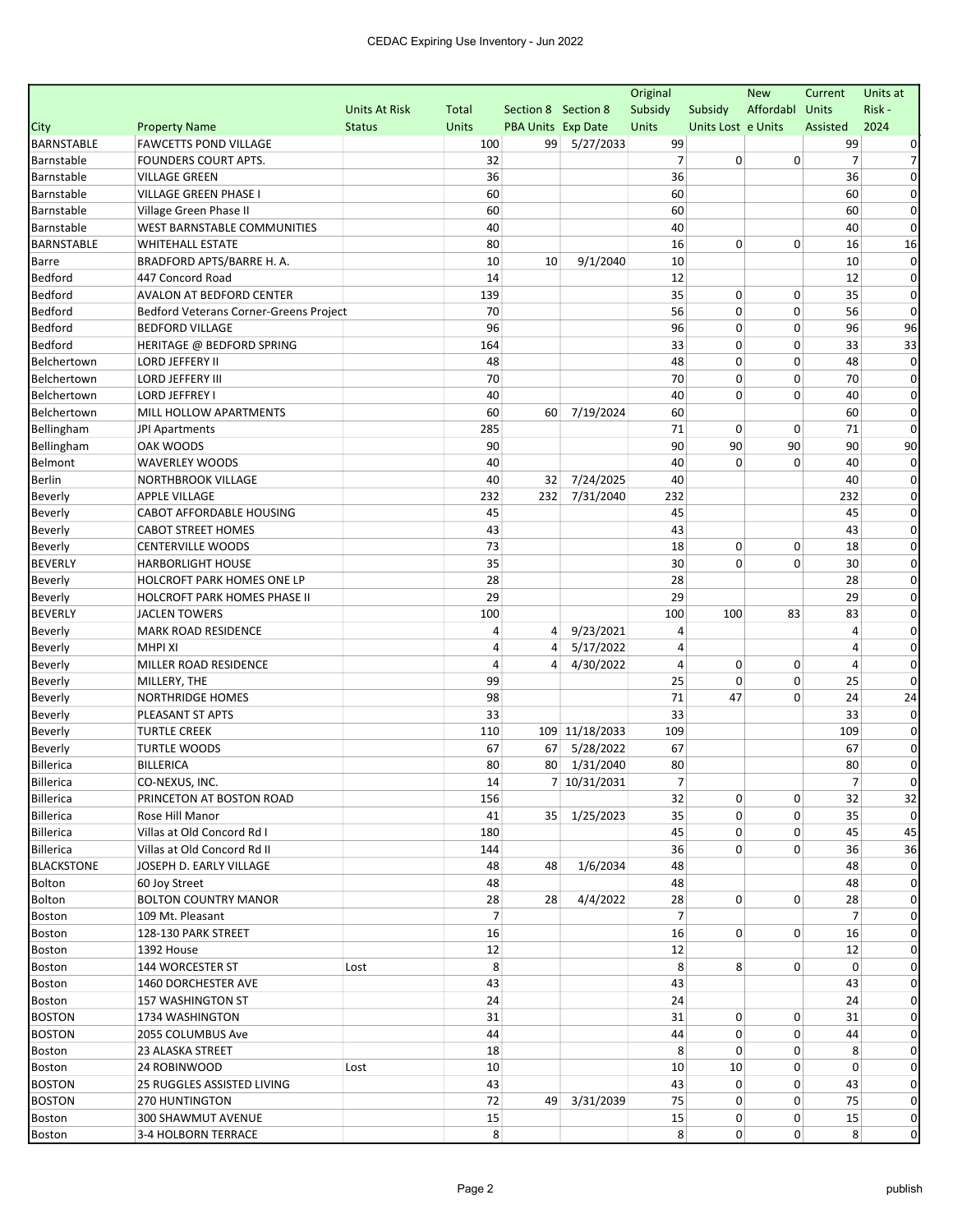| City | Property Name | Units At Risk Status | Total Units | Section 8 PBA Units | Section 8 Exp Date | Original Subsidy Units | Subsidy Units Lost | New Affordable Units | Current Units Assisted | Units at Risk - 2024 |
|---|---|---|---|---|---|---|---|---|---|---|
| BARNSTABLE | FAWCETTS POND VILLAGE | | 100 | 99 | 5/27/2033 | 99 | | | 99 | 0 |
| Barnstable | FOUNDERS COURT APTS. | | 32 | | | 7 | 0 | 0 | 7 | 7 |
| Barnstable | VILLAGE GREEN | | 36 | | | 36 | | | 36 | 0 |
| Barnstable | VILLAGE GREEN PHASE I | | 60 | | | 60 | | | 60 | 0 |
| Barnstable | Village Green Phase II | | 60 | | | 60 | | | 60 | 0 |
| Barnstable | WEST BARNSTABLE COMMUNITIES | | 40 | | | 40 | | | 40 | 0 |
| BARNSTABLE | WHITEHALL ESTATE | | 80 | | | 16 | 0 | 0 | 16 | 16 |
| Barre | BRADFORD APTS/BARRE H. A. | | 10 | 10 | 9/1/2040 | 10 | | | 10 | 0 |
| Bedford | 447 Concord Road | | 14 | | | 12 | | | 12 | 0 |
| Bedford | AVALON AT BEDFORD CENTER | | 139 | | | 35 | 0 | 0 | 35 | 0 |
| Bedford | Bedford Veterans Corner-Greens Project | | 70 | | | 56 | 0 | 0 | 56 | 0 |
| Bedford | BEDFORD VILLAGE | | 96 | | | 96 | 0 | 0 | 96 | 96 |
| Bedford | HERITAGE @ BEDFORD SPRING | | 164 | | | 33 | 0 | 0 | 33 | 33 |
| Belchertown | LORD JEFFERY II | | 48 | | | 48 | 0 | 0 | 48 | 0 |
| Belchertown | LORD JEFFERY III | | 70 | | | 70 | 0 | 0 | 70 | 0 |
| Belchertown | LORD JEFFREY I | | 40 | | | 40 | 0 | 0 | 40 | 0 |
| Belchertown | MILL HOLLOW APARTMENTS | | 60 | 60 | 7/19/2024 | 60 | | | 60 | 0 |
| Bellingham | JPI Apartments | | 285 | | | 71 | 0 | 0 | 71 | 0 |
| Bellingham | OAK WOODS | | 90 | | | 90 | 90 | 90 | 90 | 90 |
| Belmont | WAVERLEY WOODS | | 40 | | | 40 | 0 | 0 | 40 | 0 |
| Berlin | NORTHBROOK VILLAGE | | 40 | 32 | 7/24/2025 | 40 | | | 40 | 0 |
| Beverly | APPLE VILLAGE | | 232 | 232 | 7/31/2040 | 232 | | | 232 | 0 |
| Beverly | CABOT AFFORDABLE HOUSING | | 45 | | | 45 | | | 45 | 0 |
| Beverly | CABOT STREET HOMES | | 43 | | | 43 | | | 43 | 0 |
| Beverly | CENTERVILLE WOODS | | 73 | | | 18 | 0 | 0 | 18 | 0 |
| BEVERLY | HARBORLIGHT HOUSE | | 35 | | | 30 | 0 | 0 | 30 | 0 |
| Beverly | HOLCROFT PARK HOMES ONE LP | | 28 | | | 28 | | | 28 | 0 |
| Beverly | HOLCROFT PARK HOMES PHASE II | | 29 | | | 29 | | | 29 | 0 |
| BEVERLY | JACLEN TOWERS | | 100 | | | 100 | 100 | 83 | 83 | 0 |
| Beverly | MARK ROAD RESIDENCE | | 4 | 4 | 9/23/2021 | 4 | | | 4 | 0 |
| Beverly | MHPI XI | | 4 | 4 | 5/17/2022 | 4 | | | 4 | 0 |
| Beverly | MILLER ROAD RESIDENCE | | 4 | 4 | 4/30/2022 | 4 | 0 | 0 | 4 | 0 |
| Beverly | MILLERY, THE | | 99 | | | 25 | 0 | 0 | 25 | 0 |
| Beverly | NORTHRIDGE HOMES | | 98 | | | 71 | 47 | 0 | 24 | 24 |
| Beverly | PLEASANT ST APTS | | 33 | | | 33 | | | 33 | 0 |
| Beverly | TURTLE CREEK | | 110 | 109 | 11/18/2033 | 109 | | | 109 | 0 |
| Beverly | TURTLE WOODS | | 67 | 67 | 5/28/2022 | 67 | | | 67 | 0 |
| Billerica | BILLERICA | | 80 | 80 | 1/31/2040 | 80 | | | 80 | 0 |
| Billerica | CO-NEXUS, INC. | | 14 | 7 | 10/31/2031 | 7 | | | 7 | 0 |
| Billerica | PRINCETON AT BOSTON ROAD | | 156 | | | 32 | 0 | 0 | 32 | 32 |
| Billerica | Rose Hill Manor | | 41 | 35 | 1/25/2023 | 35 | 0 | 0 | 35 | 0 |
| Billerica | Villas at Old Concord Rd I | | 180 | | | 45 | 0 | 0 | 45 | 45 |
| Billerica | Villas at Old Concord Rd II | | 144 | | | 36 | 0 | 0 | 36 | 36 |
| BLACKSTONE | JOSEPH D. EARLY VILLAGE | | 48 | 48 | 1/6/2034 | 48 | | | 48 | 0 |
| Bolton | 60 Joy Street | | 48 | | | 48 | | | 48 | 0 |
| Bolton | BOLTON COUNTRY MANOR | | 28 | 28 | 4/4/2022 | 28 | 0 | 0 | 28 | 0 |
| Boston | 109 Mt. Pleasant | | 7 | | | 7 | | | 7 | 0 |
| Boston | 128-130 PARK STREET | | 16 | | | 16 | 0 | 0 | 16 | 0 |
| Boston | 1392 House | | 12 | | | 12 | | | 12 | 0 |
| Boston | 144 WORCESTER ST | Lost | 8 | | | 8 | 8 | 0 | 0 | 0 |
| Boston | 1460 DORCHESTER AVE | | 43 | | | 43 | | | 43 | 0 |
| Boston | 157 WASHINGTON ST | | 24 | | | 24 | | | 24 | 0 |
| BOSTON | 1734 WASHINGTON | | 31 | | | 31 | 0 | 0 | 31 | 0 |
| BOSTON | 2055 COLUMBUS Ave | | 44 | | | 44 | 0 | 0 | 44 | 0 |
| Boston | 23 ALASKA STREET | | 18 | | | 8 | 0 | 0 | 8 | 0 |
| Boston | 24 ROBINWOOD | Lost | 10 | | | 10 | 10 | 0 | 0 | 0 |
| BOSTON | 25 RUGGLES ASSISTED LIVING | | 43 | | | 43 | 0 | 0 | 43 | 0 |
| BOSTON | 270 HUNTINGTON | | 72 | 49 | 3/31/2039 | 75 | 0 | 0 | 75 | 0 |
| Boston | 300 SHAWMUT AVENUE | | 15 | | | 15 | 0 | 0 | 15 | 0 |
| Boston | 3-4 HOLBORN TERRACE | | 8 | | | 8 | 0 | 0 | 8 | 0 |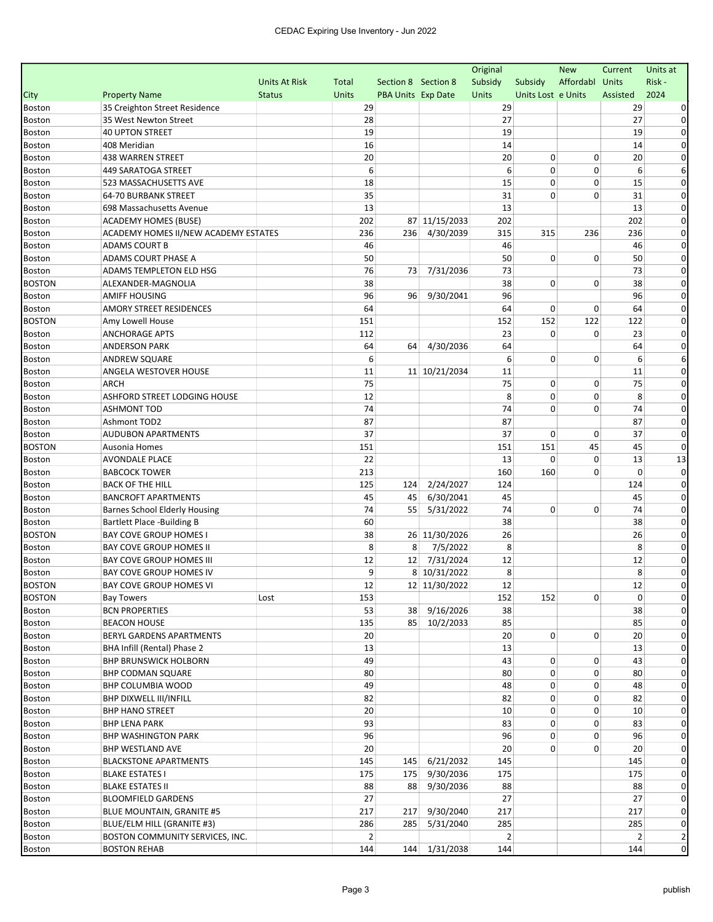CEDAC Expiring Use Inventory - Jun 2022

| City | Property Name | Units At Risk Status | Total Units | Section 8 PBA Units | Section 8 Exp Date | Original Subsidy Units | Subsidy Units Lost | New Affordable Units | Current Units Assisted | Units at Risk - 2024 |
|---|---|---|---|---|---|---|---|---|---|---|
| Boston | 35 Creighton Street Residence | | 29 | | | 29 | | | 29 | 0 |
| Boston | 35 West Newton Street | | 28 | | | 27 | | | 27 | 0 |
| Boston | 40 UPTON STREET | | 19 | | | 19 | | | 19 | 0 |
| Boston | 408 Meridian | | 16 | | | 14 | | | 14 | 0 |
| Boston | 438 WARREN STREET | | 20 | | | 20 | 0 | 0 | 20 | 0 |
| Boston | 449 SARATOGA STREET | | 6 | | | 6 | 0 | 0 | 6 | 6 |
| Boston | 523 MASSACHUSETTS AVE | | 18 | | | 15 | 0 | 0 | 15 | 0 |
| Boston | 64-70 BURBANK STREET | | 35 | | | 31 | 0 | 0 | 31 | 0 |
| Boston | 698 Massachusetts Avenue | | 13 | | | 13 | | | 13 | 0 |
| Boston | ACADEMY HOMES (BUSE) | | 202 | 87 | 11/15/2033 | 202 | | | 202 | 0 |
| Boston | ACADEMY HOMES II/NEW ACADEMY ESTATES | | 236 | 236 | 4/30/2039 | 315 | 315 | 236 | 236 | 0 |
| Boston | ADAMS COURT B | | 46 | | | 46 | | | 46 | 0 |
| Boston | ADAMS COURT PHASE A | | 50 | | | 50 | 0 | 0 | 50 | 0 |
| Boston | ADAMS TEMPLETON ELD HSG | | 76 | 73 | 7/31/2036 | 73 | | | 73 | 0 |
| BOSTON | ALEXANDER-MAGNOLIA | | 38 | | | 38 | 0 | 0 | 38 | 0 |
| Boston | AMIFF HOUSING | | 96 | 96 | 9/30/2041 | 96 | | | 96 | 0 |
| Boston | AMORY STREET RESIDENCES | | 64 | | | 64 | 0 | 0 | 64 | 0 |
| BOSTON | Amy Lowell House | | 151 | | | 152 | 152 | 122 | 122 | 0 |
| Boston | ANCHORAGE APTS | | 112 | | | 23 | 0 | 0 | 23 | 0 |
| Boston | ANDERSON PARK | | 64 | 64 | 4/30/2036 | 64 | | | 64 | 0 |
| Boston | ANDREW SQUARE | | 6 | | | 6 | 0 | 0 | 6 | 6 |
| Boston | ANGELA WESTOVER HOUSE | | 11 | 11 | 10/21/2034 | 11 | | | 11 | 0 |
| Boston | ARCH | | 75 | | | 75 | 0 | 0 | 75 | 0 |
| Boston | ASHFORD STREET LODGING HOUSE | | 12 | | | 8 | 0 | 0 | 8 | 0 |
| Boston | ASHMONT TOD | | 74 | | | 74 | 0 | 0 | 74 | 0 |
| Boston | Ashmont TOD2 | | 87 | | | 87 | | | 87 | 0 |
| Boston | AUDUBON APARTMENTS | | 37 | | | 37 | 0 | 0 | 37 | 0 |
| BOSTON | Ausonia Homes | | 151 | | | 151 | 151 | 45 | 45 | 0 |
| Boston | AVONDALE PLACE | | 22 | | | 13 | 0 | 0 | 13 | 13 |
| Boston | BABCOCK TOWER | | 213 | | | 160 | 160 | 0 | 0 | 0 |
| Boston | BACK OF THE HILL | | 125 | 124 | 2/24/2027 | 124 | | | 124 | 0 |
| Boston | BANCROFT APARTMENTS | | 45 | 45 | 6/30/2041 | 45 | | | 45 | 0 |
| Boston | Barnes School Elderly Housing | | 74 | 55 | 5/31/2022 | 74 | 0 | 0 | 74 | 0 |
| Boston | Bartlett Place -Building B | | 60 | | | 38 | | | 38 | 0 |
| BOSTON | BAY COVE GROUP HOMES I | | 38 | 26 | 11/30/2026 | 26 | | | 26 | 0 |
| Boston | BAY COVE GROUP HOMES II | | 8 | 8 | 7/5/2022 | 8 | | | 8 | 0 |
| Boston | BAY COVE GROUP HOMES III | | 12 | 12 | 7/31/2024 | 12 | | | 12 | 0 |
| Boston | BAY COVE GROUP HOMES IV | | 9 | 8 | 10/31/2022 | 8 | | | 8 | 0 |
| BOSTON | BAY COVE GROUP HOMES VI | | 12 | 12 | 11/30/2022 | 12 | | | 12 | 0 |
| BOSTON | Bay Towers | Lost | 153 | | | 152 | 152 | 0 | 0 | 0 |
| Boston | BCN PROPERTIES | | 53 | 38 | 9/16/2026 | 38 | | | 38 | 0 |
| Boston | BEACON HOUSE | | 135 | 85 | 10/2/2033 | 85 | | | 85 | 0 |
| Boston | BERYL GARDENS APARTMENTS | | 20 | | | 20 | 0 | 0 | 20 | 0 |
| Boston | BHA Infill (Rental) Phase 2 | | 13 | | | 13 | | | 13 | 0 |
| Boston | BHP BRUNSWICK HOLBORN | | 49 | | | 43 | 0 | 0 | 43 | 0 |
| Boston | BHP CODMAN SQUARE | | 80 | | | 80 | 0 | 0 | 80 | 0 |
| Boston | BHP COLUMBIA WOOD | | 49 | | | 48 | 0 | 0 | 48 | 0 |
| Boston | BHP DIXWELL III/INFILL | | 82 | | | 82 | 0 | 0 | 82 | 0 |
| Boston | BHP HANO STREET | | 20 | | | 10 | 0 | 0 | 10 | 0 |
| Boston | BHP LENA PARK | | 93 | | | 83 | 0 | 0 | 83 | 0 |
| Boston | BHP WASHINGTON PARK | | 96 | | | 96 | 0 | 0 | 96 | 0 |
| Boston | BHP WESTLAND AVE | | 20 | | | 20 | 0 | 0 | 20 | 0 |
| Boston | BLACKSTONE APARTMENTS | | 145 | 145 | 6/21/2032 | 145 | | | 145 | 0 |
| Boston | BLAKE ESTATES I | | 175 | 175 | 9/30/2036 | 175 | | | 175 | 0 |
| Boston | BLAKE ESTATES II | | 88 | 88 | 9/30/2036 | 88 | | | 88 | 0 |
| Boston | BLOOMFIELD GARDENS | | 27 | | | 27 | | | 27 | 0 |
| Boston | BLUE MOUNTAIN, GRANITE #5 | | 217 | 217 | 9/30/2040 | 217 | | | 217 | 0 |
| Boston | BLUE/ELM HILL (GRANITE #3) | | 286 | 285 | 5/31/2040 | 285 | | | 285 | 0 |
| Boston | BOSTON COMMUNITY SERVICES, INC. | | 2 | | | 2 | | | 2 | 2 |
| Boston | BOSTON REHAB | | 144 | 144 | 1/31/2038 | 144 | | | 144 | 0 |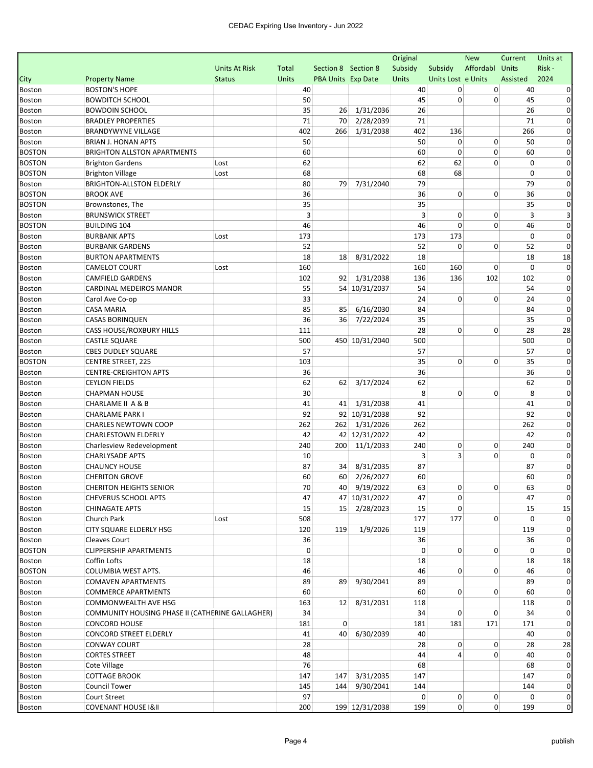| City | Property Name | Units At Risk Status | Total Units | Section 8 PBA Units | Section 8 Exp Date | Original Subsidy Units | Subsidy Units Lost | New Affordable Units | Current Units Assisted | Units at Risk - 2024 |
|---|---|---|---|---|---|---|---|---|---|---|
| Boston | BOSTON'S HOPE | | 40 | | | 40 | 0 | 0 | 40 | 0 |
| Boston | BOWDITCH SCHOOL | | 50 | | | 45 | 0 | 0 | 45 | 0 |
| Boston | BOWDOIN SCHOOL | | 35 | 26 | 1/31/2036 | 26 | | | 26 | 0 |
| Boston | BRADLEY PROPERTIES | | 71 | 70 | 2/28/2039 | 71 | | | 71 | 0 |
| Boston | BRANDYWYNE VILLAGE | | 402 | 266 | 1/31/2038 | 402 | 136 | | 266 | 0 |
| Boston | BRIAN J. HONAN APTS | | 50 | | | 50 | 0 | 0 | 50 | 0 |
| BOSTON | BRIGHTON ALLSTON APARTMENTS | | 60 | | | 60 | 0 | 0 | 60 | 0 |
| BOSTON | Brighton Gardens | Lost | 62 | | | 62 | 62 | 0 | 0 | 0 |
| BOSTON | Brighton Village | Lost | 68 | | | 68 | 68 | | 0 | 0 |
| Boston | BRIGHTON-ALLSTON ELDERLY | | 80 | 79 | 7/31/2040 | 79 | | | 79 | 0 |
| BOSTON | BROOK AVE | | 36 | | | 36 | 0 | 0 | 36 | 0 |
| BOSTON | Brownstones, The | | 35 | | | 35 | | | 35 | 0 |
| Boston | BRUNSWICK STREET | | 3 | | | 3 | 0 | 0 | 3 | 3 |
| BOSTON | BUILDING 104 | | 46 | | | 46 | 0 | 0 | 46 | 0 |
| Boston | BURBANK APTS | Lost | 173 | | | 173 | 173 | | 0 | 0 |
| Boston | BURBANK GARDENS | | 52 | | | 52 | 0 | 0 | 52 | 0 |
| Boston | BURTON APARTMENTS | | 18 | 18 | 8/31/2022 | 18 | | | 18 | 18 |
| Boston | CAMELOT COURT | Lost | 160 | | | 160 | 160 | 0 | 0 | 0 |
| Boston | CAMFIELD GARDENS | | 102 | 92 | 1/31/2038 | 136 | 136 | 102 | 102 | 0 |
| Boston | CARDINAL MEDEIROS MANOR | | 55 | 54 | 10/31/2037 | 54 | | | 54 | 0 |
| Boston | Carol Ave Co-op | | 33 | | | 24 | 0 | 0 | 24 | 0 |
| Boston | CASA MARIA | | 85 | 85 | 6/16/2030 | 84 | | | 84 | 0 |
| Boston | CASAS BORINQUEN | | 36 | 36 | 7/22/2024 | 35 | | | 35 | 0 |
| Boston | CASS HOUSE/ROXBURY HILLS | | 111 | | | 28 | 0 | 0 | 28 | 28 |
| Boston | CASTLE SQUARE | | 500 | 450 | 10/31/2040 | 500 | | | 500 | 0 |
| Boston | CBES DUDLEY SQUARE | | 57 | | | 57 | | | 57 | 0 |
| BOSTON | CENTRE STREET, 225 | | 103 | | | 35 | 0 | 0 | 35 | 0 |
| Boston | CENTRE-CREIGHTON APTS | | 36 | | | 36 | | | 36 | 0 |
| Boston | CEYLON FIELDS | | 62 | 62 | 3/17/2024 | 62 | | | 62 | 0 |
| Boston | CHAPMAN HOUSE | | 30 | | | 8 | 0 | 0 | 8 | 0 |
| Boston | CHARLAME II A & B | | 41 | 41 | 1/31/2038 | 41 | | | 41 | 0 |
| Boston | CHARLAME PARK I | | 92 | 92 | 10/31/2038 | 92 | | | 92 | 0 |
| Boston | CHARLES NEWTOWN COOP | | 262 | 262 | 1/31/2026 | 262 | | | 262 | 0 |
| Boston | CHARLESTOWN ELDERLY | | 42 | 42 | 12/31/2022 | 42 | | | 42 | 0 |
| Boston | Charlesview Redevelopment | | 240 | 200 | 11/1/2033 | 240 | 0 | 0 | 240 | 0 |
| Boston | CHARLYSADE APTS | | 10 | | | 3 | 3 | 0 | 0 | 0 |
| Boston | CHAUNCY HOUSE | | 87 | 34 | 8/31/2035 | 87 | | | 87 | 0 |
| Boston | CHERITON GROVE | | 60 | 60 | 2/26/2027 | 60 | | | 60 | 0 |
| Boston | CHERITON HEIGHTS SENIOR | | 70 | 40 | 9/19/2022 | 63 | 0 | 0 | 63 | 0 |
| Boston | CHEVERUS SCHOOL APTS | | 47 | 47 | 10/31/2022 | 47 | 0 | | 47 | 0 |
| Boston | CHINAGATE APTS | | 15 | 15 | 2/28/2023 | 15 | 0 | | 15 | 15 |
| Boston | Church Park | Lost | 508 | | | 177 | 177 | 0 | 0 | 0 |
| Boston | CITY SQUARE ELDERLY HSG | | 120 | 119 | 1/9/2026 | 119 | | | 119 | 0 |
| Boston | Cleaves Court | | 36 | | | 36 | | | 36 | 0 |
| BOSTON | CLIPPERSHIP APARTMENTS | | 0 | | | 0 | 0 | 0 | 0 | 0 |
| Boston | Coffin Lofts | | 18 | | | 18 | | | 18 | 18 |
| BOSTON | COLUMBIA WEST APTS. | | 46 | | | 46 | 0 | 0 | 46 | 0 |
| Boston | COMAVEN APARTMENTS | | 89 | 89 | 9/30/2041 | 89 | | | 89 | 0 |
| Boston | COMMERCE APARTMENTS | | 60 | | | 60 | 0 | 0 | 60 | 0 |
| Boston | COMMONWEALTH AVE HSG | | 163 | 12 | 8/31/2031 | 118 | | | 118 | 0 |
| Boston | COMMUNITY HOUSING PHASE II (CATHERINE GALLAGHER) | | 34 | | | 34 | 0 | 0 | 34 | 0 |
| Boston | CONCORD HOUSE | | 181 | 0 | | 181 | 181 | 171 | 171 | 0 |
| Boston | CONCORD STREET ELDERLY | | 41 | 40 | 6/30/2039 | 40 | | | 40 | 0 |
| Boston | CONWAY COURT | | 28 | | | 28 | 0 | 0 | 28 | 28 |
| Boston | CORTES STREET | | 48 | | | 44 | 4 | 0 | 40 | 0 |
| Boston | Cote Village | | 76 | | | 68 | | | 68 | 0 |
| Boston | COTTAGE BROOK | | 147 | 147 | 3/31/2035 | 147 | | | 147 | 0 |
| Boston | Council Tower | | 145 | 144 | 9/30/2041 | 144 | | | 144 | 0 |
| Boston | Court Street | | 97 | | | 0 | 0 | 0 | 0 | 0 |
| Boston | COVENANT HOUSE I&II | | 200 | 199 | 12/31/2038 | 199 | 0 | 0 | 199 | 0 |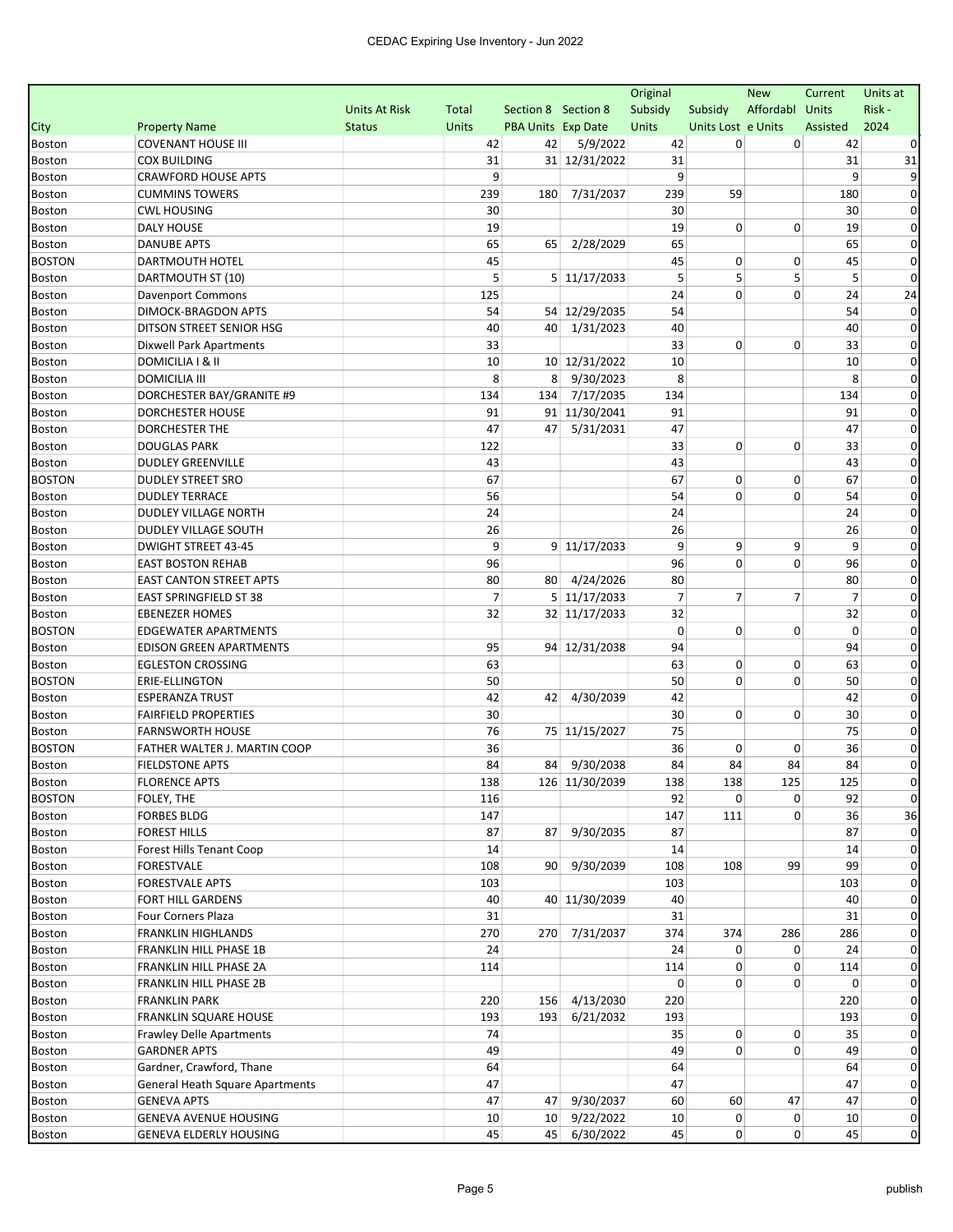# CEDAC Expiring Use Inventory - Jun 2022

| City | Property Name | Units At Risk Status | Total Units | Section 8 PBA Units | Section 8 Exp Date | Original Subsidy Units | Subsidy Units Lost | New Affordable Units | Current Units Assisted | Units at Risk - 2024 |
|---|---|---|---|---|---|---|---|---|---|---|
| Boston | COVENANT HOUSE III | | 42 | 42 | 5/9/2022 | 42 | 0 | 0 | 42 | 0 |
| Boston | COX BUILDING | | 31 | 31 | 12/31/2022 | 31 | | | 31 | 31 |
| Boston | CRAWFORD HOUSE APTS | | 9 | | | 9 | | | 9 | 9 |
| Boston | CUMMINS TOWERS | | 239 | 180 | 7/31/2037 | 239 | 59 | | 180 | 0 |
| Boston | CWL HOUSING | | 30 | | | 30 | | | 30 | 0 |
| Boston | DALY HOUSE | | 19 | | | 19 | 0 | 0 | 19 | 0 |
| Boston | DANUBE APTS | | 65 | 65 | 2/28/2029 | 65 | | | 65 | 0 |
| BOSTON | DARTMOUTH HOTEL | | 45 | | | 45 | 0 | 0 | 45 | 0 |
| Boston | DARTMOUTH ST (10) | | 5 | 5 | 11/17/2033 | 5 | 5 | 5 | 5 | 0 |
| Boston | Davenport Commons | | 125 | | | 24 | 0 | 0 | 24 | 24 |
| Boston | DIMOCK-BRAGDON APTS | | 54 | 54 | 12/29/2035 | 54 | | | 54 | 0 |
| Boston | DITSON STREET SENIOR HSG | | 40 | 40 | 1/31/2023 | 40 | | | 40 | 0 |
| Boston | Dixwell Park Apartments | | 33 | | | 33 | 0 | 0 | 33 | 0 |
| Boston | DOMICILIA I & II | | 10 | 10 | 12/31/2022 | 10 | | | 10 | 0 |
| Boston | DOMICILIA III | | 8 | 8 | 9/30/2023 | 8 | | | 8 | 0 |
| Boston | DORCHESTER BAY/GRANITE #9 | | 134 | 134 | 7/17/2035 | 134 | | | 134 | 0 |
| Boston | DORCHESTER HOUSE | | 91 | 91 | 11/30/2041 | 91 | | | 91 | 0 |
| Boston | DORCHESTER THE | | 47 | 47 | 5/31/2031 | 47 | | | 47 | 0 |
| Boston | DOUGLAS PARK | | 122 | | | 33 | 0 | 0 | 33 | 0 |
| Boston | DUDLEY GREENVILLE | | 43 | | | 43 | | | 43 | 0 |
| BOSTON | DUDLEY STREET SRO | | 67 | | | 67 | 0 | 0 | 67 | 0 |
| Boston | DUDLEY TERRACE | | 56 | | | 54 | 0 | 0 | 54 | 0 |
| Boston | DUDLEY VILLAGE NORTH | | 24 | | | 24 | | | 24 | 0 |
| Boston | DUDLEY VILLAGE SOUTH | | 26 | | | 26 | | | 26 | 0 |
| Boston | DWIGHT STREET 43-45 | | 9 | 9 | 11/17/2033 | 9 | 9 | 9 | 9 | 0 |
| Boston | EAST BOSTON REHAB | | 96 | | | 96 | 0 | 0 | 96 | 0 |
| Boston | EAST CANTON STREET APTS | | 80 | 80 | 4/24/2026 | 80 | | | 80 | 0 |
| Boston | EAST SPRINGFIELD ST 38 | | 7 | 5 | 11/17/2033 | 7 | 7 | 7 | 7 | 0 |
| Boston | EBENEZER HOMES | | 32 | 32 | 11/17/2033 | 32 | | | 32 | 0 |
| BOSTON | EDGEWATER APARTMENTS | | | | | 0 | 0 | 0 | 0 | 0 |
| Boston | EDISON GREEN APARTMENTS | | 95 | 94 | 12/31/2038 | 94 | | | 94 | 0 |
| Boston | EGLESTON CROSSING | | 63 | | | 63 | 0 | 0 | 63 | 0 |
| BOSTON | ERIE-ELLINGTON | | 50 | | | 50 | 0 | 0 | 50 | 0 |
| Boston | ESPERANZA TRUST | | 42 | 42 | 4/30/2039 | 42 | | | 42 | 0 |
| Boston | FAIRFIELD PROPERTIES | | 30 | | | 30 | 0 | 0 | 30 | 0 |
| Boston | FARNSWORTH HOUSE | | 76 | 75 | 11/15/2027 | 75 | | | 75 | 0 |
| BOSTON | FATHER WALTER J. MARTIN COOP | | 36 | | | 36 | 0 | 0 | 36 | 0 |
| Boston | FIELDSTONE APTS | | 84 | 84 | 9/30/2038 | 84 | 84 | 84 | 84 | 0 |
| Boston | FLORENCE APTS | | 138 | 126 | 11/30/2039 | 138 | 138 | 125 | 125 | 0 |
| BOSTON | FOLEY, THE | | 116 | | | 92 | 0 | 0 | 92 | 0 |
| Boston | FORBES BLDG | | 147 | | | 147 | 111 | 0 | 36 | 36 |
| Boston | FOREST HILLS | | 87 | 87 | 9/30/2035 | 87 | | | 87 | 0 |
| Boston | Forest Hills Tenant Coop | | 14 | | | 14 | | | 14 | 0 |
| Boston | FORESTVALE | | 108 | 90 | 9/30/2039 | 108 | 108 | 99 | 99 | 0 |
| Boston | FORESTVALE APTS | | 103 | | | 103 | | | 103 | 0 |
| Boston | FORT HILL GARDENS | | 40 | 40 | 11/30/2039 | 40 | | | 40 | 0 |
| Boston | Four Corners Plaza | | 31 | | | 31 | | | 31 | 0 |
| Boston | FRANKLIN HIGHLANDS | | 270 | 270 | 7/31/2037 | 374 | 374 | 286 | 286 | 0 |
| Boston | FRANKLIN HILL PHASE 1B | | 24 | | | 24 | 0 | 0 | 24 | 0 |
| Boston | FRANKLIN HILL PHASE 2A | | 114 | | | 114 | 0 | 0 | 114 | 0 |
| Boston | FRANKLIN HILL PHASE 2B | | | | | 0 | 0 | 0 | 0 | 0 |
| Boston | FRANKLIN PARK | | 220 | 156 | 4/13/2030 | 220 | | | 220 | 0 |
| Boston | FRANKLIN SQUARE HOUSE | | 193 | 193 | 6/21/2032 | 193 | | | 193 | 0 |
| Boston | Frawley Delle Apartments | | 74 | | | 35 | 0 | 0 | 35 | 0 |
| Boston | GARDNER APTS | | 49 | | | 49 | 0 | 0 | 49 | 0 |
| Boston | Gardner, Crawford, Thane | | 64 | | | 64 | | | 64 | 0 |
| Boston | General Heath Square Apartments | | 47 | | | 47 | | | 47 | 0 |
| Boston | GENEVA APTS | | 47 | 47 | 9/30/2037 | 60 | 60 | 47 | 47 | 0 |
| Boston | GENEVA AVENUE HOUSING | | 10 | 10 | 9/22/2022 | 10 | 0 | 0 | 10 | 0 |
| Boston | GENEVA ELDERLY HOUSING | | 45 | 45 | 6/30/2022 | 45 | 0 | 0 | 45 | 0 |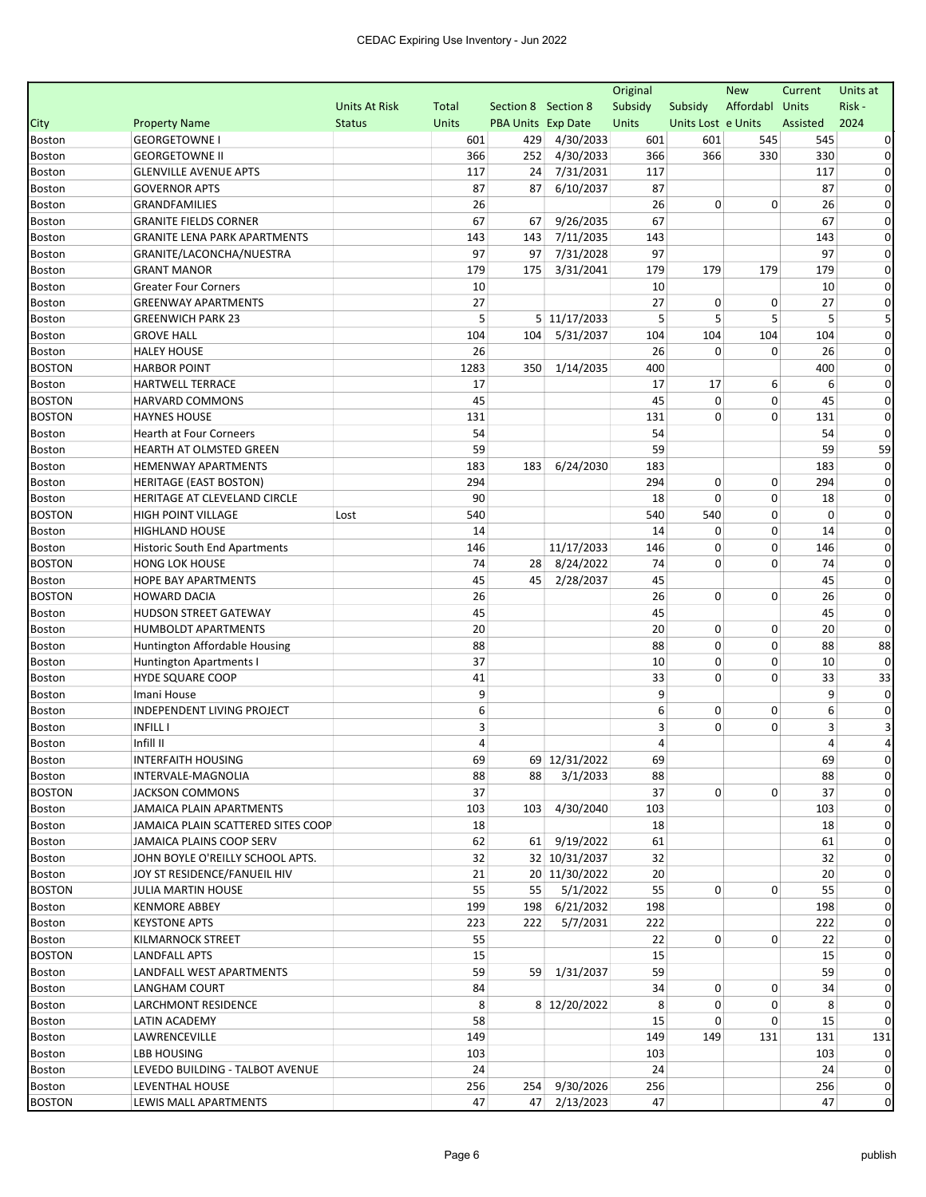| City | Property Name | Units At Risk Status | Total Units | Section 8 PBA Units | Section 8 Exp Date | Original Subsidy Units | Subsidy Units Lost | New Affordable Units | Current Units Assisted | Units at Risk - 2024 |
|---|---|---|---|---|---|---|---|---|---|---|
| Boston | GEORGETOWNE I | | 601 | 429 | 4/30/2033 | 601 | 601 | 545 | 545 | 0 |
| Boston | GEORGETOWNE II | | 366 | 252 | 4/30/2033 | 366 | 366 | 330 | 330 | 0 |
| Boston | GLENVILLE AVENUE APTS | | 117 | 24 | 7/31/2031 | 117 | | | 117 | 0 |
| Boston | GOVERNOR APTS | | 87 | 87 | 6/10/2037 | 87 | | | 87 | 0 |
| Boston | GRANDFAMILIES | | 26 | | | 26 | 0 | 0 | 26 | 0 |
| Boston | GRANITE FIELDS CORNER | | 67 | 67 | 9/26/2035 | 67 | | | 67 | 0 |
| Boston | GRANITE LENA PARK APARTMENTS | | 143 | 143 | 7/11/2035 | 143 | | | 143 | 0 |
| Boston | GRANITE/LACONCHA/NUESTRA | | 97 | 97 | 7/31/2028 | 97 | | | 97 | 0 |
| Boston | GRANT MANOR | | 179 | 175 | 3/31/2041 | 179 | 179 | 179 | 179 | 0 |
| Boston | Greater Four Corners | | 10 | | | 10 | | | 10 | 0 |
| Boston | GREENWAY APARTMENTS | | 27 | | | 27 | 0 | 0 | 27 | 0 |
| Boston | GREENWICH PARK 23 | | 5 | 5 | 11/17/2033 | 5 | 5 | 5 | 5 | 5 |
| Boston | GROVE HALL | | 104 | 104 | 5/31/2037 | 104 | 104 | 104 | 104 | 0 |
| Boston | HALEY HOUSE | | 26 | | | 26 | 0 | 0 | 26 | 0 |
| BOSTON | HARBOR POINT | | 1283 | 350 | 1/14/2035 | 400 | | | 400 | 0 |
| Boston | HARTWELL TERRACE | | 17 | | | 17 | 17 | 6 | 6 | 0 |
| BOSTON | HARVARD COMMONS | | 45 | | | 45 | 0 | 0 | 45 | 0 |
| BOSTON | HAYNES HOUSE | | 131 | | | 131 | 0 | 0 | 131 | 0 |
| Boston | Hearth at Four Corneers | | 54 | | | 54 | | | 54 | 0 |
| Boston | HEARTH AT OLMSTED GREEN | | 59 | | | 59 | | | 59 | 59 |
| Boston | HEMENWAY APARTMENTS | | 183 | 183 | 6/24/2030 | 183 | | | 183 | 0 |
| Boston | HERITAGE (EAST BOSTON) | | 294 | | | 294 | 0 | 0 | 294 | 0 |
| Boston | HERITAGE AT CLEVELAND CIRCLE | | 90 | | | 18 | 0 | 0 | 18 | 0 |
| BOSTON | HIGH POINT VILLAGE | Lost | 540 | | | 540 | 540 | 0 | 0 | 0 |
| Boston | HIGHLAND HOUSE | | 14 | | | 14 | 0 | 0 | 14 | 0 |
| Boston | Historic South End Apartments | | 146 | | 11/17/2033 | 146 | 0 | 0 | 146 | 0 |
| BOSTON | HONG LOK HOUSE | | 74 | 28 | 8/24/2022 | 74 | 0 | 0 | 74 | 0 |
| Boston | HOPE BAY APARTMENTS | | 45 | 45 | 2/28/2037 | 45 | | | 45 | 0 |
| BOSTON | HOWARD DACIA | | 26 | | | 26 | 0 | 0 | 26 | 0 |
| Boston | HUDSON STREET GATEWAY | | 45 | | | 45 | | | 45 | 0 |
| Boston | HUMBOLDT APARTMENTS | | 20 | | | 20 | 0 | 0 | 20 | 0 |
| Boston | Huntington Affordable Housing | | 88 | | | 88 | 0 | 0 | 88 | 88 |
| Boston | Huntington Apartments I | | 37 | | | 10 | 0 | 0 | 10 | 0 |
| Boston | HYDE SQUARE COOP | | 41 | | | 33 | 0 | 0 | 33 | 33 |
| Boston | Imani House | | 9 | | | 9 | | | 9 | 0 |
| Boston | INDEPENDENT LIVING PROJECT | | 6 | | | 6 | 0 | 0 | 6 | 0 |
| Boston | INFILL I | | 3 | | | 3 | 0 | 0 | 3 | 3 |
| Boston | Infill II | | 4 | | | 4 | | | 4 | 4 |
| Boston | INTERFAITH HOUSING | | 69 | 69 | 12/31/2022 | 69 | | | 69 | 0 |
| Boston | INTERVALE-MAGNOLIA | | 88 | 88 | 3/1/2033 | 88 | | | 88 | 0 |
| BOSTON | JACKSON COMMONS | | 37 | | | 37 | 0 | 0 | 37 | 0 |
| Boston | JAMAICA PLAIN APARTMENTS | | 103 | 103 | 4/30/2040 | 103 | | | 103 | 0 |
| Boston | JAMAICA PLAIN SCATTERED SITES COOP | | 18 | | | 18 | | | 18 | 0 |
| Boston | JAMAICA PLAINS COOP SERV | | 62 | 61 | 9/19/2022 | 61 | | | 61 | 0 |
| Boston | JOHN BOYLE O'REILLY SCHOOL APTS. | | 32 | 32 | 10/31/2037 | 32 | | | 32 | 0 |
| Boston | JOY ST RESIDENCE/FANUEIL HIV | | 21 | 20 | 11/30/2022 | 20 | | | 20 | 0 |
| BOSTON | JULIA MARTIN HOUSE | | 55 | 55 | 5/1/2022 | 55 | 0 | 0 | 55 | 0 |
| Boston | KENMORE ABBEY | | 199 | 198 | 6/21/2032 | 198 | | | 198 | 0 |
| Boston | KEYSTONE APTS | | 223 | 222 | 5/7/2031 | 222 | | | 222 | 0 |
| Boston | KILMARNOCK STREET | | 55 | | | 22 | 0 | 0 | 22 | 0 |
| BOSTON | LANDFALL APTS | | 15 | | | 15 | | | 15 | 0 |
| Boston | LANDFALL WEST APARTMENTS | | 59 | 59 | 1/31/2037 | 59 | | | 59 | 0 |
| Boston | LANGHAM COURT | | 84 | | | 34 | 0 | 0 | 34 | 0 |
| Boston | LARCHMONT RESIDENCE | | 8 | 8 | 12/20/2022 | 8 | 0 | 0 | 8 | 0 |
| Boston | LATIN ACADEMY | | 58 | | | 15 | 0 | 0 | 15 | 0 |
| Boston | LAWRENCEVILLE | | 149 | | | 149 | 149 | 131 | 131 | 131 |
| Boston | LBB HOUSING | | 103 | | | 103 | | | 103 | 0 |
| Boston | LEVEDO BUILDING - TALBOT AVENUE | | 24 | | | 24 | | | 24 | 0 |
| Boston | LEVENTHAL HOUSE | | 256 | 254 | 9/30/2026 | 256 | | | 256 | 0 |
| BOSTON | LEWIS MALL APARTMENTS | | 47 | 47 | 2/13/2023 | 47 | | | 47 | 0 |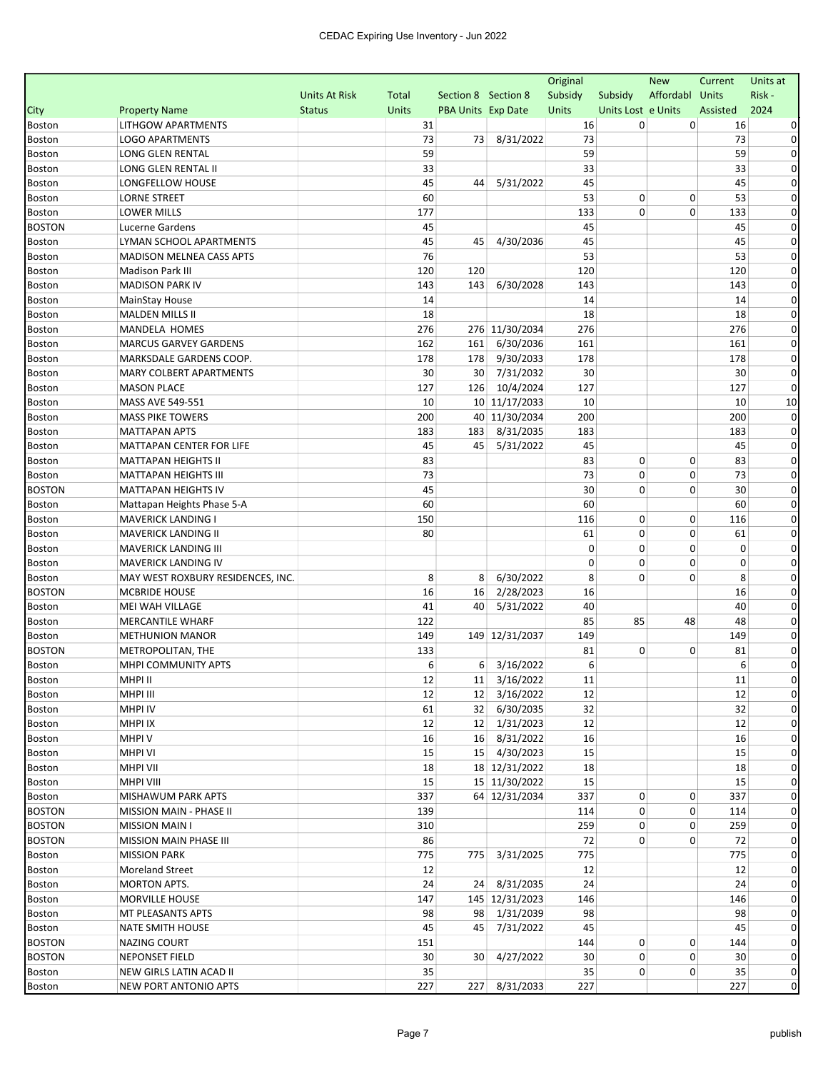| City | Property Name | Units At Risk Status | Total Units | Section 8 PBA Units | Section 8 Exp Date | Original Subsidy Units | Subsidy Units Lost | New Affordable Units | Current Units Assisted | Units at Risk - 2024 |
|---|---|---|---|---|---|---|---|---|---|---|
| Boston | LITHGOW APARTMENTS | | 31 | | | 16 | 0 | 0 | 16 | 0 |
| Boston | LOGO APARTMENTS | | 73 | 73 | 8/31/2022 | 73 | | | 73 | 0 |
| Boston | LONG GLEN RENTAL | | 59 | | | 59 | | | 59 | 0 |
| Boston | LONG GLEN RENTAL II | | 33 | | | 33 | | | 33 | 0 |
| Boston | LONGFELLOW HOUSE | | 45 | 44 | 5/31/2022 | 45 | | | 45 | 0 |
| Boston | LORNE STREET | | 60 | | | 53 | 0 | 0 | 53 | 0 |
| Boston | LOWER MILLS | | 177 | | | 133 | 0 | 0 | 133 | 0 |
| BOSTON | Lucerne Gardens | | 45 | | | 45 | | | 45 | 0 |
| Boston | LYMAN SCHOOL APARTMENTS | | 45 | 45 | 4/30/2036 | 45 | | | 45 | 0 |
| Boston | MADISON MELNEA CASS APTS | | 76 | | | 53 | | | 53 | 0 |
| Boston | Madison Park III | | 120 | 120 | | 120 | | | 120 | 0 |
| Boston | MADISON PARK IV | | 143 | 143 | 6/30/2028 | 143 | | | 143 | 0 |
| Boston | MainStay House | | 14 | | | 14 | | | 14 | 0 |
| Boston | MALDEN MILLS II | | 18 | | | 18 | | | 18 | 0 |
| Boston | MANDELA HOMES | | 276 | 276 | 11/30/2034 | 276 | | | 276 | 0 |
| Boston | MARCUS GARVEY GARDENS | | 162 | 161 | 6/30/2036 | 161 | | | 161 | 0 |
| Boston | MARKSDALE GARDENS COOP. | | 178 | 178 | 9/30/2033 | 178 | | | 178 | 0 |
| Boston | MARY COLBERT APARTMENTS | | 30 | 30 | 7/31/2032 | 30 | | | 30 | 0 |
| Boston | MASON PLACE | | 127 | 126 | 10/4/2024 | 127 | | | 127 | 0 |
| Boston | MASS AVE 549-551 | | 10 | 10 | 11/17/2033 | 10 | | | 10 | 10 |
| Boston | MASS PIKE TOWERS | | 200 | 40 | 11/30/2034 | 200 | | | 200 | 0 |
| Boston | MATTAPAN APTS | | 183 | 183 | 8/31/2035 | 183 | | | 183 | 0 |
| Boston | MATTAPAN CENTER FOR LIFE | | 45 | 45 | 5/31/2022 | 45 | | | 45 | 0 |
| Boston | MATTAPAN HEIGHTS II | | 83 | | | 83 | 0 | 0 | 83 | 0 |
| Boston | MATTAPAN HEIGHTS III | | 73 | | | 73 | 0 | 0 | 73 | 0 |
| BOSTON | MATTAPAN HEIGHTS IV | | 45 | | | 30 | 0 | 0 | 30 | 0 |
| Boston | Mattapan Heights Phase 5-A | | 60 | | | 60 | | | 60 | 0 |
| Boston | MAVERICK LANDING I | | 150 | | | 116 | 0 | 0 | 116 | 0 |
| Boston | MAVERICK LANDING II | | 80 | | | 61 | 0 | 0 | 61 | 0 |
| Boston | MAVERICK LANDING III | | | | | 0 | 0 | 0 | 0 | 0 |
| Boston | MAVERICK LANDING IV | | | | | 0 | 0 | 0 | 0 | 0 |
| Boston | MAY WEST ROXBURY RESIDENCES, INC. | | 8 | 8 | 6/30/2022 | 8 | 0 | 0 | 8 | 0 |
| BOSTON | MCBRIDE HOUSE | | 16 | 16 | 2/28/2023 | 16 | | | 16 | 0 |
| Boston | MEI WAH VILLAGE | | 41 | 40 | 5/31/2022 | 40 | | | 40 | 0 |
| Boston | MERCANTILE WHARF | | 122 | | | 85 | 85 | 48 | 48 | 0 |
| Boston | METHUNION MANOR | | 149 | 149 | 12/31/2037 | 149 | | | 149 | 0 |
| BOSTON | METROPOLITAN, THE | | 133 | | | 81 | 0 | 0 | 81 | 0 |
| Boston | MHPI COMMUNITY APTS | | 6 | 6 | 3/16/2022 | 6 | | | 6 | 0 |
| Boston | MHPI II | | 12 | 11 | 3/16/2022 | 11 | | | 11 | 0 |
| Boston | MHPI III | | 12 | 12 | 3/16/2022 | 12 | | | 12 | 0 |
| Boston | MHPI IV | | 61 | 32 | 6/30/2035 | 32 | | | 32 | 0 |
| Boston | MHPI IX | | 12 | 12 | 1/31/2023 | 12 | | | 12 | 0 |
| Boston | MHPI V | | 16 | 16 | 8/31/2022 | 16 | | | 16 | 0 |
| Boston | MHPI VI | | 15 | 15 | 4/30/2023 | 15 | | | 15 | 0 |
| Boston | MHPI VII | | 18 | 18 | 12/31/2022 | 18 | | | 18 | 0 |
| Boston | MHPI VIII | | 15 | 15 | 11/30/2022 | 15 | | | 15 | 0 |
| Boston | MISHAWUM PARK APTS | | 337 | 64 | 12/31/2034 | 337 | 0 | 0 | 337 | 0 |
| BOSTON | MISSION MAIN - PHASE II | | 139 | | | 114 | 0 | 0 | 114 | 0 |
| BOSTON | MISSION MAIN I | | 310 | | | 259 | 0 | 0 | 259 | 0 |
| BOSTON | MISSION MAIN PHASE III | | 86 | | | 72 | 0 | 0 | 72 | 0 |
| Boston | MISSION PARK | | 775 | 775 | 3/31/2025 | 775 | | | 775 | 0 |
| Boston | Moreland Street | | 12 | | | 12 | | | 12 | 0 |
| Boston | MORTON APTS. | | 24 | 24 | 8/31/2035 | 24 | | | 24 | 0 |
| Boston | MORVILLE HOUSE | | 147 | 145 | 12/31/2023 | 146 | | | 146 | 0 |
| Boston | MT PLEASANTS APTS | | 98 | 98 | 1/31/2039 | 98 | | | 98 | 0 |
| Boston | NATE SMITH HOUSE | | 45 | 45 | 7/31/2022 | 45 | | | 45 | 0 |
| BOSTON | NAZING COURT | | 151 | | | 144 | 0 | 0 | 144 | 0 |
| BOSTON | NEPONSET FIELD | | 30 | 30 | 4/27/2022 | 30 | 0 | 0 | 30 | 0 |
| Boston | NEW GIRLS LATIN ACAD II | | 35 | | | 35 | 0 | 0 | 35 | 0 |
| Boston | NEW PORT ANTONIO APTS | | 227 | 227 | 8/31/2033 | 227 | | | 227 | 0 |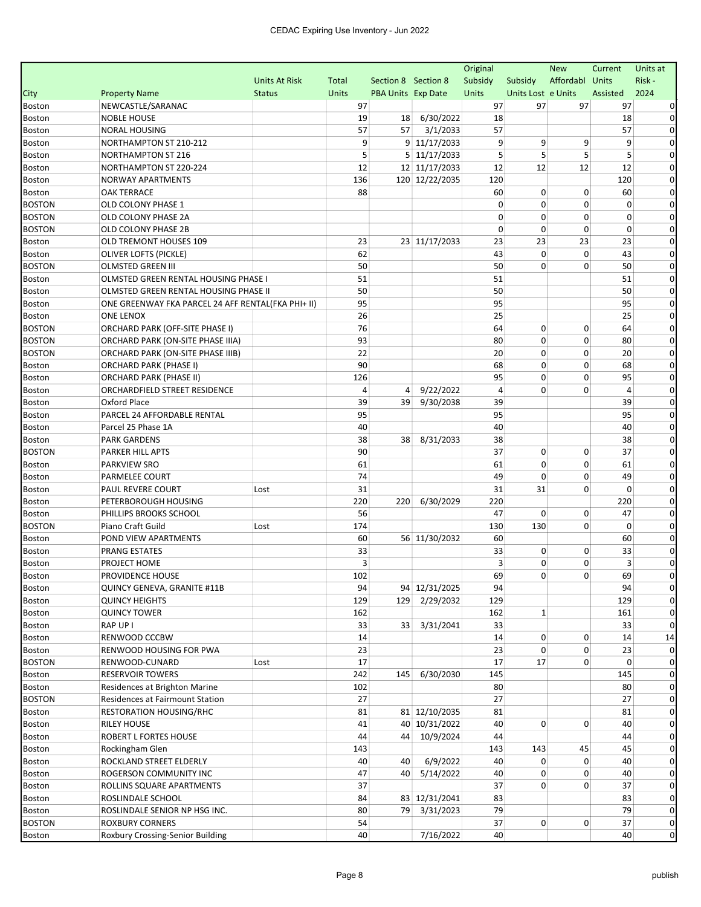| City | Property Name | Units At Risk Status | Total Units | Section 8 PBA Units | Section 8 Exp Date | Original Subsidy Units | Subsidy Units Lost | New Affordable Units | Current Units Assisted | Units at Risk - 2024 |
|---|---|---|---|---|---|---|---|---|---|---|
| Boston | NEWCASTLE/SARANAC | | 97 | | | 97 | 97 | 97 | 97 | 0 |
| Boston | NOBLE HOUSE | | 19 | 18 | 6/30/2022 | 18 | | | 18 | 0 |
| Boston | NORAL HOUSING | | 57 | 57 | 3/1/2033 | 57 | | | 57 | 0 |
| Boston | NORTHAMPTON ST 210-212 | | 9 | 9 | 11/17/2033 | 9 | 9 | 9 | 9 | 0 |
| Boston | NORTHAMPTON ST 216 | | 5 | 5 | 11/17/2033 | 5 | 5 | 5 | 5 | 0 |
| Boston | NORTHAMPTON ST 220-224 | | 12 | 12 | 11/17/2033 | 12 | 12 | 12 | 12 | 0 |
| Boston | NORWAY APARTMENTS | | 136 | 120 | 12/22/2035 | 120 | | | 120 | 0 |
| Boston | OAK TERRACE | | 88 | | | 60 | 0 | 0 | 60 | 0 |
| BOSTON | OLD COLONY PHASE 1 | | | | | 0 | 0 | 0 | 0 | 0 |
| BOSTON | OLD COLONY PHASE 2A | | | | | 0 | 0 | 0 | 0 | 0 |
| BOSTON | OLD COLONY PHASE 2B | | | | | 0 | 0 | 0 | 0 | 0 |
| Boston | OLD TREMONT HOUSES 109 | | 23 | 23 | 11/17/2033 | 23 | 23 | 23 | 23 | 0 |
| Boston | OLIVER LOFTS (PICKLE) | | 62 | | | 43 | 0 | 0 | 43 | 0 |
| BOSTON | OLMSTED GREEN III | | 50 | | | 50 | 0 | 0 | 50 | 0 |
| Boston | OLMSTED GREEN RENTAL HOUSING PHASE I | | 51 | | | 51 | | | 51 | 0 |
| Boston | OLMSTED GREEN RENTAL HOUSING PHASE II | | 50 | | | 50 | | | 50 | 0 |
| Boston | ONE GREENWAY FKA PARCEL 24 AFF RENTAL(FKA PHI+ II) | | 95 | | | 95 | | | 95 | 0 |
| Boston | ONE LENOX | | 26 | | | 25 | | | 25 | 0 |
| BOSTON | ORCHARD PARK (OFF-SITE PHASE I) | | 76 | | | 64 | 0 | 0 | 64 | 0 |
| BOSTON | ORCHARD PARK (ON-SITE PHASE IIIA) | | 93 | | | 80 | 0 | 0 | 80 | 0 |
| BOSTON | ORCHARD PARK (ON-SITE PHASE IIIB) | | 22 | | | 20 | 0 | 0 | 20 | 0 |
| Boston | ORCHARD PARK (PHASE I) | | 90 | | | 68 | 0 | 0 | 68 | 0 |
| Boston | ORCHARD PARK (PHASE II) | | 126 | | | 95 | 0 | 0 | 95 | 0 |
| Boston | ORCHARDFIELD STREET RESIDENCE | | 4 | 4 | 9/22/2022 | 4 | 0 | 0 | 4 | 0 |
| Boston | Oxford Place | | 39 | 39 | 9/30/2038 | 39 | | | 39 | 0 |
| Boston | PARCEL 24 AFFORDABLE RENTAL | | 95 | | | 95 | | | 95 | 0 |
| Boston | Parcel 25 Phase 1A | | 40 | | | 40 | | | 40 | 0 |
| Boston | PARK GARDENS | | 38 | 38 | 8/31/2033 | 38 | | | 38 | 0 |
| BOSTON | PARKER HILL APTS | | 90 | | | 37 | 0 | 0 | 37 | 0 |
| Boston | PARKVIEW SRO | | 61 | | | 61 | 0 | 0 | 61 | 0 |
| Boston | PARMELEE COURT | | 74 | | | 49 | 0 | 0 | 49 | 0 |
| Boston | PAUL REVERE COURT | Lost | 31 | | | 31 | 31 | 0 | 0 | 0 |
| Boston | PETERBOROUGH HOUSING | | 220 | 220 | 6/30/2029 | 220 | | | 220 | 0 |
| Boston | PHILLIPS BROOKS SCHOOL | | 56 | | | 47 | 0 | 0 | 47 | 0 |
| BOSTON | Piano Craft Guild | Lost | 174 | | | 130 | 130 | 0 | 0 | 0 |
| Boston | POND VIEW APARTMENTS | | 60 | 56 | 11/30/2032 | 60 | | | 60 | 0 |
| Boston | PRANG ESTATES | | 33 | | | 33 | 0 | 0 | 33 | 0 |
| Boston | PROJECT HOME | | 3 | | | 3 | 0 | 0 | 3 | 0 |
| Boston | PROVIDENCE HOUSE | | 102 | | | 69 | 0 | 0 | 69 | 0 |
| Boston | QUINCY GENEVA, GRANITE #11B | | 94 | 94 | 12/31/2025 | 94 | | | 94 | 0 |
| Boston | QUINCY HEIGHTS | | 129 | 129 | 2/29/2032 | 129 | | | 129 | 0 |
| Boston | QUINCY TOWER | | 162 | | | 162 | 1 | | 161 | 0 |
| Boston | RAP UP I | | 33 | 33 | 3/31/2041 | 33 | | | 33 | 0 |
| Boston | RENWOOD CCCBW | | 14 | | | 14 | 0 | 0 | 14 | 14 |
| Boston | RENWOOD HOUSING FOR PWA | | 23 | | | 23 | 0 | 0 | 23 | 0 |
| BOSTON | RENWOOD-CUNARD | Lost | 17 | | | 17 | 17 | 0 | 0 | 0 |
| Boston | RESERVOIR TOWERS | | 242 | 145 | 6/30/2030 | 145 | | | 145 | 0 |
| Boston | Residences at Brighton Marine | | 102 | | | 80 | | | 80 | 0 |
| BOSTON | Residences at Fairmount Station | | 27 | | | 27 | | | 27 | 0 |
| Boston | RESTORATION HOUSING/RHC | | 81 | 81 | 12/10/2035 | 81 | | | 81 | 0 |
| Boston | RILEY HOUSE | | 41 | 40 | 10/31/2022 | 40 | 0 | 0 | 40 | 0 |
| Boston | ROBERT L FORTES HOUSE | | 44 | 44 | 10/9/2024 | 44 | | | 44 | 0 |
| Boston | Rockingham Glen | | 143 | | | 143 | 143 | 45 | 45 | 0 |
| Boston | ROCKLAND STREET ELDERLY | | 40 | 40 | 6/9/2022 | 40 | 0 | 0 | 40 | 0 |
| Boston | ROGERSON COMMUNITY INC | | 47 | 40 | 5/14/2022 | 40 | 0 | 0 | 40 | 0 |
| Boston | ROLLINS SQUARE APARTMENTS | | 37 | | | 37 | 0 | 0 | 37 | 0 |
| Boston | ROSLINDALE SCHOOL | | 84 | 83 | 12/31/2041 | 83 | | | 83 | 0 |
| Boston | ROSLINDALE SENIOR NP HSG INC. | | 80 | 79 | 3/31/2023 | 79 | | | 79 | 0 |
| BOSTON | ROXBURY CORNERS | | 54 | | | 37 | 0 | 0 | 37 | 0 |
| Boston | Roxbury Crossing-Senior Building | | 40 | | 7/16/2022 | 40 | | | 40 | 0 |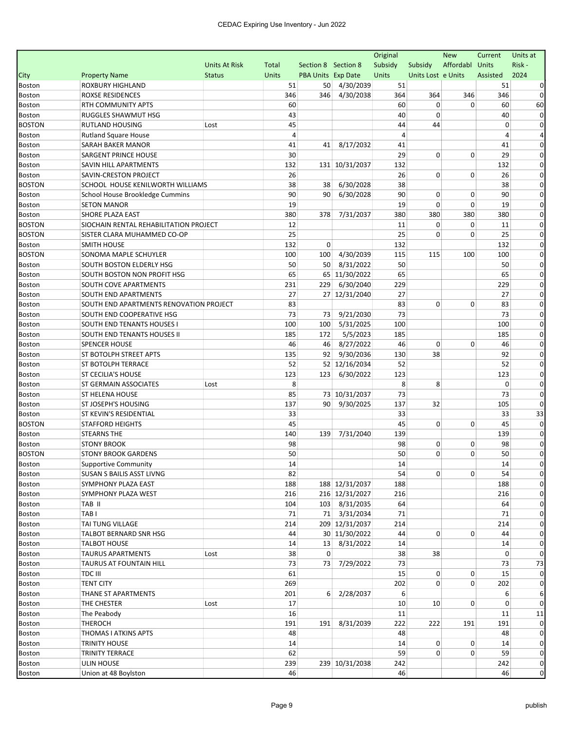CEDAC Expiring Use Inventory - Jun 2022

| City | Property Name | Units At Risk Status | Total Units | Section 8 PBA Units | Section 8 Exp Date | Original Subsidy Units | Subsidy Units Lost | New Affordable Units | Current Units Assisted | Units at Risk - 2024 |
|---|---|---|---|---|---|---|---|---|---|---|
| Boston | ROXBURY HIGHLAND | | 51 | 50 | 4/30/2039 | 51 | | | 51 | 0 |
| Boston | ROXSE RESIDENCES | | 346 | 346 | 4/30/2038 | 364 | 364 | 346 | 346 | 0 |
| Boston | RTH COMMUNITY APTS | | 60 | | | 60 | 0 | 0 | 60 | 60 |
| Boston | RUGGLES SHAWMUT HSG | | 43 | | | 40 | 0 | | 40 | 0 |
| BOSTON | RUTLAND HOUSING | Lost | 45 | | | 44 | 44 | | 0 | 0 |
| Boston | Rutland Square House | | 4 | | | 4 | | | 4 | 4 |
| Boston | SARAH BAKER MANOR | | 41 | 41 | 8/17/2032 | 41 | | | 41 | 0 |
| Boston | SARGENT PRINCE HOUSE | | 30 | | | 29 | 0 | 0 | 29 | 0 |
| Boston | SAVIN HILL APARTMENTS | | 132 | 131 | 10/31/2037 | 132 | | | 132 | 0 |
| Boston | SAVIN-CRESTON PROJECT | | 26 | | | 26 | 0 | 0 | 26 | 0 |
| BOSTON | SCHOOL HOUSE KENILWORTH WILLIAMS | | 38 | 38 | 6/30/2028 | 38 | | | 38 | 0 |
| Boston | School House Brookledge Cummins | | 90 | 90 | 6/30/2028 | 90 | 0 | 0 | 90 | 0 |
| Boston | SETON MANOR | | 19 | | | 19 | 0 | 0 | 19 | 0 |
| Boston | SHORE PLAZA EAST | | 380 | 378 | 7/31/2037 | 380 | 380 | 380 | 380 | 0 |
| BOSTON | SIOCHAIN RENTAL REHABILITATION PROJECT | | 12 | | | 11 | 0 | 0 | 11 | 0 |
| BOSTON | SISTER CLARA MUHAMMED CO-OP | | 25 | | | 25 | 0 | 0 | 25 | 0 |
| Boston | SMITH HOUSE | | 132 | 0 | | 132 | | | 132 | 0 |
| BOSTON | SONOMA MAPLE SCHUYLER | | 100 | 100 | 4/30/2039 | 115 | 115 | 100 | 100 | 0 |
| Boston | SOUTH BOSTON ELDERLY HSG | | 50 | 50 | 8/31/2022 | 50 | | | 50 | 0 |
| Boston | SOUTH BOSTON NON PROFIT HSG | | 65 | 65 | 11/30/2022 | 65 | | | 65 | 0 |
| Boston | SOUTH COVE APARTMENTS | | 231 | 229 | 6/30/2040 | 229 | | | 229 | 0 |
| Boston | SOUTH END APARTMENTS | | 27 | 27 | 12/31/2040 | 27 | | | 27 | 0 |
| Boston | SOUTH END APARTMENTS RENOVATION PROJECT | | 83 | | | 83 | 0 | 0 | 83 | 0 |
| Boston | SOUTH END COOPERATIVE HSG | | 73 | 73 | 9/21/2030 | 73 | | | 73 | 0 |
| Boston | SOUTH END TENANTS HOUSES I | | 100 | 100 | 5/31/2025 | 100 | | | 100 | 0 |
| Boston | SOUTH END TENANTS HOUSES II | | 185 | 172 | 5/5/2023 | 185 | | | 185 | 0 |
| Boston | SPENCER HOUSE | | 46 | 46 | 8/27/2022 | 46 | 0 | 0 | 46 | 0 |
| Boston | ST BOTOLPH STREET APTS | | 135 | 92 | 9/30/2036 | 130 | 38 | | 92 | 0 |
| Boston | ST BOTOLPH TERRACE | | 52 | 52 | 12/16/2034 | 52 | | | 52 | 0 |
| Boston | ST CECILIA'S HOUSE | | 123 | 123 | 6/30/2022 | 123 | | | 123 | 0 |
| Boston | ST GERMAIN ASSOCIATES | Lost | 8 | | | 8 | 8 | | 0 | 0 |
| Boston | ST HELENA HOUSE | | 85 | 73 | 10/31/2037 | 73 | | | 73 | 0 |
| Boston | ST JOSEPH'S HOUSING | | 137 | 90 | 9/30/2025 | 137 | 32 | | 105 | 0 |
| Boston | ST KEVIN'S RESIDENTIAL | | 33 | | | 33 | | | 33 | 33 |
| BOSTON | STAFFORD HEIGHTS | | 45 | | | 45 | 0 | 0 | 45 | 0 |
| Boston | STEARNS THE | | 140 | 139 | 7/31/2040 | 139 | | | 139 | 0 |
| Boston | STONY BROOK | | 98 | | | 98 | 0 | 0 | 98 | 0 |
| BOSTON | STONY BROOK GARDENS | | 50 | | | 50 | 0 | 0 | 50 | 0 |
| Boston | Supportive Community | | 14 | | | 14 | | | 14 | 0 |
| Boston | SUSAN S BAILIS ASST LIVNG | | 82 | | | 54 | 0 | 0 | 54 | 0 |
| Boston | SYMPHONY PLAZA EAST | | 188 | 188 | 12/31/2037 | 188 | | | 188 | 0 |
| Boston | SYMPHONY PLAZA WEST | | 216 | 216 | 12/31/2027 | 216 | | | 216 | 0 |
| Boston | TAB II | | 104 | 103 | 8/31/2035 | 64 | | | 64 | 0 |
| Boston | TAB I | | 71 | 71 | 3/31/2034 | 71 | | | 71 | 0 |
| Boston | TAI TUNG VILLAGE | | 214 | 209 | 12/31/2037 | 214 | | | 214 | 0 |
| Boston | TALBOT BERNARD SNR HSG | | 44 | 30 | 11/30/2022 | 44 | 0 | 0 | 44 | 0 |
| Boston | TALBOT HOUSE | | 14 | 13 | 8/31/2022 | 14 | | | 14 | 0 |
| Boston | TAURUS APARTMENTS | Lost | 38 | 0 | | 38 | 38 | | 0 | 0 |
| Boston | TAURUS AT FOUNTAIN HILL | | 73 | 73 | 7/29/2022 | 73 | | | 73 | 73 |
| Boston | TDC III | | 61 | | | 15 | 0 | 0 | 15 | 0 |
| Boston | TENT CITY | | 269 | | | 202 | 0 | 0 | 202 | 0 |
| Boston | THANE ST APARTMENTS | | 201 | 6 | 2/28/2037 | 6 | | | 6 | 6 |
| Boston | THE CHESTER | Lost | 17 | | | 10 | 10 | 0 | 0 | 0 |
| Boston | The Peabody | | 16 | | | 11 | | | 11 | 11 |
| Boston | THEROCH | | 191 | 191 | 8/31/2039 | 222 | 222 | 191 | 191 | 0 |
| Boston | THOMAS I ATKINS APTS | | 48 | | | 48 | | | 48 | 0 |
| Boston | TRINITY HOUSE | | 14 | | | 14 | 0 | 0 | 14 | 0 |
| Boston | TRINITY TERRACE | | 62 | | | 59 | 0 | 0 | 59 | 0 |
| Boston | ULIN HOUSE | | 239 | 239 | 10/31/2038 | 242 | | | 242 | 0 |
| Boston | Union at 48 Boylston | | 46 | | | 46 | | | 46 | 0 |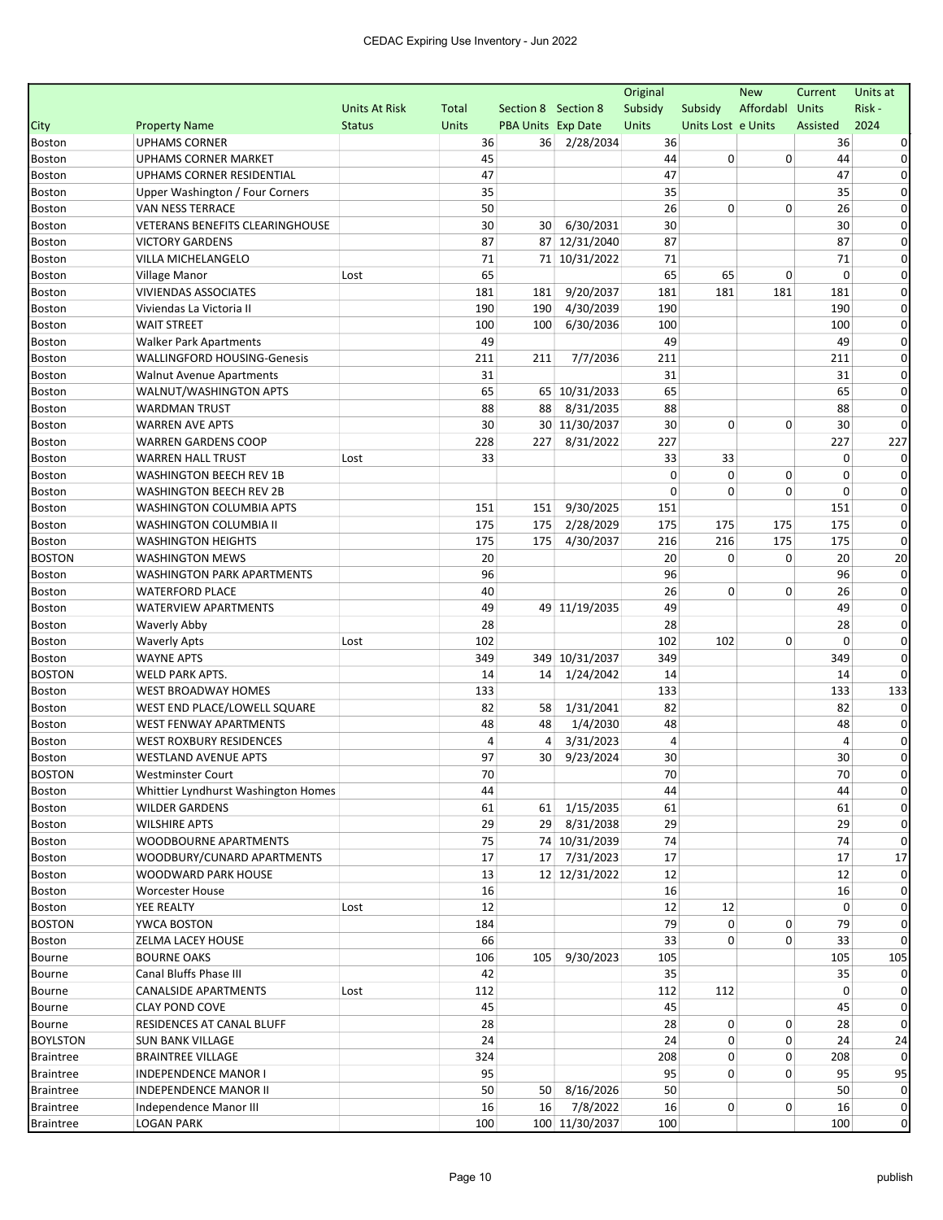| City | Property Name | Units At Risk Status | Total Units | Section 8 PBA Units | Section 8 Exp Date | Original Subsidy Units | Subsidy Units Lost | New Affordable Units | Current Units Assisted | Units at Risk - 2024 |
|---|---|---|---|---|---|---|---|---|---|---|
| Boston | UPHAMS CORNER | | 36 | 36 | 2/28/2034 | 36 | | | 36 | 0 |
| Boston | UPHAMS CORNER MARKET | | 45 | | | 44 | 0 | 0 | 44 | 0 |
| Boston | UPHAMS CORNER RESIDENTIAL | | 47 | | | 47 | | | 47 | 0 |
| Boston | Upper Washington / Four Corners | | 35 | | | 35 | | | 35 | 0 |
| Boston | VAN NESS TERRACE | | 50 | | | 26 | 0 | 0 | 26 | 0 |
| Boston | VETERANS BENEFITS CLEARINGHOUSE | | 30 | 30 | 6/30/2031 | 30 | | | 30 | 0 |
| Boston | VICTORY GARDENS | | 87 | 87 | 12/31/2040 | 87 | | | 87 | 0 |
| Boston | VILLA MICHELANGELO | | 71 | 71 | 10/31/2022 | 71 | | | 71 | 0 |
| Boston | Village Manor | Lost | 65 | | | 65 | 65 | 0 | 0 | 0 |
| Boston | VIVIENDAS ASSOCIATES | | 181 | 181 | 9/20/2037 | 181 | 181 | 181 | 181 | 0 |
| Boston | Viviendas La Victoria II | | 190 | 190 | 4/30/2039 | 190 | | | 190 | 0 |
| Boston | WAIT STREET | | 100 | 100 | 6/30/2036 | 100 | | | 100 | 0 |
| Boston | Walker Park Apartments | | 49 | | | 49 | | | 49 | 0 |
| Boston | WALLINGFORD HOUSING-Genesis | | 211 | 211 | 7/7/2036 | 211 | | | 211 | 0 |
| Boston | Walnut Avenue Apartments | | 31 | | | 31 | | | 31 | 0 |
| Boston | WALNUT/WASHINGTON APTS | | 65 | 65 | 10/31/2033 | 65 | | | 65 | 0 |
| Boston | WARDMAN TRUST | | 88 | 88 | 8/31/2035 | 88 | | | 88 | 0 |
| Boston | WARREN AVE APTS | | 30 | 30 | 11/30/2037 | 30 | 0 | 0 | 30 | 0 |
| Boston | WARREN GARDENS COOP | | 228 | 227 | 8/31/2022 | 227 | | | 227 | 227 |
| Boston | WARREN HALL TRUST | Lost | 33 | | | 33 | 33 | | 0 | 0 |
| Boston | WASHINGTON BEECH REV 1B | | | | | 0 | 0 | 0 | 0 | 0 |
| Boston | WASHINGTON BEECH REV 2B | | | | | 0 | 0 | 0 | 0 | 0 |
| Boston | WASHINGTON COLUMBIA APTS | | 151 | 151 | 9/30/2025 | 151 | | | 151 | 0 |
| Boston | WASHINGTON COLUMBIA II | | 175 | 175 | 2/28/2029 | 175 | 175 | 175 | 175 | 0 |
| Boston | WASHINGTON HEIGHTS | | 175 | 175 | 4/30/2037 | 216 | 216 | 175 | 175 | 0 |
| BOSTON | WASHINGTON MEWS | | 20 | | | 20 | 0 | 0 | 20 | 20 |
| Boston | WASHINGTON PARK APARTMENTS | | 96 | | | 96 | | | 96 | 0 |
| Boston | WATERFORD PLACE | | 40 | | | 26 | 0 | 0 | 26 | 0 |
| Boston | WATERVIEW APARTMENTS | | 49 | 49 | 11/19/2035 | 49 | | | 49 | 0 |
| Boston | Waverly Abby | | 28 | | | 28 | | | 28 | 0 |
| Boston | Waverly Apts | Lost | 102 | | | 102 | 102 | 0 | 0 | 0 |
| Boston | WAYNE APTS | | 349 | 349 | 10/31/2037 | 349 | | | 349 | 0 |
| BOSTON | WELD PARK APTS. | | 14 | 14 | 1/24/2042 | 14 | | | 14 | 0 |
| Boston | WEST BROADWAY HOMES | | 133 | | | 133 | | | 133 | 133 |
| Boston | WEST END PLACE/LOWELL SQUARE | | 82 | 58 | 1/31/2041 | 82 | | | 82 | 0 |
| Boston | WEST FENWAY APARTMENTS | | 48 | 48 | 1/4/2030 | 48 | | | 48 | 0 |
| Boston | WEST ROXBURY RESIDENCES | | 4 | 4 | 3/31/2023 | 4 | | | 4 | 0 |
| Boston | WESTLAND AVENUE APTS | | 97 | 30 | 9/23/2024 | 30 | | | 30 | 0 |
| BOSTON | Westminster Court | | 70 | | | 70 | | | 70 | 0 |
| Boston | Whittier Lyndhurst Washington Homes | | 44 | | | 44 | | | 44 | 0 |
| Boston | WILDER GARDENS | | 61 | 61 | 1/15/2035 | 61 | | | 61 | 0 |
| Boston | WILSHIRE APTS | | 29 | 29 | 8/31/2038 | 29 | | | 29 | 0 |
| Boston | WOODBOURNE APARTMENTS | | 75 | 74 | 10/31/2039 | 74 | | | 74 | 0 |
| Boston | WOODBURY/CUNARD APARTMENTS | | 17 | 17 | 7/31/2023 | 17 | | | 17 | 17 |
| Boston | WOODWARD PARK HOUSE | | 13 | 12 | 12/31/2022 | 12 | | | 12 | 0 |
| Boston | Worcester House | | 16 | | | 16 | | | 16 | 0 |
| Boston | YEE REALTY | Lost | 12 | | | 12 | 12 | | 0 | 0 |
| BOSTON | YWCA BOSTON | | 184 | | | 79 | 0 | 0 | 79 | 0 |
| Boston | ZELMA LACEY HOUSE | | 66 | | | 33 | 0 | 0 | 33 | 0 |
| Bourne | BOURNE OAKS | | 106 | 105 | 9/30/2023 | 105 | | | 105 | 105 |
| Bourne | Canal Bluffs Phase III | | 42 | | | 35 | | | 35 | 0 |
| Bourne | CANALSIDE APARTMENTS | Lost | 112 | | | 112 | 112 | | 0 | 0 |
| Bourne | CLAY POND COVE | | 45 | | | 45 | | | 45 | 0 |
| Bourne | RESIDENCES AT CANAL BLUFF | | 28 | | | 28 | 0 | 0 | 28 | 0 |
| BOYLSTON | SUN BANK VILLAGE | | 24 | | | 24 | 0 | 0 | 24 | 24 |
| Braintree | BRAINTREE VILLAGE | | 324 | | | 208 | 0 | 0 | 208 | 0 |
| Braintree | INDEPENDENCE MANOR I | | 95 | | | 95 | 0 | 0 | 95 | 95 |
| Braintree | INDEPENDENCE MANOR II | | 50 | 50 | 8/16/2026 | 50 | | | 50 | 0 |
| Braintree | Independence Manor III | | 16 | 16 | 7/8/2022 | 16 | 0 | 0 | 16 | 0 |
| Braintree | LOGAN PARK | | 100 | 100 | 11/30/2037 | 100 | | | 100 | 0 |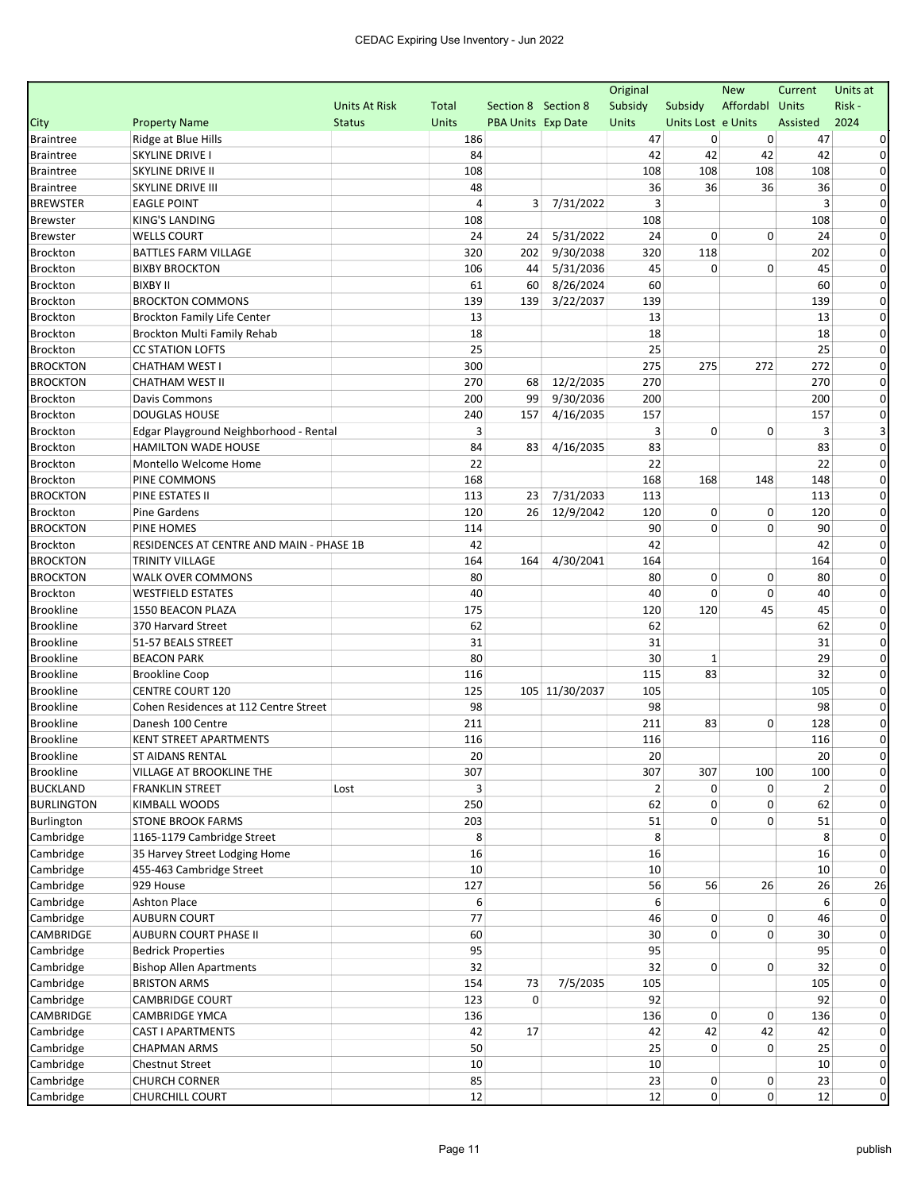| City | Property Name | Units At Risk Status | Total Units | Section 8 PBA Units | Section 8 Exp Date | Original Subsidy Units | Subsidy Units Lost | New Affordable Units | Current Units Assisted | Units at Risk - 2024 |
|---|---|---|---|---|---|---|---|---|---|---|
| Braintree | Ridge at Blue Hills | | 186 | | | 47 | 0 | 0 | 47 | 0 |
| Braintree | SKYLINE DRIVE I | | 84 | | | 42 | 42 | 42 | 42 | 0 |
| Braintree | SKYLINE DRIVE II | | 108 | | | 108 | 108 | 108 | 108 | 0 |
| Braintree | SKYLINE DRIVE III | | 48 | | | 36 | 36 | 36 | 36 | 0 |
| BREWSTER | EAGLE POINT | | 4 | 3 | 7/31/2022 | 3 | | | 3 | 0 |
| Brewster | KING'S LANDING | | 108 | | | 108 | | | 108 | 0 |
| Brewster | WELLS COURT | | 24 | 24 | 5/31/2022 | 24 | 0 | 0 | 24 | 0 |
| Brockton | BATTLES FARM VILLAGE | | 320 | 202 | 9/30/2038 | 320 | 118 | | 202 | 0 |
| Brockton | BIXBY BROCKTON | | 106 | 44 | 5/31/2036 | 45 | 0 | 0 | 45 | 0 |
| Brockton | BIXBY II | | 61 | 60 | 8/26/2024 | 60 | | | 60 | 0 |
| Brockton | BROCKTON COMMONS | | 139 | 139 | 3/22/2037 | 139 | | | 139 | 0 |
| Brockton | Brockton Family Life Center | | 13 | | | 13 | | | 13 | 0 |
| Brockton | Brockton Multi Family Rehab | | 18 | | | 18 | | | 18 | 0 |
| Brockton | CC STATION LOFTS | | 25 | | | 25 | | | 25 | 0 |
| BROCKTON | CHATHAM WEST I | | 300 | | | 275 | 275 | 272 | 272 | 0 |
| BROCKTON | CHATHAM WEST II | | 270 | 68 | 12/2/2035 | 270 | | | 270 | 0 |
| Brockton | Davis Commons | | 200 | 99 | 9/30/2036 | 200 | | | 200 | 0 |
| Brockton | DOUGLAS HOUSE | | 240 | 157 | 4/16/2035 | 157 | | | 157 | 0 |
| Brockton | Edgar Playground Neighborhood - Rental | | 3 | | | 3 | 0 | 0 | 3 | 3 |
| Brockton | HAMILTON WADE HOUSE | | 84 | 83 | 4/16/2035 | 83 | | | 83 | 0 |
| Brockton | Montello Welcome Home | | 22 | | | 22 | | | 22 | 0 |
| Brockton | PINE COMMONS | | 168 | | | 168 | 168 | 148 | 148 | 0 |
| BROCKTON | PINE ESTATES II | | 113 | 23 | 7/31/2033 | 113 | | | 113 | 0 |
| Brockton | Pine Gardens | | 120 | 26 | 12/9/2042 | 120 | 0 | 0 | 120 | 0 |
| BROCKTON | PINE HOMES | | 114 | | | 90 | 0 | 0 | 90 | 0 |
| Brockton | RESIDENCES AT CENTRE AND MAIN - PHASE 1B | | 42 | | | 42 | | | 42 | 0 |
| BROCKTON | TRINITY VILLAGE | | 164 | 164 | 4/30/2041 | 164 | | | 164 | 0 |
| BROCKTON | WALK OVER COMMONS | | 80 | | | 80 | 0 | 0 | 80 | 0 |
| Brockton | WESTFIELD ESTATES | | 40 | | | 40 | 0 | 0 | 40 | 0 |
| Brookline | 1550 BEACON PLAZA | | 175 | | | 120 | 120 | 45 | 45 | 0 |
| Brookline | 370 Harvard Street | | 62 | | | 62 | | | 62 | 0 |
| Brookline | 51-57 BEALS STREET | | 31 | | | 31 | | | 31 | 0 |
| Brookline | BEACON PARK | | 80 | | | 30 | 1 | | 29 | 0 |
| Brookline | Brookline Coop | | 116 | | | 115 | 83 | | 32 | 0 |
| Brookline | CENTRE COURT 120 | | 125 | 105 | 11/30/2037 | 105 | | | 105 | 0 |
| Brookline | Cohen Residences at 112 Centre Street | | 98 | | | 98 | | | 98 | 0 |
| Brookline | Danesh 100 Centre | | 211 | | | 211 | 83 | 0 | 128 | 0 |
| Brookline | KENT STREET APARTMENTS | | 116 | | | 116 | | | 116 | 0 |
| Brookline | ST AIDANS RENTAL | | 20 | | | 20 | | | 20 | 0 |
| Brookline | VILLAGE AT BROOKLINE THE | | 307 | | | 307 | 307 | 100 | 100 | 0 |
| BUCKLAND | FRANKLIN STREET | Lost | 3 | | | 2 | 0 | 0 | 2 | 0 |
| BURLINGTON | KIMBALL WOODS | | 250 | | | 62 | 0 | 0 | 62 | 0 |
| Burlington | STONE BROOK FARMS | | 203 | | | 51 | 0 | 0 | 51 | 0 |
| Cambridge | 1165-1179 Cambridge Street | | 8 | | | 8 | | | 8 | 0 |
| Cambridge | 35 Harvey Street Lodging Home | | 16 | | | 16 | | | 16 | 0 |
| Cambridge | 455-463 Cambridge Street | | 10 | | | 10 | | | 10 | 0 |
| Cambridge | 929 House | | 127 | | | 56 | 56 | 26 | 26 | 26 |
| Cambridge | Ashton Place | | 6 | | | 6 | | | 6 | 0 |
| Cambridge | AUBURN COURT | | 77 | | | 46 | 0 | 0 | 46 | 0 |
| CAMBRIDGE | AUBURN COURT PHASE II | | 60 | | | 30 | 0 | 0 | 30 | 0 |
| Cambridge | Bedrick Properties | | 95 | | | 95 | | | 95 | 0 |
| Cambridge | Bishop Allen Apartments | | 32 | | | 32 | 0 | 0 | 32 | 0 |
| Cambridge | BRISTON ARMS | | 154 | 73 | 7/5/2035 | 105 | | | 105 | 0 |
| Cambridge | CAMBRIDGE COURT | | 123 | 0 | | 92 | | | 92 | 0 |
| CAMBRIDGE | CAMBRIDGE YMCA | | 136 | | | 136 | 0 | 0 | 136 | 0 |
| Cambridge | CAST I APARTMENTS | | 42 | 17 | | 42 | 42 | 42 | 42 | 0 |
| Cambridge | CHAPMAN ARMS | | 50 | | | 25 | 0 | 0 | 25 | 0 |
| Cambridge | Chestnut Street | | 10 | | | 10 | | | 10 | 0 |
| Cambridge | CHURCH CORNER | | 85 | | | 23 | 0 | 0 | 23 | 0 |
| Cambridge | CHURCHILL COURT | | 12 | | | 12 | 0 | 0 | 12 | 0 |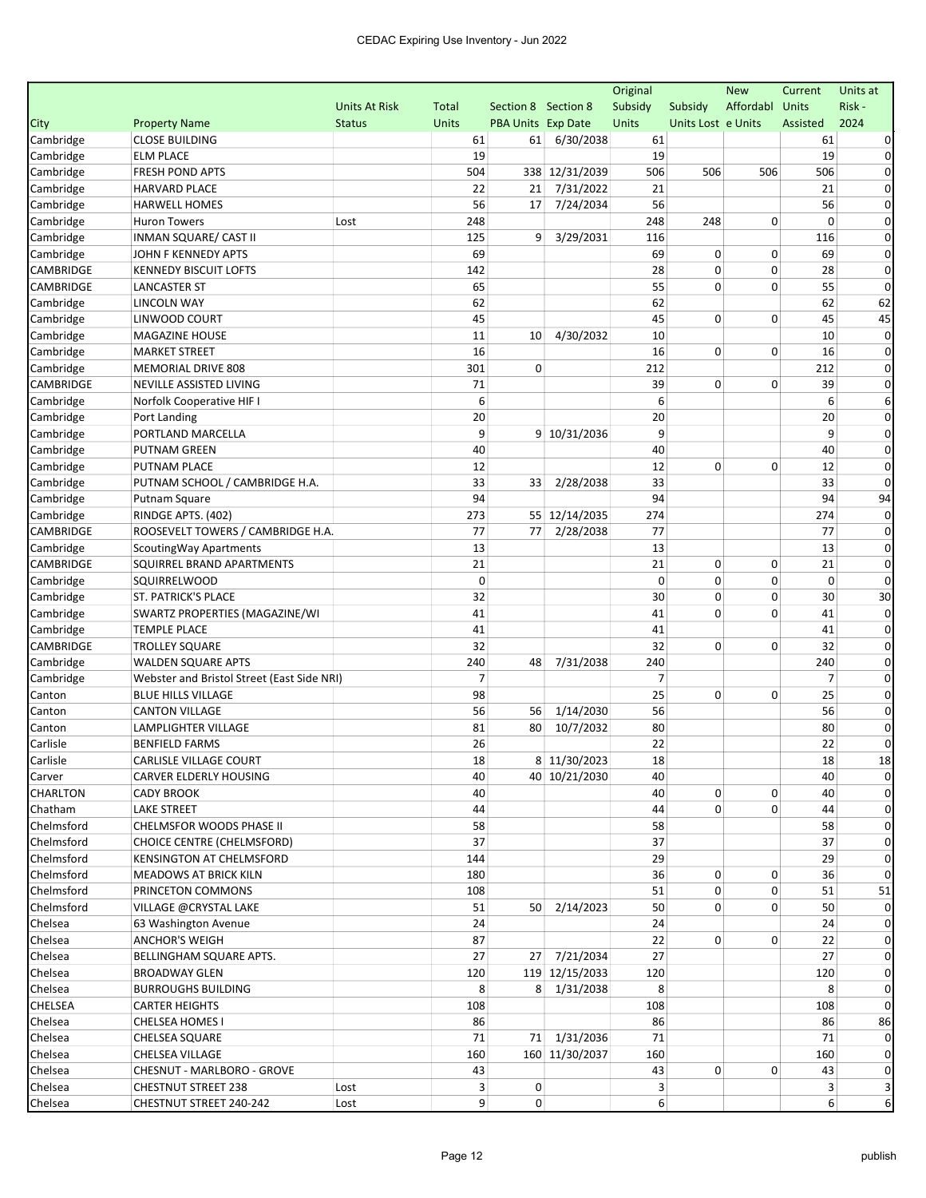# CEDAC Expiring Use Inventory - Jun 2022

| City | Property Name | Units At Risk Status | Total Units | Section 8 PBA Units | Section 8 Exp Date | Original Subsidy Units | Subsidy Units Lost | New Affordable Units | Current Units Assisted | Units at Risk - 2024 |
|---|---|---|---|---|---|---|---|---|---|---|
| Cambridge | CLOSE BUILDING | | 61 | 61 | 6/30/2038 | 61 | | | 61 | 0 |
| Cambridge | ELM PLACE | | 19 | | | 19 | | | 19 | 0 |
| Cambridge | FRESH POND APTS | | 504 | 338 | 12/31/2039 | 506 | 506 | 506 | 506 | 0 |
| Cambridge | HARVARD PLACE | | 22 | 21 | 7/31/2022 | 21 | | | 21 | 0 |
| Cambridge | HARWELL HOMES | | 56 | 17 | 7/24/2034 | 56 | | | 56 | 0 |
| Cambridge | Huron Towers | Lost | 248 | | | 248 | 248 | 0 | 0 | 0 |
| Cambridge | INMAN SQUARE/ CAST II | | 125 | 9 | 3/29/2031 | 116 | | | 116 | 0 |
| Cambridge | JOHN F KENNEDY APTS | | 69 | | | 69 | 0 | 0 | 69 | 0 |
| CAMBRIDGE | KENNEDY BISCUIT LOFTS | | 142 | | | 28 | 0 | 0 | 28 | 0 |
| CAMBRIDGE | LANCASTER ST | | 65 | | | 55 | 0 | 0 | 55 | 0 |
| Cambridge | LINCOLN WAY | | 62 | | | 62 | | | 62 | 62 |
| Cambridge | LINWOOD COURT | | 45 | | | 45 | 0 | 0 | 45 | 45 |
| Cambridge | MAGAZINE HOUSE | | 11 | 10 | 4/30/2032 | 10 | | | 10 | 0 |
| Cambridge | MARKET STREET | | 16 | | | 16 | 0 | 0 | 16 | 0 |
| Cambridge | MEMORIAL DRIVE 808 | | 301 | 0 | | 212 | | | 212 | 0 |
| CAMBRIDGE | NEVILLE ASSISTED LIVING | | 71 | | | 39 | 0 | 0 | 39 | 0 |
| Cambridge | Norfolk Cooperative HIF I | | 6 | | | 6 | | | 6 | 6 |
| Cambridge | Port Landing | | 20 | | | 20 | | | 20 | 0 |
| Cambridge | PORTLAND MARCELLA | | 9 | 9 | 10/31/2036 | 9 | | | 9 | 0 |
| Cambridge | PUTNAM GREEN | | 40 | | | 40 | | | 40 | 0 |
| Cambridge | PUTNAM PLACE | | 12 | | | 12 | 0 | 0 | 12 | 0 |
| Cambridge | PUTNAM SCHOOL / CAMBRIDGE H.A. | | 33 | 33 | 2/28/2038 | 33 | | | 33 | 0 |
| Cambridge | Putnam Square | | 94 | | | 94 | | | 94 | 94 |
| Cambridge | RINDGE APTS. (402) | | 273 | 55 | 12/14/2035 | 274 | | | 274 | 0 |
| CAMBRIDGE | ROOSEVELT TOWERS / CAMBRIDGE H.A. | | 77 | 77 | 2/28/2038 | 77 | | | 77 | 0 |
| Cambridge | ScoutingWay Apartments | | 13 | | | 13 | | | 13 | 0 |
| CAMBRIDGE | SQUIRREL BRAND APARTMENTS | | 21 | | | 21 | 0 | 0 | 21 | 0 |
| Cambridge | SQUIRRELWOOD | | 0 | | | 0 | 0 | 0 | 0 | 0 |
| Cambridge | ST. PATRICK'S PLACE | | 32 | | | 30 | 0 | 0 | 30 | 30 |
| Cambridge | SWARTZ PROPERTIES (MAGAZINE/WI | | 41 | | | 41 | 0 | 0 | 41 | 0 |
| Cambridge | TEMPLE PLACE | | 41 | | | 41 | | | 41 | 0 |
| CAMBRIDGE | TROLLEY SQUARE | | 32 | | | 32 | 0 | 0 | 32 | 0 |
| Cambridge | WALDEN SQUARE APTS | | 240 | 48 | 7/31/2038 | 240 | | | 240 | 0 |
| Cambridge | Webster and Bristol Street (East Side NRI) | | 7 | | | 7 | | | 7 | 0 |
| Canton | BLUE HILLS VILLAGE | | 98 | | | 25 | 0 | 0 | 25 | 0 |
| Canton | CANTON VILLAGE | | 56 | 56 | 1/14/2030 | 56 | | | 56 | 0 |
| Canton | LAMPLIGHTER VILLAGE | | 81 | 80 | 10/7/2032 | 80 | | | 80 | 0 |
| Carlisle | BENFIELD FARMS | | 26 | | | 22 | | | 22 | 0 |
| Carlisle | CARLISLE VILLAGE COURT | | 18 | 8 | 11/30/2023 | 18 | | | 18 | 18 |
| Carver | CARVER ELDERLY HOUSING | | 40 | 40 | 10/21/2030 | 40 | | | 40 | 0 |
| CHARLTON | CADY BROOK | | 40 | | | 40 | 0 | 0 | 40 | 0 |
| Chatham | LAKE STREET | | 44 | | | 44 | 0 | 0 | 44 | 0 |
| Chelmsford | CHELMSFOR WOODS PHASE II | | 58 | | | 58 | | | 58 | 0 |
| Chelmsford | CHOICE CENTRE (CHELMSFORD) | | 37 | | | 37 | | | 37 | 0 |
| Chelmsford | KENSINGTON AT CHELMSFORD | | 144 | | | 29 | | | 29 | 0 |
| Chelmsford | MEADOWS AT BRICK KILN | | 180 | | | 36 | 0 | 0 | 36 | 0 |
| Chelmsford | PRINCETON COMMONS | | 108 | | | 51 | 0 | 0 | 51 | 51 |
| Chelmsford | VILLAGE @CRYSTAL LAKE | | 51 | 50 | 2/14/2023 | 50 | 0 | 0 | 50 | 0 |
| Chelsea | 63 Washington Avenue | | 24 | | | 24 | | | 24 | 0 |
| Chelsea | ANCHOR'S WEIGH | | 87 | | | 22 | 0 | 0 | 22 | 0 |
| Chelsea | BELLINGHAM SQUARE APTS. | | 27 | 27 | 7/21/2034 | 27 | | | 27 | 0 |
| Chelsea | BROADWAY GLEN | | 120 | 119 | 12/15/2033 | 120 | | | 120 | 0 |
| Chelsea | BURROUGHS BUILDING | | 8 | 8 | 1/31/2038 | 8 | | | 8 | 0 |
| CHELSEA | CARTER HEIGHTS | | 108 | | | 108 | | | 108 | 0 |
| Chelsea | CHELSEA HOMES I | | 86 | | | 86 | | | 86 | 86 |
| Chelsea | CHELSEA SQUARE | | 71 | 71 | 1/31/2036 | 71 | | | 71 | 0 |
| Chelsea | CHELSEA VILLAGE | | 160 | 160 | 11/30/2037 | 160 | | | 160 | 0 |
| Chelsea | CHESNUT - MARLBORO - GROVE | | 43 | | | 43 | 0 | 0 | 43 | 0 |
| Chelsea | CHESTNUT STREET 238 | Lost | 3 | 0 | | 3 | | | 3 | 3 |
| Chelsea | CHESTNUT STREET 240-242 | Lost | 9 | 0 | | 6 | | | 6 | 6 |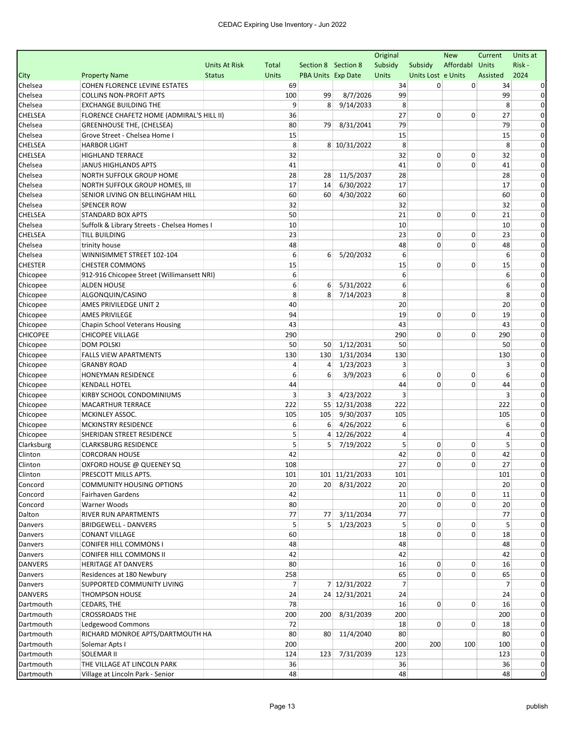| City | Property Name | Units At Risk Status | Total Units | Section 8 PBA Units | Section 8 Exp Date | Original Subsidy Units | Subsidy Units Lost | New Affordable Units | Current Units Assisted | Units at Risk - 2024 |
|---|---|---|---|---|---|---|---|---|---|---|
| Chelsea | COHEN FLORENCE LEVINE ESTATES | | 69 | | | 34 | 0 | 0 | 34 | 0 |
| Chelsea | COLLINS NON-PROFIT APTS | | 100 | 99 | 8/7/2026 | 99 | | | 99 | 0 |
| Chelsea | EXCHANGE BUILDING THE | | 9 | 8 | 9/14/2033 | 8 | | | 8 | 0 |
| CHELSEA | FLORENCE CHAFETZ HOME (ADMIRAL'S HILL II) | | 36 | | | 27 | 0 | 0 | 27 | 0 |
| Chelsea | GREENHOUSE THE, (CHELSEA) | | 80 | 79 | 8/31/2041 | 79 | | | 79 | 0 |
| Chelsea | Grove Street - Chelsea Home I | | 15 | | | 15 | | | 15 | 0 |
| CHELSEA | HARBOR LIGHT | | 8 | 8 | 10/31/2022 | 8 | | | 8 | 0 |
| CHELSEA | HIGHLAND TERRACE | | 32 | | | 32 | 0 | 0 | 32 | 0 |
| Chelsea | JANUS HIGHLANDS APTS | | 41 | | | 41 | 0 | 0 | 41 | 0 |
| Chelsea | NORTH SUFFOLK GROUP HOME | | 28 | 28 | 11/5/2037 | 28 | | | 28 | 0 |
| Chelsea | NORTH SUFFOLK GROUP HOMES, III | | 17 | 14 | 6/30/2022 | 17 | | | 17 | 0 |
| Chelsea | SENIOR LIVING ON BELLINGHAM HILL | | 60 | 60 | 4/30/2022 | 60 | | | 60 | 0 |
| Chelsea | SPENCER ROW | | 32 | | | 32 | | | 32 | 0 |
| CHELSEA | STANDARD BOX APTS | | 50 | | | 21 | 0 | 0 | 21 | 0 |
| Chelsea | Suffolk & Library Streets - Chelsea Homes I | | 10 | | | 10 | | | 10 | 0 |
| CHELSEA | TILL BUILDING | | 23 | | | 23 | 0 | 0 | 23 | 0 |
| Chelsea | trinity house | | 48 | | | 48 | 0 | 0 | 48 | 0 |
| Chelsea | WINNISIMMET STREET 102-104 | | 6 | 6 | 5/20/2032 | 6 | | | 6 | 0 |
| CHESTER | CHESTER COMMONS | | 15 | | | 15 | 0 | 0 | 15 | 0 |
| Chicopee | 912-916 Chicopee Street (Willimansett NRI) | | 6 | | | 6 | | | 6 | 0 |
| Chicopee | ALDEN HOUSE | | 6 | 6 | 5/31/2022 | 6 | | | 6 | 0 |
| Chicopee | ALGONQUIN/CASINO | | 8 | 8 | 7/14/2023 | 8 | | | 8 | 0 |
| Chicopee | AMES PRIVILEDGE UNIT 2 | | 40 | | | 20 | | | 20 | 0 |
| Chicopee | AMES PRIVILEGE | | 94 | | | 19 | 0 | 0 | 19 | 0 |
| Chicopee | Chapin School Veterans Housing | | 43 | | | 43 | | | 43 | 0 |
| CHICOPEE | CHICOPEE VILLAGE | | 290 | | | 290 | 0 | 0 | 290 | 0 |
| Chicopee | DOM POLSKI | | 50 | 50 | 1/12/2031 | 50 | | | 50 | 0 |
| Chicopee | FALLS VIEW APARTMENTS | | 130 | 130 | 1/31/2034 | 130 | | | 130 | 0 |
| Chicopee | GRANBY ROAD | | 4 | 4 | 1/23/2023 | 3 | | | 3 | 0 |
| Chicopee | HONEYMAN RESIDENCE | | 6 | 6 | 3/9/2023 | 6 | 0 | 0 | 6 | 0 |
| Chicopee | KENDALL HOTEL | | 44 | | | 44 | 0 | 0 | 44 | 0 |
| Chicopee | KIRBY SCHOOL CONDOMINIUMS | | 3 | 3 | 4/23/2022 | 3 | | | 3 | 0 |
| Chicopee | MACARTHUR TERRACE | | 222 | 55 | 12/31/2038 | 222 | | | 222 | 0 |
| Chicopee | MCKINLEY ASSOC. | | 105 | 105 | 9/30/2037 | 105 | | | 105 | 0 |
| Chicopee | MCKINSTRY RESIDENCE | | 6 | 6 | 4/26/2022 | 6 | | | 6 | 0 |
| Chicopee | SHERIDAN STREET RESIDENCE | | 5 | 4 | 12/26/2022 | 4 | | | 4 | 0 |
| Clarksburg | CLARKSBURG RESIDENCE | | 5 | 5 | 7/19/2022 | 5 | 0 | 0 | 5 | 0 |
| Clinton | CORCORAN HOUSE | | 42 | | | 42 | 0 | 0 | 42 | 0 |
| Clinton | OXFORD HOUSE @ QUEENEY SQ | | 108 | | | 27 | 0 | 0 | 27 | 0 |
| Clinton | PRESCOTT MILLS APTS. | | 101 | 101 | 11/21/2033 | 101 | | | 101 | 0 |
| Concord | COMMUNITY HOUSING OPTIONS | | 20 | 20 | 8/31/2022 | 20 | | | 20 | 0 |
| Concord | Fairhaven Gardens | | 42 | | | 11 | 0 | 0 | 11 | 0 |
| Concord | Warner Woods | | 80 | | | 20 | 0 | 0 | 20 | 0 |
| Dalton | RIVER RUN APARTMENTS | | 77 | 77 | 3/11/2034 | 77 | | | 77 | 0 |
| Danvers | BRIDGEWELL - DANVERS | | 5 | 5 | 1/23/2023 | 5 | 0 | 0 | 5 | 0 |
| Danvers | CONANT VILLAGE | | 60 | | | 18 | 0 | 0 | 18 | 0 |
| Danvers | CONIFER HILL COMMONS I | | 48 | | | 48 | | | 48 | 0 |
| Danvers | CONIFER HILL COMMONS II | | 42 | | | 42 | | | 42 | 0 |
| DANVERS | HERITAGE AT DANVERS | | 80 | | | 16 | 0 | 0 | 16 | 0 |
| Danvers | Residences at 180 Newbury | | 258 | | | 65 | 0 | 0 | 65 | 0 |
| Danvers | SUPPORTED COMMUNITY LIVING | | 7 | 7 | 12/31/2022 | 7 | | | 7 | 0 |
| DANVERS | THOMPSON HOUSE | | 24 | 24 | 12/31/2021 | 24 | | | 24 | 0 |
| Dartmouth | CEDARS, THE | | 78 | | | 16 | 0 | 0 | 16 | 0 |
| Dartmouth | CROSSROADS THE | | 200 | 200 | 8/31/2039 | 200 | | | 200 | 0 |
| Dartmouth | Ledgewood Commons | | 72 | | | 18 | 0 | 0 | 18 | 0 |
| Dartmouth | RICHARD MONROE APTS/DARTMOUTH HA | | 80 | 80 | 11/4/2040 | 80 | | | 80 | 0 |
| Dartmouth | Solemar Apts I | | 200 | | | 200 | 200 | 100 | 100 | 0 |
| Dartmouth | SOLEMAR II | | 124 | 123 | 7/31/2039 | 123 | | | 123 | 0 |
| Dartmouth | THE VILLAGE AT LINCOLN PARK | | 36 | | | 36 | | | 36 | 0 |
| Dartmouth | Village at Lincoln Park - Senior | | 48 | | | 48 | | | 48 | 0 |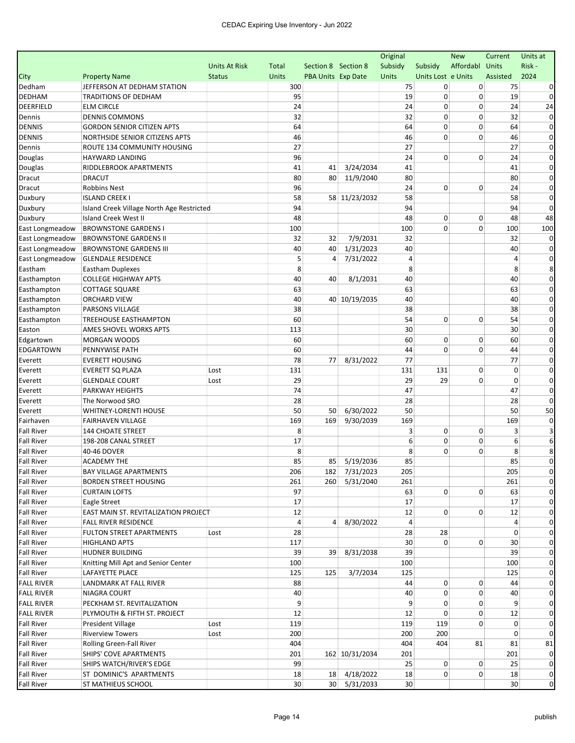| City | Property Name | Units At Risk Status | Total Units | Section 8 PBA Units | Section 8 Exp Date | Original Subsidy Units | Subsidy Units Lost | New Affordable Units | Current Units Assisted | Units at Risk - 2024 |
|---|---|---|---|---|---|---|---|---|---|---|
| Dedham | JEFFERSON AT DEDHAM STATION | | 300 | | | 75 | 0 | 0 | 75 | 0 |
| DEDHAM | TRADITIONS OF DEDHAM | | 95 | | | 19 | 0 | 0 | 19 | 0 |
| DEERFIELD | ELM CIRCLE | | 24 | | | 24 | 0 | 0 | 24 | 24 |
| Dennis | DENNIS COMMONS | | 32 | | | 32 | 0 | 0 | 32 | 0 |
| DENNIS | GORDON SENIOR CITIZEN APTS | | 64 | | | 64 | 0 | 0 | 64 | 0 |
| DENNIS | NORTHSIDE SENIOR CITIZENS APTS | | 46 | | | 46 | 0 | 0 | 46 | 0 |
| Dennis | ROUTE 134 COMMUNITY HOUSING | | 27 | | | 27 | | | 27 | 0 |
| Douglas | HAYWARD LANDING | | 96 | | | 24 | 0 | 0 | 24 | 0 |
| Douglas | RIDDLEBROOK APARTMENTS | | 41 | 41 | 3/24/2034 | 41 | | | 41 | 0 |
| Dracut | DRACUT | | 80 | 80 | 11/9/2040 | 80 | | | 80 | 0 |
| Dracut | Robbins Nest | | 96 | | | 24 | 0 | 0 | 24 | 0 |
| Duxbury | ISLAND CREEK I | | 58 | 58 | 11/23/2032 | 58 | | | 58 | 0 |
| Duxbury | Island Creek Village North Age Restricted | | 94 | | | 94 | | | 94 | 0 |
| Duxbury | Island Creek West II | | 48 | | | 48 | 0 | 0 | 48 | 48 |
| East Longmeadow | BROWNSTONE GARDENS I | | 100 | | | 100 | 0 | 0 | 100 | 100 |
| East Longmeadow | BROWNSTONE GARDENS II | | 32 | 32 | 7/9/2031 | 32 | | | 32 | 0 |
| East Longmeadow | BROWNSTONE GARDENS III | | 40 | 40 | 1/31/2023 | 40 | | | 40 | 0 |
| East Longmeadow | GLENDALE RESIDENCE | | 5 | 4 | 7/31/2022 | 4 | | | 4 | 0 |
| Eastham | Eastham Duplexes | | 8 | | | 8 | | | 8 | 8 |
| Easthampton | COLLEGE HIGHWAY APTS | | 40 | 40 | 8/1/2031 | 40 | | | 40 | 0 |
| Easthampton | COTTAGE SQUARE | | 63 | | | 63 | | | 63 | 0 |
| Easthampton | ORCHARD VIEW | | 40 | 40 | 10/19/2035 | 40 | | | 40 | 0 |
| Easthampton | PARSONS VILLAGE | | 38 | | | 38 | | | 38 | 0 |
| Easthampton | TREEHOUSE EASTHAMPTON | | 60 | | | 54 | 0 | 0 | 54 | 0 |
| Easton | AMES SHOVEL WORKS APTS | | 113 | | | 30 | | | 30 | 0 |
| Edgartown | MORGAN WOODS | | 60 | | | 60 | 0 | 0 | 60 | 0 |
| EDGARTOWN | PENNYWISE PATH | | 60 | | | 44 | 0 | 0 | 44 | 0 |
| Everett | EVERETT HOUSING | | 78 | 77 | 8/31/2022 | 77 | | | 77 | 0 |
| Everett | EVERETT SQ PLAZA | Lost | 131 | | | 131 | 131 | 0 | 0 | 0 |
| Everett | GLENDALE COURT | Lost | 29 | | | 29 | 29 | 0 | 0 | 0 |
| Everett | PARKWAY HEIGHTS | | 74 | | | 47 | | | 47 | 0 |
| Everett | The Norwood SRO | | 28 | | | 28 | | | 28 | 0 |
| Everett | WHITNEY-LORENTI HOUSE | | 50 | 50 | 6/30/2022 | 50 | | | 50 | 50 |
| Fairhaven | FAIRHAVEN VILLAGE | | 169 | 169 | 9/30/2039 | 169 | | | 169 | 0 |
| Fall River | 144 CHOATE STREET | | 8 | | | 3 | 0 | 0 | 3 | 3 |
| Fall River | 198-208 CANAL STREET | | 17 | | | 6 | 0 | 0 | 6 | 6 |
| Fall River | 40-46 DOVER | | 8 | | | 8 | 0 | 0 | 8 | 8 |
| Fall River | ACADEMY THE | | 85 | 85 | 5/19/2036 | 85 | | | 85 | 0 |
| Fall River | BAY VILLAGE APARTMENTS | | 206 | 182 | 7/31/2023 | 205 | | | 205 | 0 |
| Fall River | BORDEN STREET HOUSING | | 261 | 260 | 5/31/2040 | 261 | | | 261 | 0 |
| Fall River | CURTAIN LOFTS | | 97 | | | 63 | 0 | 0 | 63 | 0 |
| Fall River | Eagle Street | | 17 | | | 17 | | | 17 | 0 |
| Fall River | EAST MAIN ST. REVITALIZATION PROJECT | | 12 | | | 12 | 0 | 0 | 12 | 0 |
| Fall River | FALL RIVER RESIDENCE | | 4 | 4 | 8/30/2022 | 4 | | | 4 | 0 |
| Fall River | FULTON STREET APARTMENTS | Lost | 28 | | | 28 | 28 | | 0 | 0 |
| Fall River | HIGHLAND APTS | | 117 | | | 30 | 0 | 0 | 30 | 0 |
| Fall River | HUDNER BUILDING | | 39 | 39 | 8/31/2038 | 39 | | | 39 | 0 |
| Fall River | Knitting Mill Apt and Senior Center | | 100 | | | 100 | | | 100 | 0 |
| Fall River | LAFAYETTE PLACE | | 125 | 125 | 3/7/2034 | 125 | | | 125 | 0 |
| FALL RIVER | LANDMARK AT FALL RIVER | | 88 | | | 44 | 0 | 0 | 44 | 0 |
| FALL RIVER | NIAGRA COURT | | 40 | | | 40 | 0 | 0 | 40 | 0 |
| FALL RIVER | PECKHAM ST. REVITALIZATION | | 9 | | | 9 | 0 | 0 | 9 | 0 |
| FALL RIVER | PLYMOUTH & FIFTH ST. PROJECT | | 12 | | | 12 | 0 | 0 | 12 | 0 |
| Fall River | President Village | Lost | 119 | | | 119 | 119 | 0 | 0 | 0 |
| Fall River | Riverview Towers | Lost | 200 | | | 200 | 200 | | 0 | 0 |
| Fall River | Rolling Green-Fall River | | 404 | | | 404 | 404 | 81 | 81 | 81 |
| Fall River | SHIPS' COVE APARTMENTS | | 201 | 162 | 10/31/2034 | 201 | | | 201 | 0 |
| Fall River | SHIPS WATCH/RIVER'S EDGE | | 99 | | | 25 | 0 | 0 | 25 | 0 |
| Fall River | ST DOMINIC'S APARTMENTS | | 18 | 18 | 4/18/2022 | 18 | 0 | 0 | 18 | 0 |
| Fall River | ST MATHIEUS SCHOOL | | 30 | 30 | 5/31/2033 | 30 | | | 30 | 0 |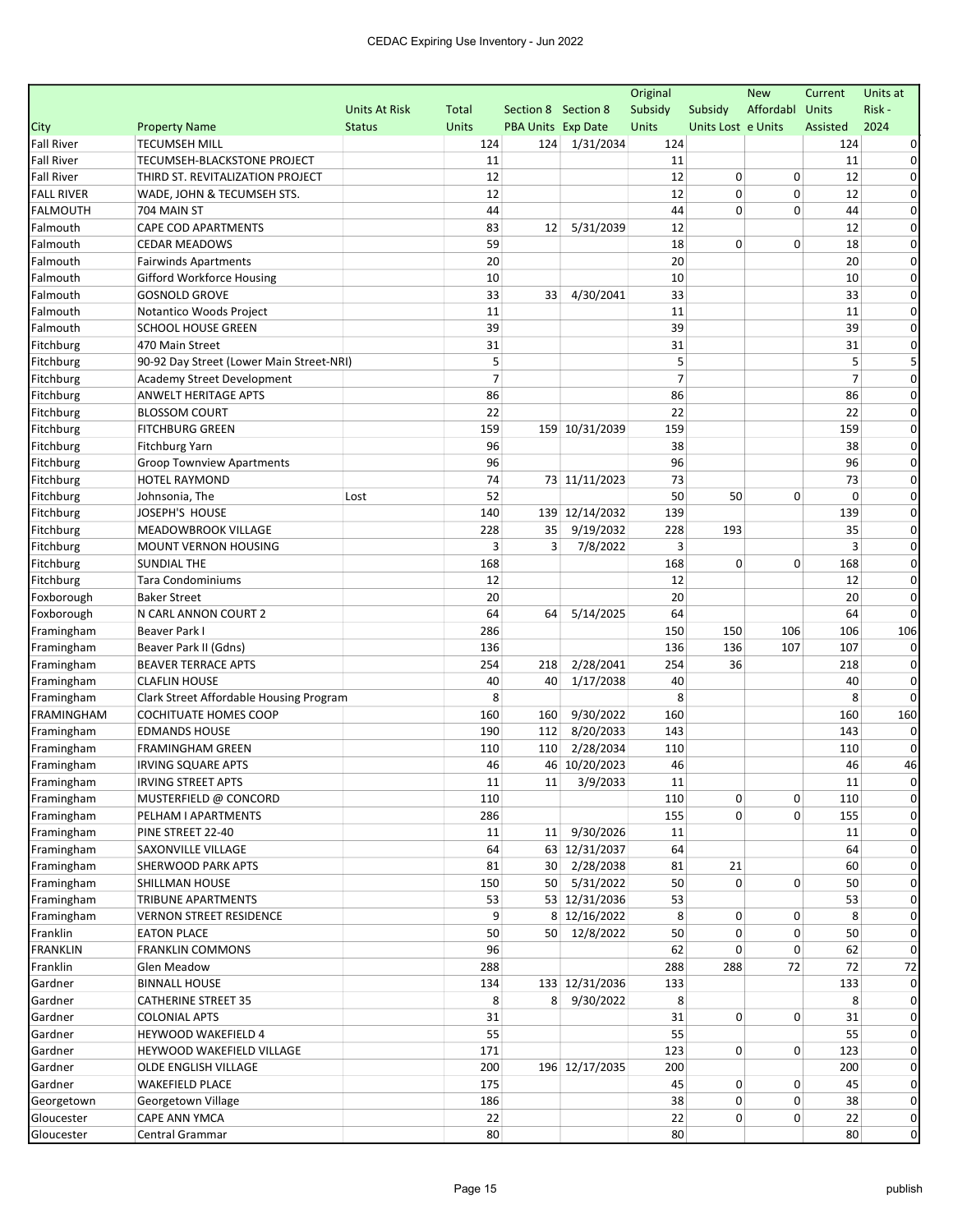| City | Property Name | Units At Risk Status | Total Units | Section 8 PBA Units | Section 8 Exp Date | Original Subsidy Units | Subsidy Units Lost | New Affordable Units | Current Units Assisted | Units at Risk - 2024 |
|---|---|---|---|---|---|---|---|---|---|---|
| Fall River | TECUMSEH MILL | | 124 | 124 | 1/31/2034 | 124 | | | 124 | 0 |
| Fall River | TECUMSEH-BLACKSTONE PROJECT | | 11 | | | 11 | | | 11 | 0 |
| Fall River | THIRD ST. REVITALIZATION PROJECT | | 12 | | | 12 | 0 | 0 | 12 | 0 |
| FALL RIVER | WADE, JOHN & TECUMSEH STS. | | 12 | | | 12 | 0 | 0 | 12 | 0 |
| FALMOUTH | 704 MAIN ST | | 44 | | | 44 | 0 | 0 | 44 | 0 |
| Falmouth | CAPE COD APARTMENTS | | 83 | 12 | 5/31/2039 | 12 | | | 12 | 0 |
| Falmouth | CEDAR MEADOWS | | 59 | | | 18 | 0 | 0 | 18 | 0 |
| Falmouth | Fairwinds Apartments | | 20 | | | 20 | | | 20 | 0 |
| Falmouth | Gifford Workforce Housing | | 10 | | | 10 | | | 10 | 0 |
| Falmouth | GOSNOLD GROVE | | 33 | 33 | 4/30/2041 | 33 | | | 33 | 0 |
| Falmouth | Notantico Woods Project | | 11 | | | 11 | | | 11 | 0 |
| Falmouth | SCHOOL HOUSE GREEN | | 39 | | | 39 | | | 39 | 0 |
| Fitchburg | 470 Main Street | | 31 | | | 31 | | | 31 | 0 |
| Fitchburg | 90-92 Day Street (Lower Main Street-NRI) | | 5 | | | 5 | | | 5 | 5 |
| Fitchburg | Academy Street Development | | 7 | | | 7 | | | 7 | 0 |
| Fitchburg | ANWELT HERITAGE APTS | | 86 | | | 86 | | | 86 | 0 |
| Fitchburg | BLOSSOM COURT | | 22 | | | 22 | | | 22 | 0 |
| Fitchburg | FITCHBURG GREEN | | 159 | 159 | 10/31/2039 | 159 | | | 159 | 0 |
| Fitchburg | Fitchburg Yarn | | 96 | | | 38 | | | 38 | 0 |
| Fitchburg | Groop Townview Apartments | | 96 | | | 96 | | | 96 | 0 |
| Fitchburg | HOTEL RAYMOND | | 74 | 73 | 11/11/2023 | 73 | | | 73 | 0 |
| Fitchburg | Johnsonia, The | Lost | 52 | | | 50 | 50 | 0 | 0 | 0 |
| Fitchburg | JOSEPH'S HOUSE | | 140 | 139 | 12/14/2032 | 139 | | | 139 | 0 |
| Fitchburg | MEADOWBROOK VILLAGE | | 228 | 35 | 9/19/2032 | 228 | 193 | | 35 | 0 |
| Fitchburg | MOUNT VERNON HOUSING | | 3 | 3 | 7/8/2022 | 3 | | | 3 | 0 |
| Fitchburg | SUNDIAL THE | | 168 | | | 168 | 0 | 0 | 168 | 0 |
| Fitchburg | Tara Condominiums | | 12 | | | 12 | | | 12 | 0 |
| Foxborough | Baker Street | | 20 | | | 20 | | | 20 | 0 |
| Foxborough | N CARL ANNON COURT 2 | | 64 | 64 | 5/14/2025 | 64 | | | 64 | 0 |
| Framingham | Beaver Park I | | 286 | | | 150 | 150 | 106 | 106 | 106 |
| Framingham | Beaver Park II (Gdns) | | 136 | | | 136 | 136 | 107 | 107 | 0 |
| Framingham | BEAVER TERRACE APTS | | 254 | 218 | 2/28/2041 | 254 | 36 | | 218 | 0 |
| Framingham | CLAFLIN HOUSE | | 40 | 40 | 1/17/2038 | 40 | | | 40 | 0 |
| Framingham | Clark Street Affordable Housing Program | | 8 | | | 8 | | | 8 | 0 |
| FRAMINGHAM | COCHITUATE HOMES COOP | | 160 | 160 | 9/30/2022 | 160 | | | 160 | 160 |
| Framingham | EDMANDS HOUSE | | 190 | 112 | 8/20/2033 | 143 | | | 143 | 0 |
| Framingham | FRAMINGHAM GREEN | | 110 | 110 | 2/28/2034 | 110 | | | 110 | 0 |
| Framingham | IRVING SQUARE APTS | | 46 | 46 | 10/20/2023 | 46 | | | 46 | 46 |
| Framingham | IRVING STREET APTS | | 11 | 11 | 3/9/2033 | 11 | | | 11 | 0 |
| Framingham | MUSTERFIELD @ CONCORD | | 110 | | | 110 | 0 | 0 | 110 | 0 |
| Framingham | PELHAM I APARTMENTS | | 286 | | | 155 | 0 | 0 | 155 | 0 |
| Framingham | PINE STREET 22-40 | | 11 | 11 | 9/30/2026 | 11 | | | 11 | 0 |
| Framingham | SAXONVILLE VILLAGE | | 64 | 63 | 12/31/2037 | 64 | | | 64 | 0 |
| Framingham | SHERWOOD PARK APTS | | 81 | 30 | 2/28/2038 | 81 | 21 | | 60 | 0 |
| Framingham | SHILLMAN HOUSE | | 150 | 50 | 5/31/2022 | 50 | 0 | 0 | 50 | 0 |
| Framingham | TRIBUNE APARTMENTS | | 53 | 53 | 12/31/2036 | 53 | | | 53 | 0 |
| Framingham | VERNON STREET RESIDENCE | | 9 | 8 | 12/16/2022 | 8 | 0 | 0 | 8 | 0 |
| Franklin | EATON PLACE | | 50 | 50 | 12/8/2022 | 50 | 0 | 0 | 50 | 0 |
| FRANKLIN | FRANKLIN COMMONS | | 96 | | | 62 | 0 | 0 | 62 | 0 |
| Franklin | Glen Meadow | | 288 | | | 288 | 288 | 72 | 72 | 72 |
| Gardner | BINNALL HOUSE | | 134 | 133 | 12/31/2036 | 133 | | | 133 | 0 |
| Gardner | CATHERINE STREET 35 | | 8 | 8 | 9/30/2022 | 8 | | | 8 | 0 |
| Gardner | COLONIAL APTS | | 31 | | | 31 | 0 | 0 | 31 | 0 |
| Gardner | HEYWOOD WAKEFIELD 4 | | 55 | | | 55 | | | 55 | 0 |
| Gardner | HEYWOOD WAKEFIELD VILLAGE | | 171 | | | 123 | 0 | 0 | 123 | 0 |
| Gardner | OLDE ENGLISH VILLAGE | | 200 | 196 | 12/17/2035 | 200 | | | 200 | 0 |
| Gardner | WAKEFIELD PLACE | | 175 | | | 45 | 0 | 0 | 45 | 0 |
| Georgetown | Georgetown Village | | 186 | | | 38 | 0 | 0 | 38 | 0 |
| Gloucester | CAPE ANN YMCA | | 22 | | | 22 | 0 | 0 | 22 | 0 |
| Gloucester | Central Grammar | | 80 | | | 80 | | | 80 | 0 |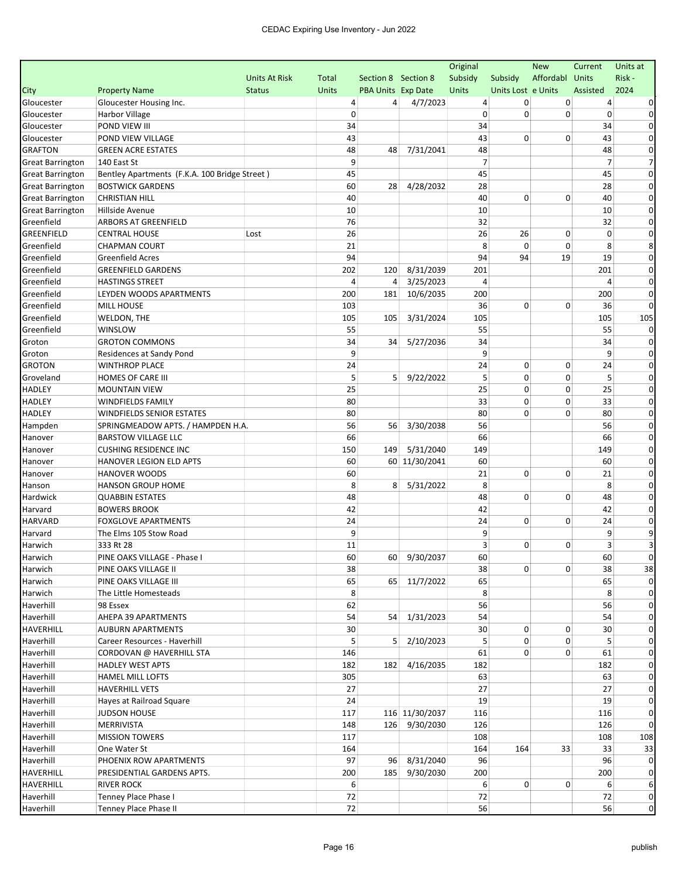| City | Property Name | Units At Risk Status | Total Units | Section 8 PBA Units | Section 8 Exp Date | Original Subsidy Units | Subsidy Units Lost | New Affordable Units | Current Units Assisted | Units at Risk - 2024 |
|---|---|---|---|---|---|---|---|---|---|---|
| Gloucester | Gloucester Housing Inc. | | 4 | 4 | 4/7/2023 | 4 | 0 | 0 | 4 | 0 |
| Gloucester | Harbor Village | | 0 | | | 0 | 0 | 0 | 0 | 0 |
| Gloucester | POND VIEW III | | 34 | | | 34 | | | 34 | 0 |
| Gloucester | POND VIEW VILLAGE | | 43 | | | 43 | 0 | 0 | 43 | 0 |
| GRAFTON | GREEN ACRE ESTATES | | 48 | 48 | 7/31/2041 | 48 | | | 48 | 0 |
| Great Barrington | 140 East St | | 9 | | | 7 | | | 7 | 7 |
| Great Barrington | Bentley Apartments (F.K.A. 100 Bridge Street ) | | 45 | | | 45 | | | 45 | 0 |
| Great Barrington | BOSTWICK GARDENS | | 60 | 28 | 4/28/2032 | 28 | | | 28 | 0 |
| Great Barrington | CHRISTIAN HILL | | 40 | | | 40 | 0 | 0 | 40 | 0 |
| Great Barrington | Hillside Avenue | | 10 | | | 10 | | | 10 | 0 |
| Greenfield | ARBORS AT GREENFIELD | | 76 | | | 32 | | | 32 | 0 |
| GREENFIELD | CENTRAL HOUSE | Lost | 26 | | | 26 | 26 | 0 | 0 | 0 |
| Greenfield | CHAPMAN COURT | | 21 | | | 8 | 0 | 0 | 8 | 8 |
| Greenfield | Greenfield Acres | | 94 | | | 94 | 94 | 19 | 19 | 0 |
| Greenfield | GREENFIELD GARDENS | | 202 | 120 | 8/31/2039 | 201 | | | 201 | 0 |
| Greenfield | HASTINGS STREET | | 4 | 4 | 3/25/2023 | 4 | | | 4 | 0 |
| Greenfield | LEYDEN WOODS APARTMENTS | | 200 | 181 | 10/6/2035 | 200 | | | 200 | 0 |
| Greenfield | MILL HOUSE | | 103 | | | 36 | 0 | 0 | 36 | 0 |
| Greenfield | WELDON, THE | | 105 | 105 | 3/31/2024 | 105 | | | 105 | 105 |
| Greenfield | WINSLOW | | 55 | | | 55 | | | 55 | 0 |
| Groton | GROTON COMMONS | | 34 | 34 | 5/27/2036 | 34 | | | 34 | 0 |
| Groton | Residences at Sandy Pond | | 9 | | | 9 | | | 9 | 0 |
| GROTON | WINTHROP PLACE | | 24 | | | 24 | 0 | 0 | 24 | 0 |
| Groveland | HOMES OF CARE III | | 5 | 5 | 9/22/2022 | 5 | 0 | 0 | 5 | 0 |
| HADLEY | MOUNTAIN VIEW | | 25 | | | 25 | 0 | 0 | 25 | 0 |
| HADLEY | WINDFIELDS FAMILY | | 80 | | | 33 | 0 | 0 | 33 | 0 |
| HADLEY | WINDFIELDS SENIOR ESTATES | | 80 | | | 80 | 0 | 0 | 80 | 0 |
| Hampden | SPRINGMEADOW APTS. / HAMPDEN H.A. | | 56 | 56 | 3/30/2038 | 56 | | | 56 | 0 |
| Hanover | BARSTOW VILLAGE LLC | | 66 | | | 66 | | | 66 | 0 |
| Hanover | CUSHING RESIDENCE INC | | 150 | 149 | 5/31/2040 | 149 | | | 149 | 0 |
| Hanover | HANOVER LEGION ELD APTS | | 60 | 60 | 11/30/2041 | 60 | | | 60 | 0 |
| Hanover | HANOVER WOODS | | 60 | | | 21 | 0 | 0 | 21 | 0 |
| Hanson | HANSON GROUP HOME | | 8 | 8 | 5/31/2022 | 8 | | | 8 | 0 |
| Hardwick | QUABBIN ESTATES | | 48 | | | 48 | 0 | 0 | 48 | 0 |
| Harvard | BOWERS BROOK | | 42 | | | 42 | | | 42 | 0 |
| HARVARD | FOXGLOVE APARTMENTS | | 24 | | | 24 | 0 | 0 | 24 | 0 |
| Harvard | The Elms 105 Stow Road | | 9 | | | 9 | | | 9 | 9 |
| Harwich | 333 Rt 28 | | 11 | | | 3 | 0 | 0 | 3 | 3 |
| Harwich | PINE OAKS VILLAGE - Phase I | | 60 | 60 | 9/30/2037 | 60 | | | 60 | 0 |
| Harwich | PINE OAKS VILLAGE II | | 38 | | | 38 | 0 | 0 | 38 | 38 |
| Harwich | PINE OAKS VILLAGE III | | 65 | 65 | 11/7/2022 | 65 | | | 65 | 0 |
| Harwich | The Little Homesteads | | 8 | | | 8 | | | 8 | 0 |
| Haverhill | 98 Essex | | 62 | | | 56 | | | 56 | 0 |
| Haverhill | AHEPA 39 APARTMENTS | | 54 | 54 | 1/31/2023 | 54 | | | 54 | 0 |
| HAVERHILL | AUBURN APARTMENTS | | 30 | | | 30 | 0 | 0 | 30 | 0 |
| Haverhill | Career Resources - Haverhill | | 5 | 5 | 2/10/2023 | 5 | 0 | 0 | 5 | 0 |
| Haverhill | CORDOVAN @ HAVERHILL STA | | 146 | | | 61 | 0 | 0 | 61 | 0 |
| Haverhill | HADLEY WEST APTS | | 182 | 182 | 4/16/2035 | 182 | | | 182 | 0 |
| Haverhill | HAMEL MILL LOFTS | | 305 | | | 63 | | | 63 | 0 |
| Haverhill | HAVERHILL VETS | | 27 | | | 27 | | | 27 | 0 |
| Haverhill | Hayes at Railroad Square | | 24 | | | 19 | | | 19 | 0 |
| Haverhill | JUDSON HOUSE | | 117 | 116 | 11/30/2037 | 116 | | | 116 | 0 |
| Haverhill | MERRIVISTA | | 148 | 126 | 9/30/2030 | 126 | | | 126 | 0 |
| Haverhill | MISSION TOWERS | | 117 | | | 108 | | | 108 | 108 |
| Haverhill | One Water St | | 164 | | | 164 | 164 | 33 | 33 | 33 |
| Haverhill | PHOENIX ROW APARTMENTS | | 97 | 96 | 8/31/2040 | 96 | | | 96 | 0 |
| HAVERHILL | PRESIDENTIAL GARDENS APTS. | | 200 | 185 | 9/30/2030 | 200 | | | 200 | 0 |
| HAVERHILL | RIVER ROCK | | 6 | | | 6 | 0 | 0 | 6 | 6 |
| Haverhill | Tenney Place Phase I | | 72 | | | 72 | | | 72 | 0 |
| Haverhill | Tenney Place Phase II | | 72 | | | 56 | | | 56 | 0 |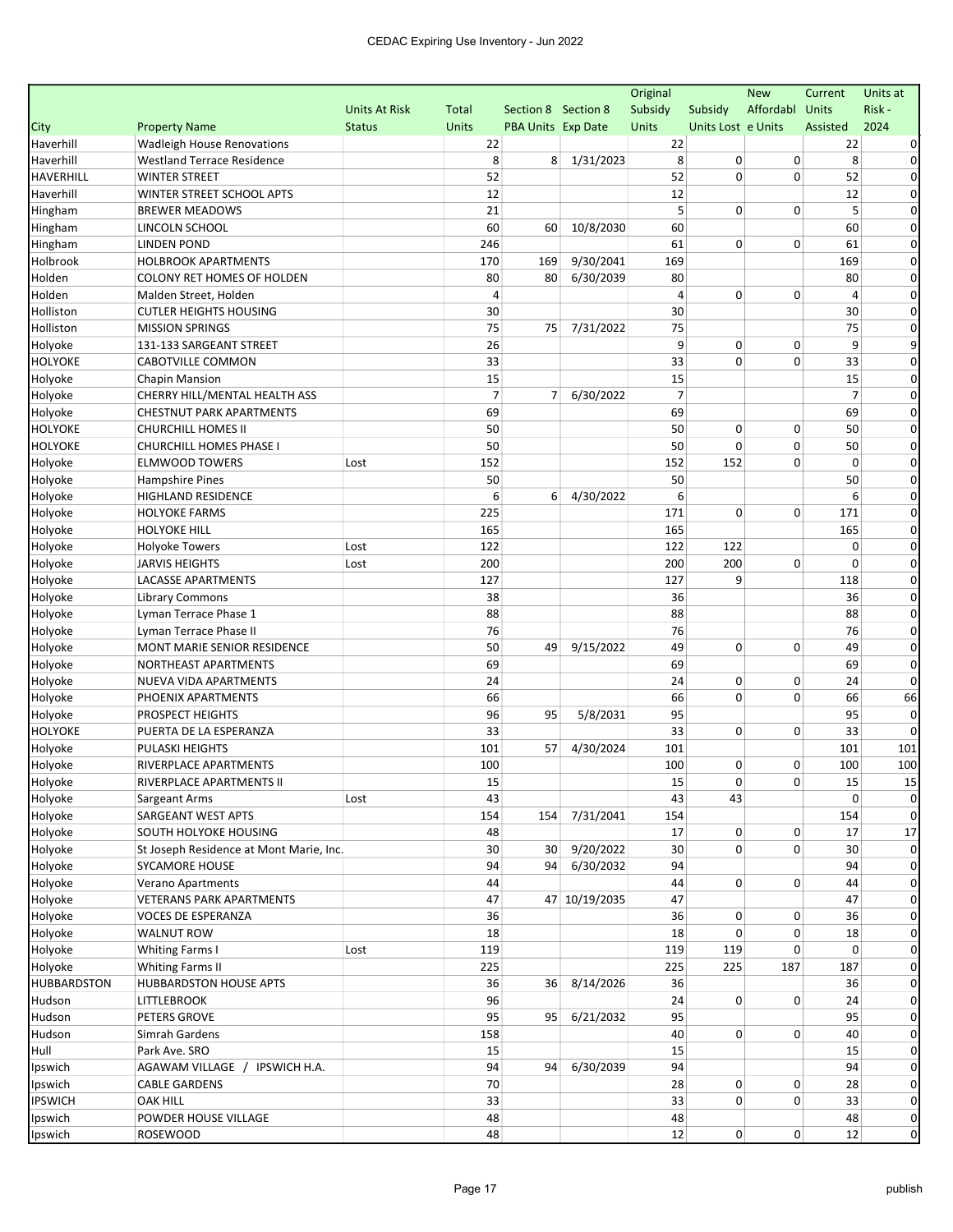| City | Property Name | Units At Risk Status | Total Units | Section 8 PBA Units | Section 8 Exp Date | Original Subsidy Units | Subsidy Units Lost | New Affordable Units | Current Units Assisted | Units at Risk - 2024 |
|---|---|---|---|---|---|---|---|---|---|---|
| Haverhill | Wadleigh House Renovations | | 22 | | | 22 | | | 22 | 0 |
| Haverhill | Westland Terrace Residence | | 8 | 8 | 1/31/2023 | 8 | 0 | 0 | 8 | 0 |
| HAVERHILL | WINTER STREET | | 52 | | | 52 | 0 | 0 | 52 | 0 |
| Haverhill | WINTER STREET SCHOOL APTS | | 12 | | | 12 | | | 12 | 0 |
| Hingham | BREWER MEADOWS | | 21 | | | 5 | 0 | 0 | 5 | 0 |
| Hingham | LINCOLN SCHOOL | | 60 | 60 | 10/8/2030 | 60 | | | 60 | 0 |
| Hingham | LINDEN POND | | 246 | | | 61 | 0 | 0 | 61 | 0 |
| Holbrook | HOLBROOK APARTMENTS | | 170 | 169 | 9/30/2041 | 169 | | | 169 | 0 |
| Holden | COLONY RET HOMES OF HOLDEN | | 80 | 80 | 6/30/2039 | 80 | | | 80 | 0 |
| Holden | Malden Street, Holden | | 4 | | | 4 | 0 | 0 | 4 | 0 |
| Holliston | CUTLER HEIGHTS HOUSING | | 30 | | | 30 | | | 30 | 0 |
| Holliston | MISSION SPRINGS | | 75 | 75 | 7/31/2022 | 75 | | | 75 | 0 |
| Holyoke | 131-133 SARGEANT STREET | | 26 | | | 9 | 0 | 0 | 9 | 9 |
| HOLYOKE | CABOTVILLE COMMON | | 33 | | | 33 | 0 | 0 | 33 | 0 |
| Holyoke | Chapin Mansion | | 15 | | | 15 | | | 15 | 0 |
| Holyoke | CHERRY HILL/MENTAL HEALTH ASS | | 7 | 7 | 6/30/2022 | 7 | | | 7 | 0 |
| Holyoke | CHESTNUT PARK APARTMENTS | | 69 | | | 69 | | | 69 | 0 |
| HOLYOKE | CHURCHILL HOMES II | | 50 | | | 50 | 0 | 0 | 50 | 0 |
| HOLYOKE | CHURCHILL HOMES PHASE I | | 50 | | | 50 | 0 | 0 | 50 | 0 |
| Holyoke | ELMWOOD TOWERS | Lost | 152 | | | 152 | 152 | 0 | 0 | 0 |
| Holyoke | Hampshire Pines | | 50 | | | 50 | | | 50 | 0 |
| Holyoke | HIGHLAND RESIDENCE | | 6 | 6 | 4/30/2022 | 6 | | | 6 | 0 |
| Holyoke | HOLYOKE FARMS | | 225 | | | 171 | 0 | 0 | 171 | 0 |
| Holyoke | HOLYOKE HILL | | 165 | | | 165 | | | 165 | 0 |
| Holyoke | Holyoke Towers | Lost | 122 | | | 122 | 122 | | 0 | 0 |
| Holyoke | JARVIS HEIGHTS | Lost | 200 | | | 200 | 200 | 0 | 0 | 0 |
| Holyoke | LACASSE APARTMENTS | | 127 | | | 127 | 9 | | 118 | 0 |
| Holyoke | Library Commons | | 38 | | | 36 | | | 36 | 0 |
| Holyoke | Lyman Terrace Phase 1 | | 88 | | | 88 | | | 88 | 0 |
| Holyoke | Lyman Terrace Phase II | | 76 | | | 76 | | | 76 | 0 |
| Holyoke | MONT MARIE SENIOR RESIDENCE | | 50 | 49 | 9/15/2022 | 49 | 0 | 0 | 49 | 0 |
| Holyoke | NORTHEAST APARTMENTS | | 69 | | | 69 | | | 69 | 0 |
| Holyoke | NUEVA VIDA APARTMENTS | | 24 | | | 24 | 0 | 0 | 24 | 0 |
| Holyoke | PHOENIX APARTMENTS | | 66 | | | 66 | 0 | 0 | 66 | 66 |
| Holyoke | PROSPECT HEIGHTS | | 96 | 95 | 5/8/2031 | 95 | | | 95 | 0 |
| HOLYOKE | PUERTA DE LA ESPERANZA | | 33 | | | 33 | 0 | 0 | 33 | 0 |
| Holyoke | PULASKI HEIGHTS | | 101 | 57 | 4/30/2024 | 101 | | | 101 | 101 |
| Holyoke | RIVERPLACE APARTMENTS | | 100 | | | 100 | 0 | 0 | 100 | 100 |
| Holyoke | RIVERPLACE APARTMENTS II | | 15 | | | 15 | 0 | 0 | 15 | 15 |
| Holyoke | Sargeant Arms | Lost | 43 | | | 43 | 43 | | 0 | 0 |
| Holyoke | SARGEANT WEST APTS | | 154 | 154 | 7/31/2041 | 154 | | | 154 | 0 |
| Holyoke | SOUTH HOLYOKE HOUSING | | 48 | | | 17 | 0 | 0 | 17 | 17 |
| Holyoke | St Joseph Residence at Mont Marie, Inc. | | 30 | 30 | 9/20/2022 | 30 | 0 | 0 | 30 | 0 |
| Holyoke | SYCAMORE HOUSE | | 94 | 94 | 6/30/2032 | 94 | | | 94 | 0 |
| Holyoke | Verano Apartments | | 44 | | | 44 | 0 | 0 | 44 | 0 |
| Holyoke | VETERANS PARK APARTMENTS | | 47 | 47 | 10/19/2035 | 47 | | | 47 | 0 |
| Holyoke | VOCES DE ESPERANZA | | 36 | | | 36 | 0 | 0 | 36 | 0 |
| Holyoke | WALNUT ROW | | 18 | | | 18 | 0 | 0 | 18 | 0 |
| Holyoke | Whiting Farms I | Lost | 119 | | | 119 | 119 | 0 | 0 | 0 |
| Holyoke | Whiting Farms II | | 225 | | | 225 | 225 | 187 | 187 | 0 |
| HUBBARDSTON | HUBBARDSTON HOUSE APTS | | 36 | 36 | 8/14/2026 | 36 | | | 36 | 0 |
| Hudson | LITTLEBROOK | | 96 | | | 24 | 0 | 0 | 24 | 0 |
| Hudson | PETERS GROVE | | 95 | 95 | 6/21/2032 | 95 | | | 95 | 0 |
| Hudson | Simrah Gardens | | 158 | | | 40 | 0 | 0 | 40 | 0 |
| Hull | Park Ave. SRO | | 15 | | | 15 | | | 15 | 0 |
| Ipswich | AGAWAM VILLAGE / IPSWICH H.A. | | 94 | 94 | 6/30/2039 | 94 | | | 94 | 0 |
| Ipswich | CABLE GARDENS | | 70 | | | 28 | 0 | 0 | 28 | 0 |
| IPSWICH | OAK HILL | | 33 | | | 33 | 0 | 0 | 33 | 0 |
| Ipswich | POWDER HOUSE VILLAGE | | 48 | | | 48 | | | 48 | 0 |
| Ipswich | ROSEWOOD | | 48 | | | 12 | 0 | 0 | 12 | 0 |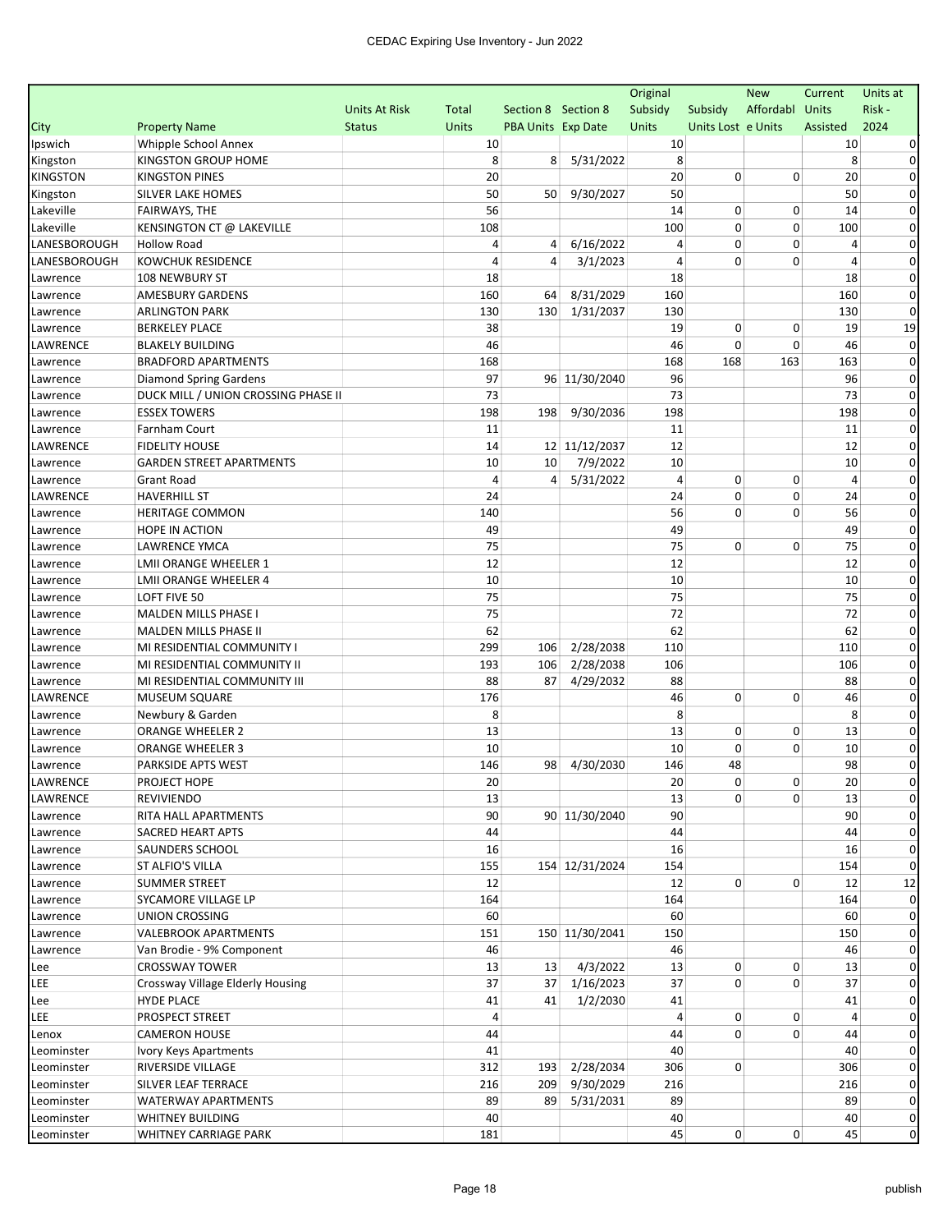| City | Property Name | Units At Risk Status | Total Units | Section 8 PBA Units | Section 8 Exp Date | Original Subsidy Units | Subsidy Units Lost | New Affordable Units | Current Units Assisted | Units at Risk - 2024 |
|---|---|---|---|---|---|---|---|---|---|---|
| Ipswich | Whipple School Annex | | 10 | | | 10 | | | 10 | 0 |
| Kingston | KINGSTON GROUP HOME | | 8 | 8 | 5/31/2022 | 8 | | | 8 | 0 |
| KINGSTON | KINGSTON PINES | | 20 | | | 20 | 0 | 0 | 20 | 0 |
| Kingston | SILVER LAKE HOMES | | 50 | 50 | 9/30/2027 | 50 | | | 50 | 0 |
| Lakeville | FAIRWAYS, THE | | 56 | | | 14 | 0 | 0 | 14 | 0 |
| Lakeville | KENSINGTON CT @ LAKEVILLE | | 108 | | | 100 | 0 | 0 | 100 | 0 |
| LANESBOROUGH | Hollow Road | | 4 | 4 | 6/16/2022 | 4 | 0 | 0 | 4 | 0 |
| LANESBOROUGH | KOWCHUK RESIDENCE | | 4 | 4 | 3/1/2023 | 4 | 0 | 0 | 4 | 0 |
| Lawrence | 108 NEWBURY ST | | 18 | | | 18 | | | 18 | 0 |
| Lawrence | AMESBURY GARDENS | | 160 | 64 | 8/31/2029 | 160 | | | 160 | 0 |
| Lawrence | ARLINGTON PARK | | 130 | 130 | 1/31/2037 | 130 | | | 130 | 0 |
| Lawrence | BERKELEY PLACE | | 38 | | | 19 | 0 | 0 | 19 | 19 |
| LAWRENCE | BLAKELY BUILDING | | 46 | | | 46 | 0 | 0 | 46 | 0 |
| Lawrence | BRADFORD APARTMENTS | | 168 | | | 168 | 168 | 163 | 163 | 0 |
| Lawrence | Diamond Spring Gardens | | 97 | 96 | 11/30/2040 | 96 | | | 96 | 0 |
| Lawrence | DUCK MILL / UNION CROSSING PHASE II | | 73 | | | 73 | | | 73 | 0 |
| Lawrence | ESSEX TOWERS | | 198 | 198 | 9/30/2036 | 198 | | | 198 | 0 |
| Lawrence | Farnham Court | | 11 | | | 11 | | | 11 | 0 |
| LAWRENCE | FIDELITY HOUSE | | 14 | 12 | 11/12/2037 | 12 | | | 12 | 0 |
| Lawrence | GARDEN STREET APARTMENTS | | 10 | 10 | 7/9/2022 | 10 | | | 10 | 0 |
| Lawrence | Grant Road | | 4 | 4 | 5/31/2022 | 4 | 0 | 0 | 4 | 0 |
| LAWRENCE | HAVERHILL ST | | 24 | | | 24 | 0 | 0 | 24 | 0 |
| Lawrence | HERITAGE COMMON | | 140 | | | 56 | 0 | 0 | 56 | 0 |
| Lawrence | HOPE IN ACTION | | 49 | | | 49 | | | 49 | 0 |
| Lawrence | LAWRENCE YMCA | | 75 | | | 75 | 0 | 0 | 75 | 0 |
| Lawrence | LMII ORANGE WHEELER 1 | | 12 | | | 12 | | | 12 | 0 |
| Lawrence | LMII ORANGE WHEELER 4 | | 10 | | | 10 | | | 10 | 0 |
| Lawrence | LOFT FIVE 50 | | 75 | | | 75 | | | 75 | 0 |
| Lawrence | MALDEN MILLS PHASE I | | 75 | | | 72 | | | 72 | 0 |
| Lawrence | MALDEN MILLS PHASE II | | 62 | | | 62 | | | 62 | 0 |
| Lawrence | MI RESIDENTIAL COMMUNITY I | | 299 | 106 | 2/28/2038 | 110 | | | 110 | 0 |
| Lawrence | MI RESIDENTIAL COMMUNITY II | | 193 | 106 | 2/28/2038 | 106 | | | 106 | 0 |
| Lawrence | MI RESIDENTIAL COMMUNITY III | | 88 | 87 | 4/29/2032 | 88 | | | 88 | 0 |
| LAWRENCE | MUSEUM SQUARE | | 176 | | | 46 | 0 | 0 | 46 | 0 |
| Lawrence | Newbury & Garden | | 8 | | | 8 | | | 8 | 0 |
| Lawrence | ORANGE WHEELER 2 | | 13 | | | 13 | 0 | 0 | 13 | 0 |
| Lawrence | ORANGE WHEELER 3 | | 10 | | | 10 | 0 | 0 | 10 | 0 |
| Lawrence | PARKSIDE APTS WEST | | 146 | 98 | 4/30/2030 | 146 | 48 | | 98 | 0 |
| LAWRENCE | PROJECT HOPE | | 20 | | | 20 | 0 | 0 | 20 | 0 |
| LAWRENCE | REVIVIENDO | | 13 | | | 13 | 0 | 0 | 13 | 0 |
| Lawrence | RITA HALL APARTMENTS | | 90 | 90 | 11/30/2040 | 90 | | | 90 | 0 |
| Lawrence | SACRED HEART APTS | | 44 | | | 44 | | | 44 | 0 |
| Lawrence | SAUNDERS SCHOOL | | 16 | | | 16 | | | 16 | 0 |
| Lawrence | ST ALFIO'S VILLA | | 155 | 154 | 12/31/2024 | 154 | | | 154 | 0 |
| Lawrence | SUMMER STREET | | 12 | | | 12 | 0 | 0 | 12 | 12 |
| Lawrence | SYCAMORE VILLAGE LP | | 164 | | | 164 | | | 164 | 0 |
| Lawrence | UNION CROSSING | | 60 | | | 60 | | | 60 | 0 |
| Lawrence | VALEBROOK APARTMENTS | | 151 | 150 | 11/30/2041 | 150 | | | 150 | 0 |
| Lawrence | Van Brodie - 9% Component | | 46 | | | 46 | | | 46 | 0 |
| Lee | CROSSWAY TOWER | | 13 | 13 | 4/3/2022 | 13 | 0 | 0 | 13 | 0 |
| LEE | Crossway Village Elderly Housing | | 37 | 37 | 1/16/2023 | 37 | 0 | 0 | 37 | 0 |
| Lee | HYDE PLACE | | 41 | 41 | 1/2/2030 | 41 | | | 41 | 0 |
| LEE | PROSPECT STREET | | 4 | | | 4 | 0 | 0 | 4 | 0 |
| Lenox | CAMERON HOUSE | | 44 | | | 44 | 0 | 0 | 44 | 0 |
| Leominster | Ivory Keys Apartments | | 41 | | | 40 | | | 40 | 0 |
| Leominster | RIVERSIDE VILLAGE | | 312 | 193 | 2/28/2034 | 306 | 0 | | 306 | 0 |
| Leominster | SILVER LEAF TERRACE | | 216 | 209 | 9/30/2029 | 216 | | | 216 | 0 |
| Leominster | WATERWAY APARTMENTS | | 89 | 89 | 5/31/2031 | 89 | | | 89 | 0 |
| Leominster | WHITNEY BUILDING | | 40 | | | 40 | | | 40 | 0 |
| Leominster | WHITNEY CARRIAGE PARK | | 181 | | | 45 | 0 | 0 | 45 | 0 |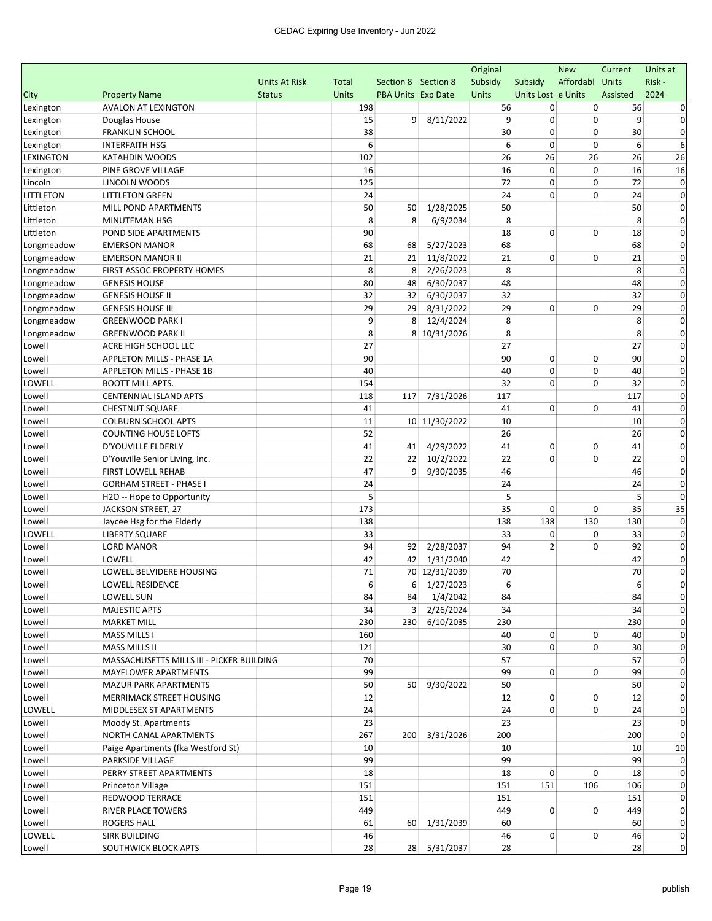| City | Property Name | Units At Risk Status | Total Units | Section 8 PBA Units | Section 8 Exp Date | Original Subsidy Units | Subsidy Units Lost | New Affordable Units | Current Units Assisted | Units at Risk - 2024 |
|---|---|---|---|---|---|---|---|---|---|---|
| Lexington | AVALON AT LEXINGTON | | 198 | | | 56 | 0 | 0 | 56 | 0 |
| Lexington | Douglas House | | 15 | 9 | 8/11/2022 | 9 | 0 | 0 | 9 | 0 |
| Lexington | FRANKLIN SCHOOL | | 38 | | | 30 | 0 | 0 | 30 | 0 |
| Lexington | INTERFAITH HSG | | 6 | | | 6 | 0 | 0 | 6 | 6 |
| LEXINGTON | KATAHDIN WOODS | | 102 | | | 26 | 26 | 26 | 26 | 26 |
| Lexington | PINE GROVE VILLAGE | | 16 | | | 16 | 0 | 0 | 16 | 16 |
| Lincoln | LINCOLN WOODS | | 125 | | | 72 | 0 | 0 | 72 | 0 |
| LITTLETON | LITTLETON GREEN | | 24 | | | 24 | 0 | 0 | 24 | 0 |
| Littleton | MILL POND APARTMENTS | | 50 | 50 | 1/28/2025 | 50 | | | 50 | 0 |
| Littleton | MINUTEMAN HSG | | 8 | 8 | 6/9/2034 | 8 | | | 8 | 0 |
| Littleton | POND SIDE APARTMENTS | | 90 | | | 18 | 0 | 0 | 18 | 0 |
| Longmeadow | EMERSON MANOR | | 68 | 68 | 5/27/2023 | 68 | | | 68 | 0 |
| Longmeadow | EMERSON MANOR II | | 21 | 21 | 11/8/2022 | 21 | 0 | 0 | 21 | 0 |
| Longmeadow | FIRST ASSOC PROPERTY HOMES | | 8 | 8 | 2/26/2023 | 8 | | | 8 | 0 |
| Longmeadow | GENESIS HOUSE | | 80 | 48 | 6/30/2037 | 48 | | | 48 | 0 |
| Longmeadow | GENESIS HOUSE II | | 32 | 32 | 6/30/2037 | 32 | | | 32 | 0 |
| Longmeadow | GENESIS HOUSE III | | 29 | 29 | 8/31/2022 | 29 | 0 | 0 | 29 | 0 |
| Longmeadow | GREENWOOD PARK I | | 9 | 8 | 12/4/2024 | 8 | | | 8 | 0 |
| Longmeadow | GREENWOOD PARK II | | 8 | 8 | 10/31/2026 | 8 | | | 8 | 0 |
| Lowell | ACRE HIGH SCHOOL LLC | | 27 | | | 27 | | | 27 | 0 |
| Lowell | APPLETON MILLS - PHASE 1A | | 90 | | | 90 | 0 | 0 | 90 | 0 |
| Lowell | APPLETON MILLS - PHASE 1B | | 40 | | | 40 | 0 | 0 | 40 | 0 |
| LOWELL | BOOTT MILL APTS. | | 154 | | | 32 | 0 | 0 | 32 | 0 |
| Lowell | CENTENNIAL ISLAND APTS | | 118 | 117 | 7/31/2026 | 117 | | | 117 | 0 |
| Lowell | CHESTNUT SQUARE | | 41 | | | 41 | 0 | 0 | 41 | 0 |
| Lowell | COLBURN SCHOOL APTS | | 11 | 10 | 11/30/2022 | 10 | | | 10 | 0 |
| Lowell | COUNTING HOUSE LOFTS | | 52 | | | 26 | | | 26 | 0 |
| Lowell | D'YOUVILLE ELDERLY | | 41 | 41 | 4/29/2022 | 41 | 0 | 0 | 41 | 0 |
| Lowell | D'Youville Senior Living, Inc. | | 22 | 22 | 10/2/2022 | 22 | 0 | 0 | 22 | 0 |
| Lowell | FIRST LOWELL REHAB | | 47 | 9 | 9/30/2035 | 46 | | | 46 | 0 |
| Lowell | GORHAM STREET - PHASE I | | 24 | | | 24 | | | 24 | 0 |
| Lowell | H2O -- Hope to Opportunity | | 5 | | | 5 | | | 5 | 0 |
| Lowell | JACKSON STREET, 27 | | 173 | | | 35 | 0 | 0 | 35 | 35 |
| Lowell | Jaycee Hsg for the Elderly | | 138 | | | 138 | 138 | 130 | 130 | 0 |
| LOWELL | LIBERTY SQUARE | | 33 | | | 33 | 0 | 0 | 33 | 0 |
| Lowell | LORD MANOR | | 94 | 92 | 2/28/2037 | 94 | 2 | 0 | 92 | 0 |
| Lowell | LOWELL | | 42 | 42 | 1/31/2040 | 42 | | | 42 | 0 |
| Lowell | LOWELL BELVIDERE HOUSING | | 71 | 70 | 12/31/2039 | 70 | | | 70 | 0 |
| Lowell | LOWELL RESIDENCE | | 6 | 6 | 1/27/2023 | 6 | | | 6 | 0 |
| Lowell | LOWELL SUN | | 84 | 84 | 1/4/2042 | 84 | | | 84 | 0 |
| Lowell | MAJESTIC APTS | | 34 | 3 | 2/26/2024 | 34 | | | 34 | 0 |
| Lowell | MARKET MILL | | 230 | 230 | 6/10/2035 | 230 | | | 230 | 0 |
| Lowell | MASS MILLS I | | 160 | | | 40 | 0 | 0 | 40 | 0 |
| Lowell | MASS MILLS II | | 121 | | | 30 | 0 | 0 | 30 | 0 |
| Lowell | MASSACHUSETTS MILLS III - PICKER BUILDING | | 70 | | | 57 | | | 57 | 0 |
| Lowell | MAYFLOWER APARTMENTS | | 99 | | | 99 | 0 | 0 | 99 | 0 |
| Lowell | MAZUR PARK APARTMENTS | | 50 | 50 | 9/30/2022 | 50 | | | 50 | 0 |
| Lowell | MERRIMACK STREET HOUSING | | 12 | | | 12 | 0 | 0 | 12 | 0 |
| LOWELL | MIDDLESEX ST APARTMENTS | | 24 | | | 24 | 0 | 0 | 24 | 0 |
| Lowell | Moody St. Apartments | | 23 | | | 23 | | | 23 | 0 |
| Lowell | NORTH CANAL APARTMENTS | | 267 | 200 | 3/31/2026 | 200 | | | 200 | 0 |
| Lowell | Paige Apartments (fka Westford St) | | 10 | | | 10 | | | 10 | 10 |
| Lowell | PARKSIDE VILLAGE | | 99 | | | 99 | | | 99 | 0 |
| Lowell | PERRY STREET APARTMENTS | | 18 | | | 18 | 0 | 0 | 18 | 0 |
| Lowell | Princeton Village | | 151 | | | 151 | 151 | 106 | 106 | 0 |
| Lowell | REDWOOD TERRACE | | 151 | | | 151 | | | 151 | 0 |
| Lowell | RIVER PLACE TOWERS | | 449 | | | 449 | 0 | 0 | 449 | 0 |
| Lowell | ROGERS HALL | | 61 | 60 | 1/31/2039 | 60 | | | 60 | 0 |
| LOWELL | SIRK BUILDING | | 46 | | | 46 | 0 | 0 | 46 | 0 |
| Lowell | SOUTHWICK BLOCK APTS | | 28 | 28 | 5/31/2037 | 28 | | | 28 | 0 |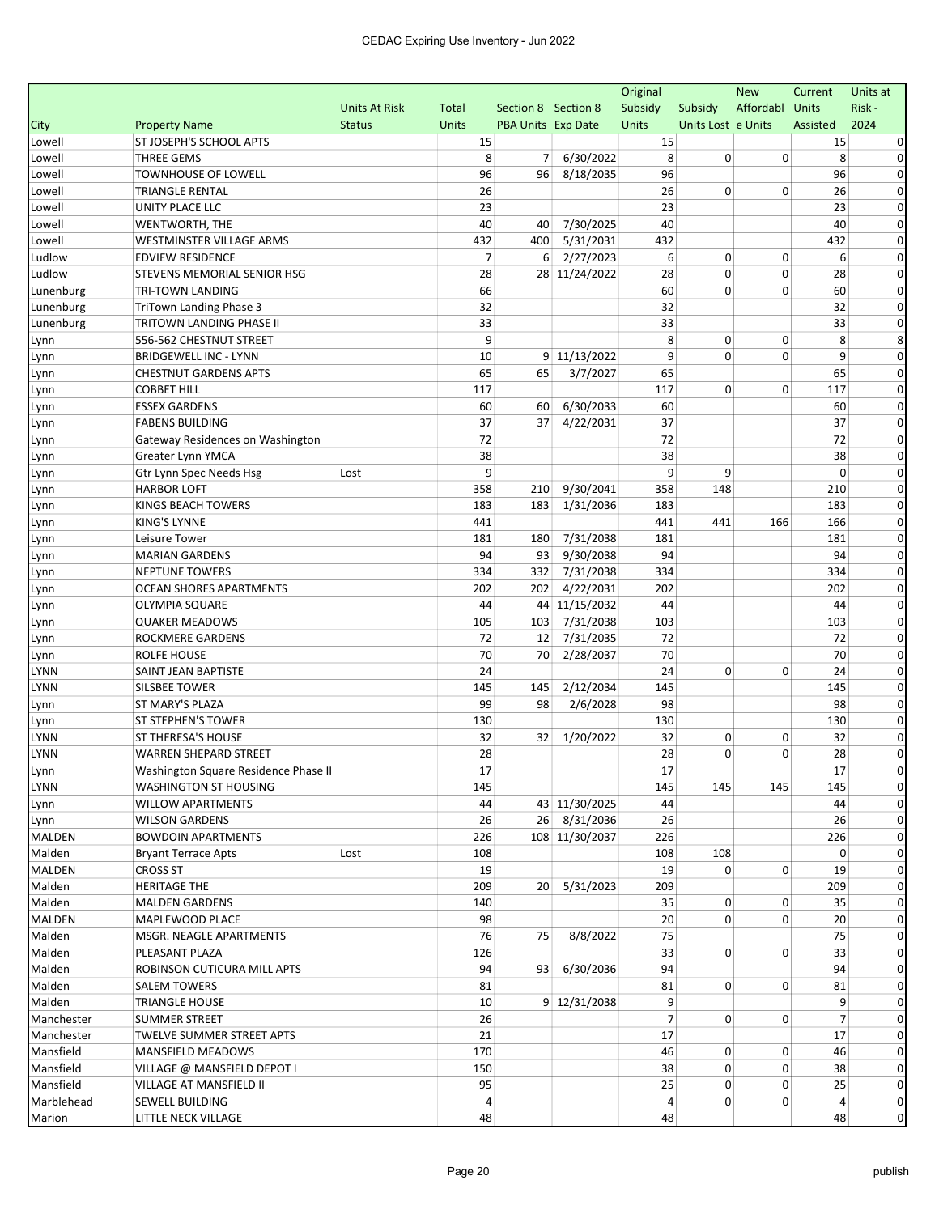CEDAC Expiring Use Inventory - Jun 2022

| City | Property Name | Units At Risk Status | Total Units | Section 8 PBA Units | Section 8 Exp Date | Original Subsidy Units | Subsidy Units Lost | New Affordable Units | Current Units Assisted | Units at Risk - 2024 |
|---|---|---|---|---|---|---|---|---|---|---|
| Lowell | ST JOSEPH'S SCHOOL APTS | | 15 | | | 15 | | | 15 | 0 |
| Lowell | THREE GEMS | | 8 | 7 | 6/30/2022 | 8 | 0 | 0 | 8 | 0 |
| Lowell | TOWNHOUSE OF LOWELL | | 96 | 96 | 8/18/2035 | 96 | | | 96 | 0 |
| Lowell | TRIANGLE RENTAL | | 26 | | | 26 | 0 | 0 | 26 | 0 |
| Lowell | UNITY PLACE LLC | | 23 | | | 23 | | | 23 | 0 |
| Lowell | WENTWORTH, THE | | 40 | 40 | 7/30/2025 | 40 | | | 40 | 0 |
| Lowell | WESTMINSTER VILLAGE ARMS | | 432 | 400 | 5/31/2031 | 432 | | | 432 | 0 |
| Ludlow | EDVIEW RESIDENCE | | 7 | 6 | 2/27/2023 | 6 | 0 | 0 | 6 | 0 |
| Ludlow | STEVENS MEMORIAL SENIOR HSG | | 28 | 28 | 11/24/2022 | 28 | 0 | 0 | 28 | 0 |
| Lunenburg | TRI-TOWN LANDING | | 66 | | | 60 | 0 | 0 | 60 | 0 |
| Lunenburg | TriTown Landing Phase 3 | | 32 | | | 32 | | | 32 | 0 |
| Lunenburg | TRITOWN LANDING PHASE II | | 33 | | | 33 | | | 33 | 0 |
| Lynn | 556-562 CHESTNUT STREET | | 9 | | | 8 | 0 | 0 | 8 | 8 |
| Lynn | BRIDGEWELL INC - LYNN | | 10 | 9 | 11/13/2022 | 9 | 0 | 0 | 9 | 0 |
| Lynn | CHESTNUT GARDENS APTS | | 65 | 65 | 3/7/2027 | 65 | | | 65 | 0 |
| Lynn | COBBET HILL | | 117 | | | 117 | 0 | 0 | 117 | 0 |
| Lynn | ESSEX GARDENS | | 60 | 60 | 6/30/2033 | 60 | | | 60 | 0 |
| Lynn | FABENS BUILDING | | 37 | 37 | 4/22/2031 | 37 | | | 37 | 0 |
| Lynn | Gateway Residences on Washington | | 72 | | | 72 | | | 72 | 0 |
| Lynn | Greater Lynn YMCA | | 38 | | | 38 | | | 38 | 0 |
| Lynn | Gtr Lynn Spec Needs Hsg | Lost | 9 | | | 9 | 9 | | 0 | 0 |
| Lynn | HARBOR LOFT | | 358 | 210 | 9/30/2041 | 358 | 148 | | 210 | 0 |
| Lynn | KINGS BEACH TOWERS | | 183 | 183 | 1/31/2036 | 183 | | | 183 | 0 |
| Lynn | KING'S LYNNE | | 441 | | | 441 | 441 | 166 | 166 | 0 |
| Lynn | Leisure Tower | | 181 | 180 | 7/31/2038 | 181 | | | 181 | 0 |
| Lynn | MARIAN GARDENS | | 94 | 93 | 9/30/2038 | 94 | | | 94 | 0 |
| Lynn | NEPTUNE TOWERS | | 334 | 332 | 7/31/2038 | 334 | | | 334 | 0 |
| Lynn | OCEAN SHORES APARTMENTS | | 202 | 202 | 4/22/2031 | 202 | | | 202 | 0 |
| Lynn | OLYMPIA SQUARE | | 44 | 44 | 11/15/2032 | 44 | | | 44 | 0 |
| Lynn | QUAKER MEADOWS | | 105 | 103 | 7/31/2038 | 103 | | | 103 | 0 |
| Lynn | ROCKMERE GARDENS | | 72 | 12 | 7/31/2035 | 72 | | | 72 | 0 |
| Lynn | ROLFE HOUSE | | 70 | 70 | 2/28/2037 | 70 | | | 70 | 0 |
| LYNN | SAINT JEAN BAPTISTE | | 24 | | | 24 | 0 | 0 | 24 | 0 |
| LYNN | SILSBEE TOWER | | 145 | 145 | 2/12/2034 | 145 | | | 145 | 0 |
| Lynn | ST MARY'S PLAZA | | 99 | 98 | 2/6/2028 | 98 | | | 98 | 0 |
| Lynn | ST STEPHEN'S TOWER | | 130 | | | 130 | | | 130 | 0 |
| LYNN | ST THERESA'S HOUSE | | 32 | 32 | 1/20/2022 | 32 | 0 | 0 | 32 | 0 |
| LYNN | WARREN SHEPARD STREET | | 28 | | | 28 | 0 | 0 | 28 | 0 |
| Lynn | Washington Square Residence Phase II | | 17 | | | 17 | | | 17 | 0 |
| LYNN | WASHINGTON ST HOUSING | | 145 | | | 145 | 145 | 145 | 145 | 0 |
| Lynn | WILLOW APARTMENTS | | 44 | 43 | 11/30/2025 | 44 | | | 44 | 0 |
| Lynn | WILSON GARDENS | | 26 | 26 | 8/31/2036 | 26 | | | 26 | 0 |
| MALDEN | BOWDOIN APARTMENTS | | 226 | 108 | 11/30/2037 | 226 | | | 226 | 0 |
| Malden | Bryant Terrace Apts | Lost | 108 | | | 108 | 108 | | 0 | 0 |
| MALDEN | CROSS ST | | 19 | | | 19 | 0 | 0 | 19 | 0 |
| Malden | HERITAGE THE | | 209 | 20 | 5/31/2023 | 209 | | | 209 | 0 |
| Malden | MALDEN GARDENS | | 140 | | | 35 | 0 | 0 | 35 | 0 |
| MALDEN | MAPLEWOOD PLACE | | 98 | | | 20 | 0 | 0 | 20 | 0 |
| Malden | MSGR. NEAGLE APARTMENTS | | 76 | 75 | 8/8/2022 | 75 | | | 75 | 0 |
| Malden | PLEASANT PLAZA | | 126 | | | 33 | 0 | 0 | 33 | 0 |
| Malden | ROBINSON CUTICURA MILL APTS | | 94 | 93 | 6/30/2036 | 94 | | | 94 | 0 |
| Malden | SALEM TOWERS | | 81 | | | 81 | 0 | 0 | 81 | 0 |
| Malden | TRIANGLE HOUSE | | 10 | 9 | 12/31/2038 | 9 | | | 9 | 0 |
| Manchester | SUMMER STREET | | 26 | | | 7 | 0 | 0 | 7 | 0 |
| Manchester | TWELVE SUMMER STREET APTS | | 21 | | | 17 | | | 17 | 0 |
| Mansfield | MANSFIELD MEADOWS | | 170 | | | 46 | 0 | 0 | 46 | 0 |
| Mansfield | VILLAGE @ MANSFIELD DEPOT I | | 150 | | | 38 | 0 | 0 | 38 | 0 |
| Mansfield | VILLAGE AT MANSFIELD II | | 95 | | | 25 | 0 | 0 | 25 | 0 |
| Marblehead | SEWELL BUILDING | | 4 | | | 4 | 0 | 0 | 4 | 0 |
| Marion | LITTLE NECK VILLAGE | | 48 | | | 48 | | | 48 | 0 |

publish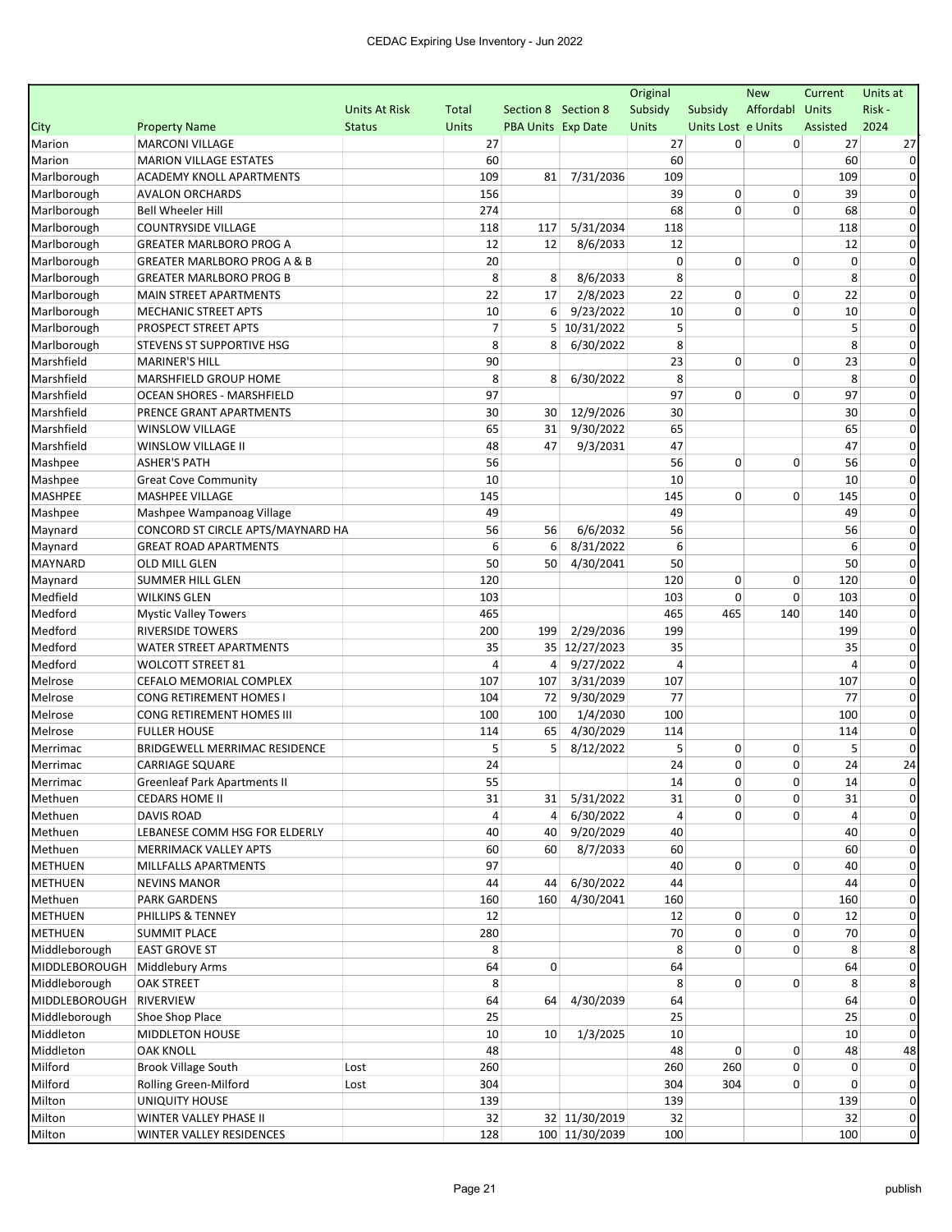| City | Property Name | Units At Risk Status | Total Units | Section 8 PBA Units | Section 8 Exp Date | Original Subsidy Units | Subsidy Units Lost | New Affordable Units | Current Units Assisted | Units at Risk - 2024 |
|---|---|---|---|---|---|---|---|---|---|---|
| Marion | MARCONI VILLAGE | | 27 | | | 27 | 0 | 0 | 27 | 27 |
| Marion | MARION VILLAGE ESTATES | | 60 | | | 60 | | | 60 | 0 |
| Marlborough | ACADEMY KNOLL APARTMENTS | | 109 | 81 | 7/31/2036 | 109 | | | 109 | 0 |
| Marlborough | AVALON ORCHARDS | | 156 | | | 39 | 0 | 0 | 39 | 0 |
| Marlborough | Bell Wheeler Hill | | 274 | | | 68 | 0 | 0 | 68 | 0 |
| Marlborough | COUNTRYSIDE VILLAGE | | 118 | 117 | 5/31/2034 | 118 | | | 118 | 0 |
| Marlborough | GREATER MARLBORO PROG A | | 12 | 12 | 8/6/2033 | 12 | | | 12 | 0 |
| Marlborough | GREATER MARLBORO PROG A & B | | 20 | | | 0 | 0 | 0 | 0 | 0 |
| Marlborough | GREATER MARLBORO PROG B | | 8 | 8 | 8/6/2033 | 8 | | | 8 | 0 |
| Marlborough | MAIN STREET APARTMENTS | | 22 | 17 | 2/8/2023 | 22 | 0 | 0 | 22 | 0 |
| Marlborough | MECHANIC STREET APTS | | 10 | 6 | 9/23/2022 | 10 | 0 | 0 | 10 | 0 |
| Marlborough | PROSPECT STREET APTS | | 7 | 5 | 10/31/2022 | 5 | | | 5 | 0 |
| Marlborough | STEVENS ST SUPPORTIVE HSG | | 8 | 8 | 6/30/2022 | 8 | | | 8 | 0 |
| Marshfield | MARINER'S HILL | | 90 | | | 23 | 0 | 0 | 23 | 0 |
| Marshfield | MARSHFIELD GROUP HOME | | 8 | 8 | 6/30/2022 | 8 | | | 8 | 0 |
| Marshfield | OCEAN SHORES - MARSHFIELD | | 97 | | | 97 | 0 | 0 | 97 | 0 |
| Marshfield | PRENCE GRANT APARTMENTS | | 30 | 30 | 12/9/2026 | 30 | | | 30 | 0 |
| Marshfield | WINSLOW VILLAGE | | 65 | 31 | 9/30/2022 | 65 | | | 65 | 0 |
| Marshfield | WINSLOW VILLAGE II | | 48 | 47 | 9/3/2031 | 47 | | | 47 | 0 |
| Mashpee | ASHER'S PATH | | 56 | | | 56 | 0 | 0 | 56 | 0 |
| Mashpee | Great Cove Community | | 10 | | | 10 | | | 10 | 0 |
| MASHPEE | MASHPEE VILLAGE | | 145 | | | 145 | 0 | 0 | 145 | 0 |
| Mashpee | Mashpee Wampanoag Village | | 49 | | | 49 | | | 49 | 0 |
| Maynard | CONCORD ST CIRCLE APTS/MAYNARD HA | | 56 | 56 | 6/6/2032 | 56 | | | 56 | 0 |
| Maynard | GREAT ROAD APARTMENTS | | 6 | 6 | 8/31/2022 | 6 | | | 6 | 0 |
| MAYNARD | OLD MILL GLEN | | 50 | 50 | 4/30/2041 | 50 | | | 50 | 0 |
| Maynard | SUMMER HILL GLEN | | 120 | | | 120 | 0 | 0 | 120 | 0 |
| Medfield | WILKINS GLEN | | 103 | | | 103 | 0 | 0 | 103 | 0 |
| Medford | Mystic Valley Towers | | 465 | | | 465 | 465 | 140 | 140 | 0 |
| Medford | RIVERSIDE TOWERS | | 200 | 199 | 2/29/2036 | 199 | | | 199 | 0 |
| Medford | WATER STREET APARTMENTS | | 35 | 35 | 12/27/2023 | 35 | | | 35 | 0 |
| Medford | WOLCOTT STREET 81 | | 4 | 4 | 9/27/2022 | 4 | | | 4 | 0 |
| Melrose | CEFALO MEMORIAL COMPLEX | | 107 | 107 | 3/31/2039 | 107 | | | 107 | 0 |
| Melrose | CONG RETIREMENT HOMES I | | 104 | 72 | 9/30/2029 | 77 | | | 77 | 0 |
| Melrose | CONG RETIREMENT HOMES III | | 100 | 100 | 1/4/2030 | 100 | | | 100 | 0 |
| Melrose | FULLER HOUSE | | 114 | 65 | 4/30/2029 | 114 | | | 114 | 0 |
| Merrimac | BRIDGEWELL MERRIMAC RESIDENCE | | 5 | 5 | 8/12/2022 | 5 | 0 | 0 | 5 | 0 |
| Merrimac | CARRIAGE SQUARE | | 24 | | | 24 | 0 | 0 | 24 | 24 |
| Merrimac | Greenleaf Park Apartments II | | 55 | | | 14 | 0 | 0 | 14 | 0 |
| Methuen | CEDARS HOME II | | 31 | 31 | 5/31/2022 | 31 | 0 | 0 | 31 | 0 |
| Methuen | DAVIS ROAD | | 4 | 4 | 6/30/2022 | 4 | 0 | 0 | 4 | 0 |
| Methuen | LEBANESE COMM HSG FOR ELDERLY | | 40 | 40 | 9/20/2029 | 40 | | | 40 | 0 |
| Methuen | MERRIMACK VALLEY APTS | | 60 | 60 | 8/7/2033 | 60 | | | 60 | 0 |
| METHUEN | MILLFALLS APARTMENTS | | 97 | | | 40 | 0 | 0 | 40 | 0 |
| METHUEN | NEVINS MANOR | | 44 | 44 | 6/30/2022 | 44 | | | 44 | 0 |
| Methuen | PARK GARDENS | | 160 | 160 | 4/30/2041 | 160 | | | 160 | 0 |
| METHUEN | PHILLIPS & TENNEY | | 12 | | | 12 | 0 | 0 | 12 | 0 |
| METHUEN | SUMMIT PLACE | | 280 | | | 70 | 0 | 0 | 70 | 0 |
| Middleborough | EAST GROVE ST | | 8 | | | 8 | 0 | 0 | 8 | 8 |
| MIDDLEBOROUGH | Middlebury Arms | | 64 | 0 | | 64 | | | 64 | 0 |
| Middleborough | OAK STREET | | 8 | | | 8 | 0 | 0 | 8 | 8 |
| MIDDLEBOROUGH | RIVERVIEW | | 64 | 64 | 4/30/2039 | 64 | | | 64 | 0 |
| Middleborough | Shoe Shop Place | | 25 | | | 25 | | | 25 | 0 |
| Middleton | MIDDLETON HOUSE | | 10 | 10 | 1/3/2025 | 10 | | | 10 | 0 |
| Middleton | OAK KNOLL | | 48 | | | 48 | 0 | 0 | 48 | 48 |
| Milford | Brook Village South | Lost | 260 | | | 260 | 260 | 0 | 0 | 0 |
| Milford | Rolling Green-Milford | Lost | 304 | | | 304 | 304 | 0 | 0 | 0 |
| Milton | UNIQUITY HOUSE | | 139 | | | 139 | | | 139 | 0 |
| Milton | WINTER VALLEY PHASE II | | 32 | 32 | 11/30/2019 | 32 | | | 32 | 0 |
| Milton | WINTER VALLEY RESIDENCES | | 128 | 100 | 11/30/2039 | 100 | | | 100 | 0 |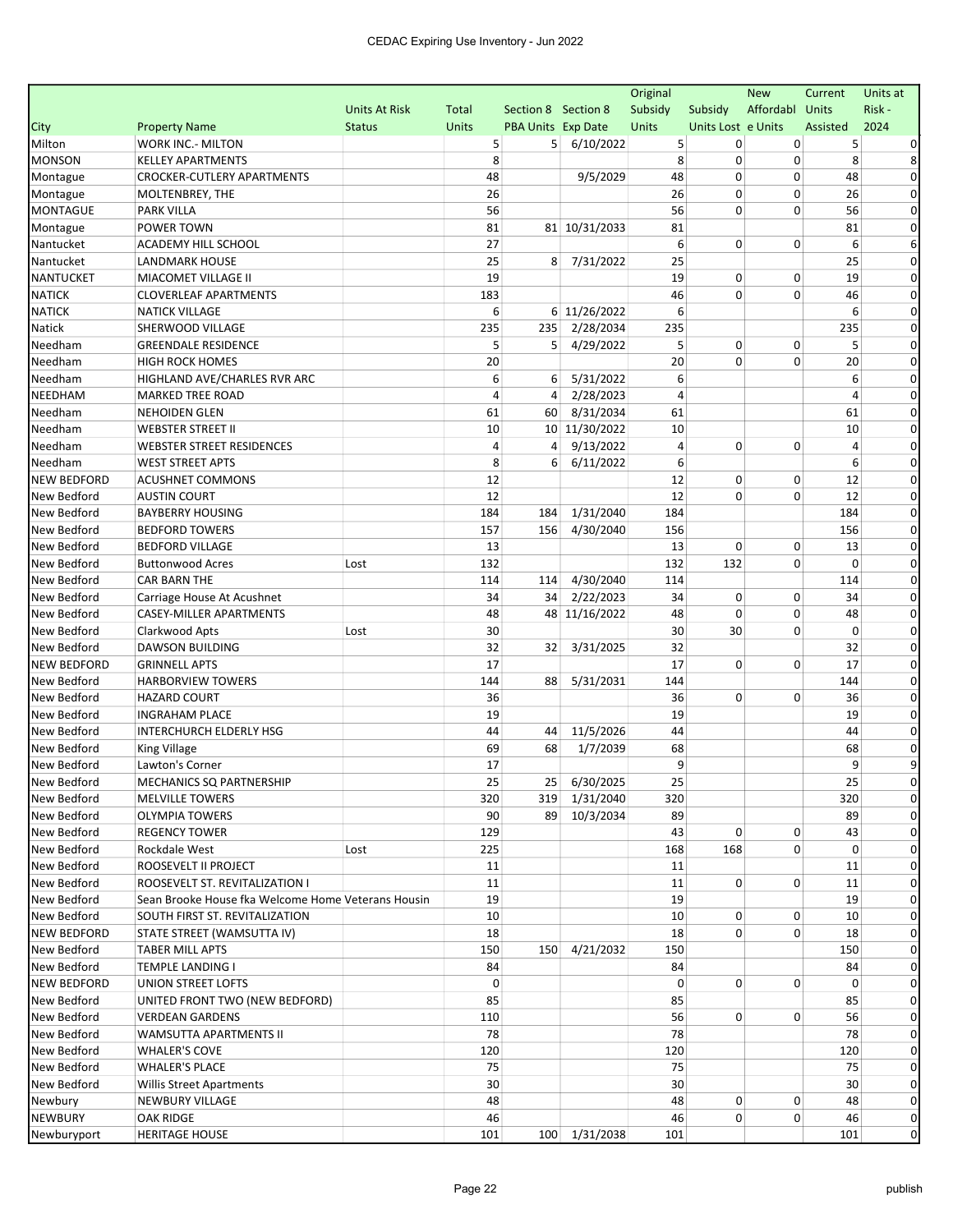# CEDAC Expiring Use Inventory - Jun 2022

| City | Property Name | Units At Risk Status | Total Units | Section 8 PBA Units | Section 8 Exp Date | Original Subsidy Units | Subsidy Units Lost | New Affordable Units | Current Units Assisted | Units at Risk - 2024 |
|---|---|---|---|---|---|---|---|---|---|---|
| Milton | WORK INC.- MILTON | | 5 | 5 | 6/10/2022 | 5 | 0 | 0 | 5 | 0 |
| MONSON | KELLEY APARTMENTS | | 8 | | | 8 | 0 | 0 | 8 | 8 |
| Montague | CROCKER-CUTLERY APARTMENTS | | 48 | | 9/5/2029 | 48 | 0 | 0 | 48 | 0 |
| Montague | MOLTENBREY, THE | | 26 | | | 26 | 0 | 0 | 26 | 0 |
| MONTAGUE | PARK VILLA | | 56 | | | 56 | 0 | 0 | 56 | 0 |
| Montague | POWER TOWN | | 81 | 81 | 10/31/2033 | 81 | | | 81 | 0 |
| Nantucket | ACADEMY HILL SCHOOL | | 27 | | | 6 | 0 | 0 | 6 | 6 |
| Nantucket | LANDMARK HOUSE | | 25 | 8 | 7/31/2022 | 25 | | | 25 | 0 |
| NANTUCKET | MIACOMET VILLAGE II | | 19 | | | 19 | 0 | 0 | 19 | 0 |
| NATICK | CLOVERLEAF APARTMENTS | | 183 | | | 46 | 0 | 0 | 46 | 0 |
| NATICK | NATICK VILLAGE | | 6 | 6 | 11/26/2022 | 6 | | | 6 | 0 |
| Natick | SHERWOOD VILLAGE | | 235 | 235 | 2/28/2034 | 235 | | | 235 | 0 |
| Needham | GREENDALE RESIDENCE | | 5 | 5 | 4/29/2022 | 5 | 0 | 0 | 5 | 0 |
| Needham | HIGH ROCK HOMES | | 20 | | | 20 | 0 | 0 | 20 | 0 |
| Needham | HIGHLAND AVE/CHARLES RVR ARC | | 6 | 6 | 5/31/2022 | 6 | | | 6 | 0 |
| NEEDHAM | MARKED TREE ROAD | | 4 | 4 | 2/28/2023 | 4 | | | 4 | 0 |
| Needham | NEHOIDEN GLEN | | 61 | 60 | 8/31/2034 | 61 | | | 61 | 0 |
| Needham | WEBSTER STREET II | | 10 | 10 | 11/30/2022 | 10 | | | 10 | 0 |
| Needham | WEBSTER STREET RESIDENCES | | 4 | 4 | 9/13/2022 | 4 | 0 | 0 | 4 | 0 |
| Needham | WEST STREET APTS | | 8 | 6 | 6/11/2022 | 6 | | | 6 | 0 |
| NEW BEDFORD | ACUSHNET COMMONS | | 12 | | | 12 | 0 | 0 | 12 | 0 |
| New Bedford | AUSTIN COURT | | 12 | | | 12 | 0 | 0 | 12 | 0 |
| New Bedford | BAYBERRY HOUSING | | 184 | 184 | 1/31/2040 | 184 | | | 184 | 0 |
| New Bedford | BEDFORD TOWERS | | 157 | 156 | 4/30/2040 | 156 | | | 156 | 0 |
| New Bedford | BEDFORD VILLAGE | | 13 | | | 13 | 0 | 0 | 13 | 0 |
| New Bedford | Buttonwood Acres | Lost | 132 | | | 132 | 132 | 0 | 0 | 0 |
| New Bedford | CAR BARN THE | | 114 | 114 | 4/30/2040 | 114 | | | 114 | 0 |
| New Bedford | Carriage House At Acushnet | | 34 | 34 | 2/22/2023 | 34 | 0 | 0 | 34 | 0 |
| New Bedford | CASEY-MILLER APARTMENTS | | 48 | 48 | 11/16/2022 | 48 | 0 | 0 | 48 | 0 |
| New Bedford | Clarkwood Apts | Lost | 30 | | | 30 | 30 | 0 | 0 | 0 |
| New Bedford | DAWSON BUILDING | | 32 | 32 | 3/31/2025 | 32 | | | 32 | 0 |
| NEW BEDFORD | GRINNELL APTS | | 17 | | | 17 | 0 | 0 | 17 | 0 |
| New Bedford | HARBORVIEW TOWERS | | 144 | 88 | 5/31/2031 | 144 | | | 144 | 0 |
| New Bedford | HAZARD COURT | | 36 | | | 36 | 0 | 0 | 36 | 0 |
| New Bedford | INGRAHAM PLACE | | 19 | | | 19 | | | 19 | 0 |
| New Bedford | INTERCHURCH ELDERLY HSG | | 44 | 44 | 11/5/2026 | 44 | | | 44 | 0 |
| New Bedford | King Village | | 69 | 68 | 1/7/2039 | 68 | | | 68 | 0 |
| New Bedford | Lawton's Corner | | 17 | | | 9 | | | 9 | 9 |
| New Bedford | MECHANICS SQ PARTNERSHIP | | 25 | 25 | 6/30/2025 | 25 | | | 25 | 0 |
| New Bedford | MELVILLE TOWERS | | 320 | 319 | 1/31/2040 | 320 | | | 320 | 0 |
| New Bedford | OLYMPIA TOWERS | | 90 | 89 | 10/3/2034 | 89 | | | 89 | 0 |
| New Bedford | REGENCY TOWER | | 129 | | | 43 | 0 | 0 | 43 | 0 |
| New Bedford | Rockdale West | Lost | 225 | | | 168 | 168 | 0 | 0 | 0 |
| New Bedford | ROOSEVELT II PROJECT | | 11 | | | 11 | | | 11 | 0 |
| New Bedford | ROOSEVELT ST. REVITALIZATION I | | 11 | | | 11 | 0 | 0 | 11 | 0 |
| New Bedford | Sean Brooke House fka Welcome Home Veterans Housin | | 19 | | | 19 | | | 19 | 0 |
| New Bedford | SOUTH FIRST ST. REVITALIZATION | | 10 | | | 10 | 0 | 0 | 10 | 0 |
| NEW BEDFORD | STATE STREET (WAMSUTTA IV) | | 18 | | | 18 | 0 | 0 | 18 | 0 |
| New Bedford | TABER MILL APTS | | 150 | 150 | 4/21/2032 | 150 | | | 150 | 0 |
| New Bedford | TEMPLE LANDING I | | 84 | | | 84 | | | 84 | 0 |
| NEW BEDFORD | UNION STREET LOFTS | | 0 | | | 0 | 0 | 0 | 0 | 0 |
| New Bedford | UNITED FRONT TWO (NEW BEDFORD) | | 85 | | | 85 | | | 85 | 0 |
| New Bedford | VERDEAN GARDENS | | 110 | | | 56 | 0 | 0 | 56 | 0 |
| New Bedford | WAMSUTTA APARTMENTS II | | 78 | | | 78 | | | 78 | 0 |
| New Bedford | WHALER'S COVE | | 120 | | | 120 | | | 120 | 0 |
| New Bedford | WHALER'S PLACE | | 75 | | | 75 | | | 75 | 0 |
| New Bedford | Willis Street Apartments | | 30 | | | 30 | | | 30 | 0 |
| Newbury | NEWBURY VILLAGE | | 48 | | | 48 | 0 | 0 | 48 | 0 |
| NEWBURY | OAK RIDGE | | 46 | | | 46 | 0 | 0 | 46 | 0 |
| Newburyport | HERITAGE HOUSE | | 101 | 100 | 1/31/2038 | 101 | | | 101 | 0 |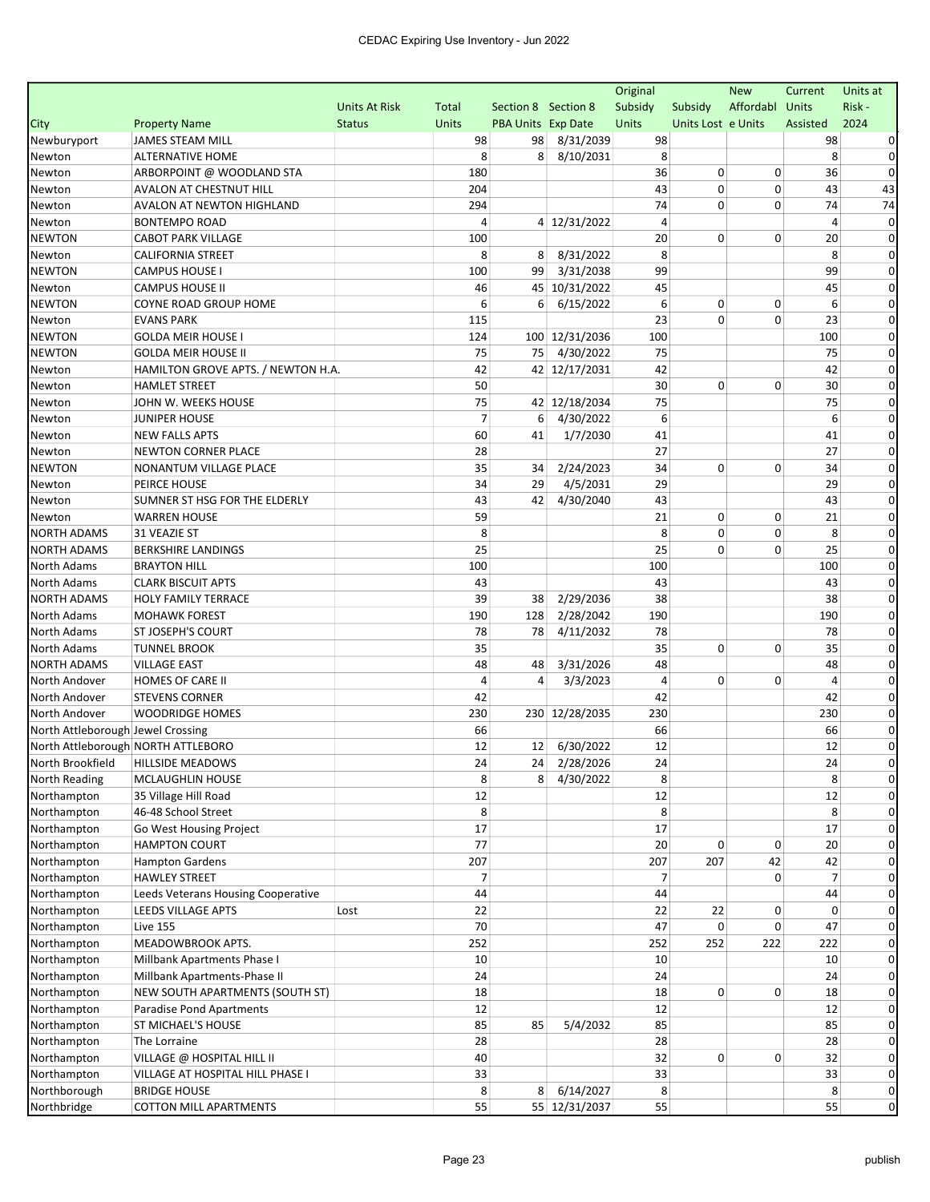| City | Property Name | Units At Risk Status | Total Units | Section 8 PBA Units | Section 8 Exp Date | Original Subsidy Units | Subsidy Units Lost | New Affordable Units | Current Units Assisted | Units at Risk - 2024 |
|---|---|---|---|---|---|---|---|---|---|---|
| Newburyport | JAMES STEAM MILL | | 98 | 98 | 8/31/2039 | 98 | | | 98 | 0 |
| Newton | ALTERNATIVE HOME | | 8 | 8 | 8/10/2031 | 8 | | | 8 | 0 |
| Newton | ARBORPOINT @ WOODLAND STA | | 180 | | | 36 | 0 | 0 | 36 | 0 |
| Newton | AVALON AT CHESTNUT HILL | | 204 | | | 43 | 0 | 0 | 43 | 43 |
| Newton | AVALON AT NEWTON HIGHLAND | | 294 | | | 74 | 0 | 0 | 74 | 74 |
| Newton | BONTEMPO ROAD | | 4 | 4 | 12/31/2022 | 4 | | | 4 | 0 |
| NEWTON | CABOT PARK VILLAGE | | 100 | | | 20 | 0 | 0 | 20 | 0 |
| Newton | CALIFORNIA STREET | | 8 | 8 | 8/31/2022 | 8 | | | 8 | 0 |
| NEWTON | CAMPUS HOUSE I | | 100 | 99 | 3/31/2038 | 99 | | | 99 | 0 |
| Newton | CAMPUS HOUSE II | | 46 | 45 | 10/31/2022 | 45 | | | 45 | 0 |
| NEWTON | COYNE ROAD GROUP HOME | | 6 | 6 | 6/15/2022 | 6 | 0 | 0 | 6 | 0 |
| Newton | EVANS PARK | | 115 | | | 23 | 0 | 0 | 23 | 0 |
| NEWTON | GOLDA MEIR HOUSE I | | 124 | 100 | 12/31/2036 | 100 | | | 100 | 0 |
| NEWTON | GOLDA MEIR HOUSE II | | 75 | 75 | 4/30/2022 | 75 | | | 75 | 0 |
| Newton | HAMILTON GROVE APTS. / NEWTON H.A. | | 42 | 42 | 12/17/2031 | 42 | | | 42 | 0 |
| Newton | HAMLET STREET | | 50 | | | 30 | 0 | 0 | 30 | 0 |
| Newton | JOHN W. WEEKS HOUSE | | 75 | 42 | 12/18/2034 | 75 | | | 75 | 0 |
| Newton | JUNIPER HOUSE | | 7 | 6 | 4/30/2022 | 6 | | | 6 | 0 |
| Newton | NEW FALLS APTS | | 60 | 41 | 1/7/2030 | 41 | | | 41 | 0 |
| Newton | NEWTON CORNER PLACE | | 28 | | | 27 | | | 27 | 0 |
| NEWTON | NONANTUM VILLAGE PLACE | | 35 | 34 | 2/24/2023 | 34 | 0 | 0 | 34 | 0 |
| Newton | PEIRCE HOUSE | | 34 | 29 | 4/5/2031 | 29 | | | 29 | 0 |
| Newton | SUMNER ST HSG FOR THE ELDERLY | | 43 | 42 | 4/30/2040 | 43 | | | 43 | 0 |
| Newton | WARREN HOUSE | | 59 | | | 21 | 0 | 0 | 21 | 0 |
| NORTH ADAMS | 31 VEAZIE ST | | 8 | | | 8 | 0 | 0 | 8 | 0 |
| NORTH ADAMS | BERKSHIRE LANDINGS | | 25 | | | 25 | 0 | 0 | 25 | 0 |
| North Adams | BRAYTON HILL | | 100 | | | 100 | | | 100 | 0 |
| North Adams | CLARK BISCUIT APTS | | 43 | | | 43 | | | 43 | 0 |
| NORTH ADAMS | HOLY FAMILY TERRACE | | 39 | 38 | 2/29/2036 | 38 | | | 38 | 0 |
| North Adams | MOHAWK FOREST | | 190 | 128 | 2/28/2042 | 190 | | | 190 | 0 |
| North Adams | ST JOSEPH'S COURT | | 78 | 78 | 4/11/2032 | 78 | | | 78 | 0 |
| North Adams | TUNNEL BROOK | | 35 | | | 35 | 0 | 0 | 35 | 0 |
| NORTH ADAMS | VILLAGE EAST | | 48 | 48 | 3/31/2026 | 48 | | | 48 | 0 |
| North Andover | HOMES OF CARE II | | 4 | 4 | 3/3/2023 | 4 | 0 | 0 | 4 | 0 |
| North Andover | STEVENS CORNER | | 42 | | | 42 | | | 42 | 0 |
| North Andover | WOODRIDGE HOMES | | 230 | 230 | 12/28/2035 | 230 | | | 230 | 0 |
| North Attleborough | Jewel Crossing | | 66 | | | 66 | | | 66 | 0 |
| North Attleborough | NORTH ATTLEBORO | | 12 | 12 | 6/30/2022 | 12 | | | 12 | 0 |
| North Brookfield | HILLSIDE MEADOWS | | 24 | 24 | 2/28/2026 | 24 | | | 24 | 0 |
| North Reading | MCLAUGHLIN HOUSE | | 8 | 8 | 4/30/2022 | 8 | | | 8 | 0 |
| Northampton | 35 Village Hill Road | | 12 | | | 12 | | | 12 | 0 |
| Northampton | 46-48 School Street | | 8 | | | 8 | | | 8 | 0 |
| Northampton | Go West Housing Project | | 17 | | | 17 | | | 17 | 0 |
| Northampton | HAMPTON COURT | | 77 | | | 20 | 0 | 0 | 20 | 0 |
| Northampton | Hampton Gardens | | 207 | | | 207 | 207 | 42 | 42 | 0 |
| Northampton | HAWLEY STREET | | 7 | | | 7 | | 0 | 7 | 0 |
| Northampton | Leeds Veterans Housing Cooperative | | 44 | | | 44 | | | 44 | 0 |
| Northampton | LEEDS VILLAGE APTS | Lost | 22 | | | 22 | 22 | 0 | 0 | 0 |
| Northampton | Live 155 | | 70 | | | 47 | 0 | 0 | 47 | 0 |
| Northampton | MEADOWBROOK APTS. | | 252 | | | 252 | 252 | 222 | 222 | 0 |
| Northampton | Millbank Apartments Phase I | | 10 | | | 10 | | | 10 | 0 |
| Northampton | Millbank Apartments-Phase II | | 24 | | | 24 | | | 24 | 0 |
| Northampton | NEW SOUTH APARTMENTS (SOUTH ST) | | 18 | | | 18 | 0 | 0 | 18 | 0 |
| Northampton | Paradise Pond Apartments | | 12 | | | 12 | | | 12 | 0 |
| Northampton | ST MICHAEL'S HOUSE | | 85 | 85 | 5/4/2032 | 85 | | | 85 | 0 |
| Northampton | The Lorraine | | 28 | | | 28 | | | 28 | 0 |
| Northampton | VILLAGE @ HOSPITAL HILL II | | 40 | | | 32 | 0 | 0 | 32 | 0 |
| Northampton | VILLAGE AT HOSPITAL HILL PHASE I | | 33 | | | 33 | | | 33 | 0 |
| Northborough | BRIDGE HOUSE | | 8 | 8 | 6/14/2027 | 8 | | | 8 | 0 |
| Northbridge | COTTON MILL APARTMENTS | | 55 | 55 | 12/31/2037 | 55 | | | 55 | 0 |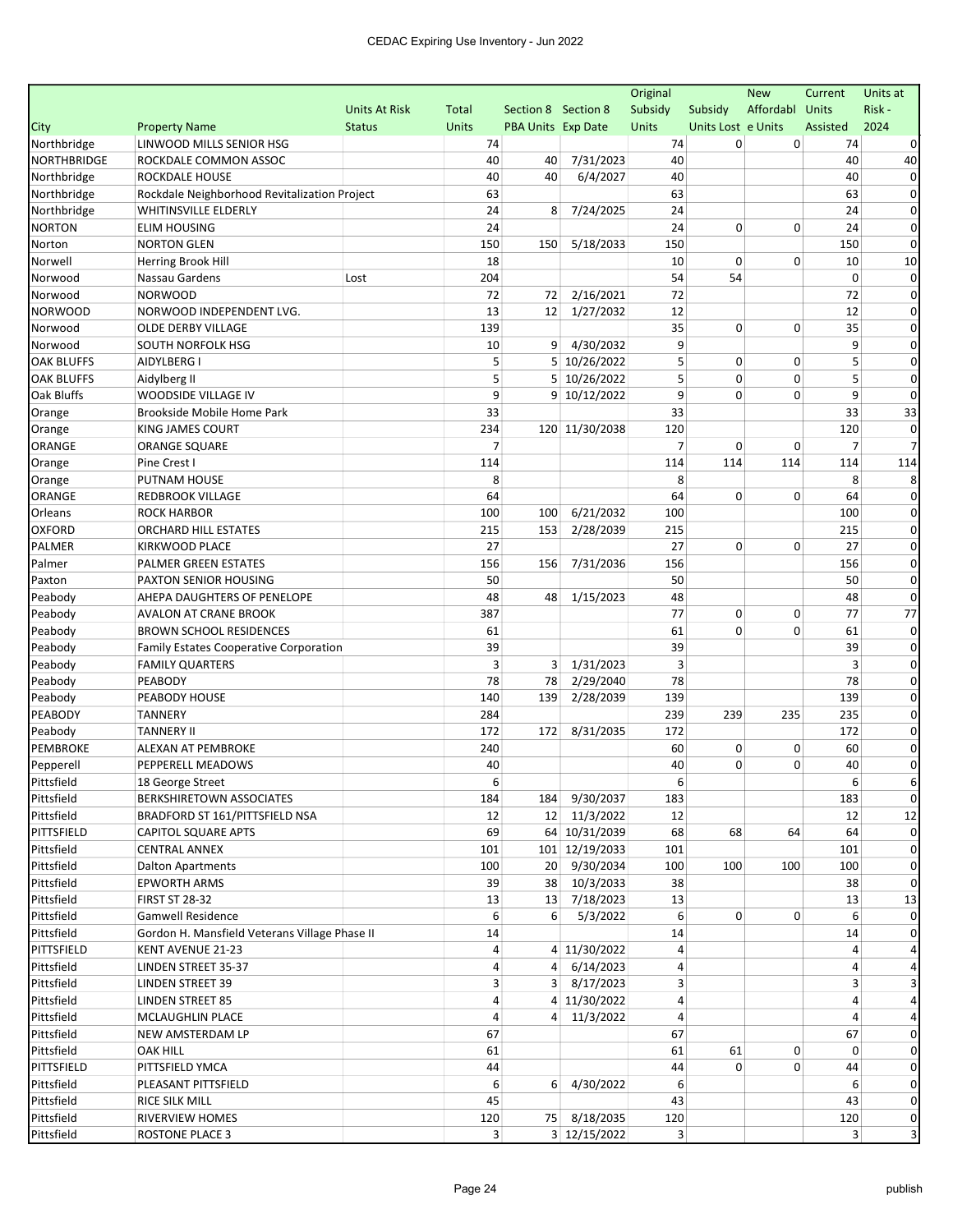# CEDAC Expiring Use Inventory - Jun 2022

| City | Property Name | Units At Risk Status | Total Units | Section 8 PBA Units | Section 8 Exp Date | Original Subsidy Units | Subsidy Units Lost | New Affordable Units | Current Units Assisted | Units at Risk - 2024 |
|---|---|---|---|---|---|---|---|---|---|---|
| Northbridge | LINWOOD MILLS SENIOR HSG | | 74 | | | 74 | 0 | 0 | 74 | 0 |
| NORTHBRIDGE | ROCKDALE COMMON ASSOC | | 40 | 40 | 7/31/2023 | 40 | | | 40 | 40 |
| Northbridge | ROCKDALE HOUSE | | 40 | 40 | 6/4/2027 | 40 | | | 40 | 0 |
| Northbridge | Rockdale Neighborhood Revitalization Project | | 63 | | | 63 | | | 63 | 0 |
| Northbridge | WHITINSVILLE ELDERLY | | 24 | 8 | 7/24/2025 | 24 | | | 24 | 0 |
| NORTON | ELIM HOUSING | | 24 | | | 24 | 0 | 0 | 24 | 0 |
| Norton | NORTON GLEN | | 150 | 150 | 5/18/2033 | 150 | | | 150 | 0 |
| Norwell | Herring Brook Hill | | 18 | | | 10 | 0 | 0 | 10 | 10 |
| Norwood | Nassau Gardens | Lost | 204 | | | 54 | 54 | | 0 | 0 |
| Norwood | NORWOOD | | 72 | 72 | 2/16/2021 | 72 | | | 72 | 0 |
| NORWOOD | NORWOOD INDEPENDENT LVG. | | 13 | 12 | 1/27/2032 | 12 | | | 12 | 0 |
| Norwood | OLDE DERBY VILLAGE | | 139 | | | 35 | 0 | 0 | 35 | 0 |
| Norwood | SOUTH NORFOLK HSG | | 10 | 9 | 4/30/2032 | 9 | | | 9 | 0 |
| OAK BLUFFS | AIDYLBERG I | | 5 | 5 | 10/26/2022 | 5 | 0 | 0 | 5 | 0 |
| OAK BLUFFS | Aidylberg II | | 5 | 5 | 10/26/2022 | 5 | 0 | 0 | 5 | 0 |
| Oak Bluffs | WOODSIDE VILLAGE IV | | 9 | 9 | 10/12/2022 | 9 | 0 | 0 | 9 | 0 |
| Orange | Brookside Mobile Home Park | | 33 | | | 33 | | | 33 | 33 |
| Orange | KING JAMES COURT | | 234 | 120 | 11/30/2038 | 120 | | | 120 | 0 |
| ORANGE | ORANGE SQUARE | | 7 | | | 7 | 0 | 0 | 7 | 7 |
| Orange | Pine Crest I | | 114 | | | 114 | 114 | 114 | 114 | 114 |
| Orange | PUTNAM HOUSE | | 8 | | | 8 | | | 8 | 8 |
| ORANGE | REDBROOK VILLAGE | | 64 | | | 64 | 0 | 0 | 64 | 0 |
| Orleans | ROCK HARBOR | | 100 | 100 | 6/21/2032 | 100 | | | 100 | 0 |
| OXFORD | ORCHARD HILL ESTATES | | 215 | 153 | 2/28/2039 | 215 | | | 215 | 0 |
| PALMER | KIRKWOOD PLACE | | 27 | | | 27 | 0 | 0 | 27 | 0 |
| Palmer | PALMER GREEN ESTATES | | 156 | 156 | 7/31/2036 | 156 | | | 156 | 0 |
| Paxton | PAXTON SENIOR HOUSING | | 50 | | | 50 | | | 50 | 0 |
| Peabody | AHEPA DAUGHTERS OF PENELOPE | | 48 | 48 | 1/15/2023 | 48 | | | 48 | 0 |
| Peabody | AVALON AT CRANE BROOK | | 387 | | | 77 | 0 | 0 | 77 | 77 |
| Peabody | BROWN SCHOOL RESIDENCES | | 61 | | | 61 | 0 | 0 | 61 | 0 |
| Peabody | Family Estates Cooperative Corporation | | 39 | | | 39 | | | 39 | 0 |
| Peabody | FAMILY QUARTERS | | 3 | 3 | 1/31/2023 | 3 | | | 3 | 0 |
| Peabody | PEABODY | | 78 | 78 | 2/29/2040 | 78 | | | 78 | 0 |
| Peabody | PEABODY HOUSE | | 140 | 139 | 2/28/2039 | 139 | | | 139 | 0 |
| PEABODY | TANNERY | | 284 | | | 239 | 239 | 235 | 235 | 0 |
| Peabody | TANNERY II | | 172 | 172 | 8/31/2035 | 172 | | | 172 | 0 |
| PEMBROKE | ALEXAN AT PEMBROKE | | 240 | | | 60 | 0 | 0 | 60 | 0 |
| Pepperell | PEPPERELL MEADOWS | | 40 | | | 40 | 0 | 0 | 40 | 0 |
| Pittsfield | 18 George Street | | 6 | | | 6 | | | 6 | 6 |
| Pittsfield | BERKSHIRETOWN ASSOCIATES | | 184 | 184 | 9/30/2037 | 183 | | | 183 | 0 |
| Pittsfield | BRADFORD ST 161/PITTSFIELD NSA | | 12 | 12 | 11/3/2022 | 12 | | | 12 | 12 |
| PITTSFIELD | CAPITOL SQUARE APTS | | 69 | 64 | 10/31/2039 | 68 | 68 | 64 | 64 | 0 |
| Pittsfield | CENTRAL ANNEX | | 101 | 101 | 12/19/2033 | 101 | | | 101 | 0 |
| Pittsfield | Dalton Apartments | | 100 | 20 | 9/30/2034 | 100 | 100 | 100 | 100 | 0 |
| Pittsfield | EPWORTH ARMS | | 39 | 38 | 10/3/2033 | 38 | | | 38 | 0 |
| Pittsfield | FIRST ST 28-32 | | 13 | 13 | 7/18/2023 | 13 | | | 13 | 13 |
| Pittsfield | Gamwell Residence | | 6 | 6 | 5/3/2022 | 6 | 0 | 0 | 6 | 0 |
| Pittsfield | Gordon H. Mansfield Veterans Village Phase II | | 14 | | | 14 | | | 14 | 0 |
| PITTSFIELD | KENT AVENUE 21-23 | | 4 | 4 | 11/30/2022 | 4 | | | 4 | 4 |
| Pittsfield | LINDEN STREET 35-37 | | 4 | 4 | 6/14/2023 | 4 | | | 4 | 4 |
| Pittsfield | LINDEN STREET 39 | | 3 | 3 | 8/17/2023 | 3 | | | 3 | 3 |
| Pittsfield | LINDEN STREET 85 | | 4 | 4 | 11/30/2022 | 4 | | | 4 | 4 |
| Pittsfield | MCLAUGHLIN PLACE | | 4 | 4 | 11/3/2022 | 4 | | | 4 | 4 |
| Pittsfield | NEW AMSTERDAM LP | | 67 | | | 67 | | | 67 | 0 |
| Pittsfield | OAK HILL | | 61 | | | 61 | 61 | 0 | 0 | 0 |
| PITTSFIELD | PITTSFIELD YMCA | | 44 | | | 44 | 0 | 0 | 44 | 0 |
| Pittsfield | PLEASANT PITTSFIELD | | 6 | 6 | 4/30/2022 | 6 | | | 6 | 0 |
| Pittsfield | RICE SILK MILL | | 45 | | | 43 | | | 43 | 0 |
| Pittsfield | RIVERVIEW HOMES | | 120 | 75 | 8/18/2035 | 120 | | | 120 | 0 |
| Pittsfield | ROSTONE PLACE 3 | | 3 | 3 | 12/15/2022 | 3 | | | 3 | 3 |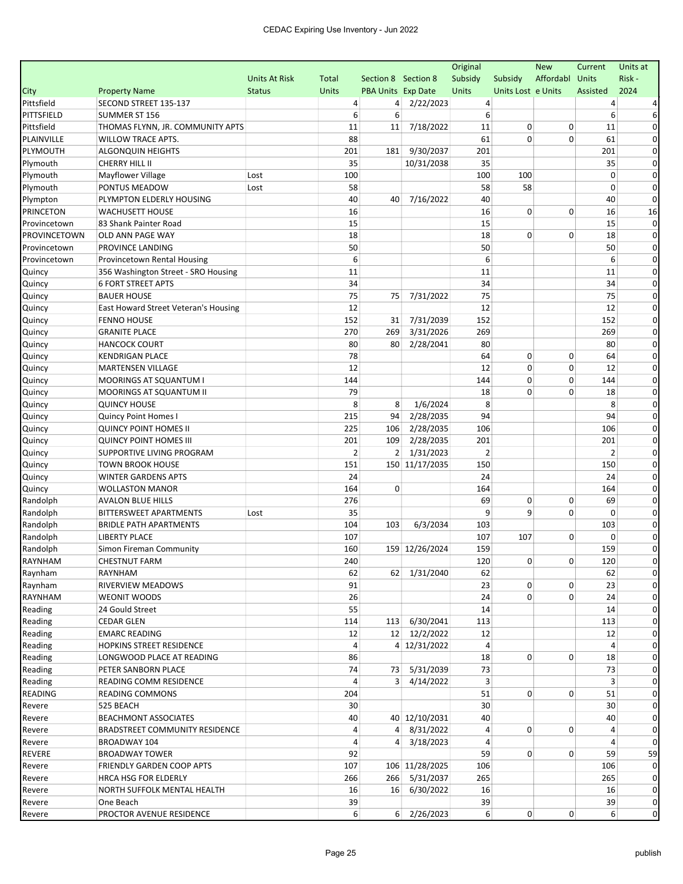| City | Property Name | Units At Risk Status | Total Units | Section 8 PBA Units | Section 8 Exp Date | Original Subsidy Units | Subsidy Units Lost | New Affordable Units | Current Units Assisted | Units at Risk - 2024 |
|---|---|---|---|---|---|---|---|---|---|---|
| Pittsfield | SECOND STREET 135-137 | | 4 | 4 | 2/22/2023 | 4 | | | 4 | 4 |
| PITTSFIELD | SUMMER ST 156 | | 6 | 6 | | 6 | | | 6 | 6 |
| Pittsfield | THOMAS FLYNN, JR. COMMUNITY APTS | | 11 | 11 | 7/18/2022 | 11 | 0 | 0 | 11 | 0 |
| PLAINVILLE | WILLOW TRACE APTS. | | 88 | | | 61 | 0 | 0 | 61 | 0 |
| PLYMOUTH | ALGONQUIN HEIGHTS | | 201 | 181 | 9/30/2037 | 201 | | | 201 | 0 |
| Plymouth | CHERRY HILL II | | 35 | | 10/31/2038 | 35 | | | 35 | 0 |
| Plymouth | Mayflower Village | Lost | 100 | | | 100 | 100 | | 0 | 0 |
| Plymouth | PONTUS MEADOW | Lost | 58 | | | 58 | 58 | | 0 | 0 |
| Plympton | PLYMPTON ELDERLY HOUSING | | 40 | 40 | 7/16/2022 | 40 | | | 40 | 0 |
| PRINCETON | WACHUSETT HOUSE | | 16 | | | 16 | 0 | 0 | 16 | 16 |
| Provincetown | 83 Shank Painter Road | | 15 | | | 15 | | | 15 | 0 |
| PROVINCETOWN | OLD ANN PAGE WAY | | 18 | | | 18 | 0 | 0 | 18 | 0 |
| Provincetown | PROVINCE LANDING | | 50 | | | 50 | | | 50 | 0 |
| Provincetown | Provincetown Rental Housing | | 6 | | | 6 | | | 6 | 0 |
| Quincy | 356 Washington Street - SRO Housing | | 11 | | | 11 | | | 11 | 0 |
| Quincy | 6 FORT STREET APTS | | 34 | | | 34 | | | 34 | 0 |
| Quincy | BAUER HOUSE | | 75 | 75 | 7/31/2022 | 75 | | | 75 | 0 |
| Quincy | East Howard Street Veteran's Housing | | 12 | | | 12 | | | 12 | 0 |
| Quincy | FENNO HOUSE | | 152 | 31 | 7/31/2039 | 152 | | | 152 | 0 |
| Quincy | GRANITE PLACE | | 270 | 269 | 3/31/2026 | 269 | | | 269 | 0 |
| Quincy | HANCOCK COURT | | 80 | 80 | 2/28/2041 | 80 | | | 80 | 0 |
| Quincy | KENDRIGAN PLACE | | 78 | | | 64 | 0 | 0 | 64 | 0 |
| Quincy | MARTENSEN VILLAGE | | 12 | | | 12 | 0 | 0 | 12 | 0 |
| Quincy | MOORINGS AT SQUANTUM I | | 144 | | | 144 | 0 | 0 | 144 | 0 |
| Quincy | MOORINGS AT SQUANTUM II | | 79 | | | 18 | 0 | 0 | 18 | 0 |
| Quincy | QUINCY HOUSE | | 8 | 8 | 1/6/2024 | 8 | | | 8 | 0 |
| Quincy | Quincy Point Homes I | | 215 | 94 | 2/28/2035 | 94 | | | 94 | 0 |
| Quincy | QUINCY POINT HOMES II | | 225 | 106 | 2/28/2035 | 106 | | | 106 | 0 |
| Quincy | QUINCY POINT HOMES III | | 201 | 109 | 2/28/2035 | 201 | | | 201 | 0 |
| Quincy | SUPPORTIVE LIVING PROGRAM | | 2 | 2 | 1/31/2023 | 2 | | | 2 | 0 |
| Quincy | TOWN BROOK HOUSE | | 151 | 150 | 11/17/2035 | 150 | | | 150 | 0 |
| Quincy | WINTER GARDENS APTS | | 24 | | | 24 | | | 24 | 0 |
| Quincy | WOLLASTON MANOR | | 164 | 0 | | 164 | | | 164 | 0 |
| Randolph | AVALON BLUE HILLS | | 276 | | | 69 | 0 | 0 | 69 | 0 |
| Randolph | BITTERSWEET APARTMENTS | Lost | 35 | | | 9 | 9 | 0 | 0 | 0 |
| Randolph | BRIDLE PATH APARTMENTS | | 104 | 103 | 6/3/2034 | 103 | | | 103 | 0 |
| Randolph | LIBERTY PLACE | | 107 | | | 107 | 107 | 0 | 0 | 0 |
| Randolph | Simon Fireman Community | | 160 | 159 | 12/26/2024 | 159 | | | 159 | 0 |
| RAYNHAM | CHESTNUT FARM | | 240 | | | 120 | 0 | 0 | 120 | 0 |
| Raynham | RAYNHAM | | 62 | 62 | 1/31/2040 | 62 | | | 62 | 0 |
| Raynham | RIVERVIEW MEADOWS | | 91 | | | 23 | 0 | 0 | 23 | 0 |
| RAYNHAM | WEONIT WOODS | | 26 | | | 24 | 0 | 0 | 24 | 0 |
| Reading | 24 Gould Street | | 55 | | | 14 | | | 14 | 0 |
| Reading | CEDAR GLEN | | 114 | 113 | 6/30/2041 | 113 | | | 113 | 0 |
| Reading | EMARC READING | | 12 | 12 | 12/2/2022 | 12 | | | 12 | 0 |
| Reading | HOPKINS STREET RESIDENCE | | 4 | 4 | 12/31/2022 | 4 | | | 4 | 0 |
| Reading | LONGWOOD PLACE AT READING | | 86 | | | 18 | 0 | 0 | 18 | 0 |
| Reading | PETER SANBORN PLACE | | 74 | 73 | 5/31/2039 | 73 | | | 73 | 0 |
| Reading | READING COMM RESIDENCE | | 4 | 3 | 4/14/2022 | 3 | | | 3 | 0 |
| READING | READING COMMONS | | 204 | | | 51 | 0 | 0 | 51 | 0 |
| Revere | 525 BEACH | | 30 | | | 30 | | | 30 | 0 |
| Revere | BEACHMONT ASSOCIATES | | 40 | 40 | 12/10/2031 | 40 | | | 40 | 0 |
| Revere | BRADSTREET COMMUNITY RESIDENCE | | 4 | 4 | 8/31/2022 | 4 | 0 | 0 | 4 | 0 |
| Revere | BROADWAY 104 | | 4 | 4 | 3/18/2023 | 4 | | | 4 | 0 |
| REVERE | BROADWAY TOWER | | 92 | | | 59 | 0 | 0 | 59 | 59 |
| Revere | FRIENDLY GARDEN COOP APTS | | 107 | 106 | 11/28/2025 | 106 | | | 106 | 0 |
| Revere | HRCA HSG FOR ELDERLY | | 266 | 266 | 5/31/2037 | 265 | | | 265 | 0 |
| Revere | NORTH SUFFOLK MENTAL HEALTH | | 16 | 16 | 6/30/2022 | 16 | | | 16 | 0 |
| Revere | One Beach | | 39 | | | 39 | | | 39 | 0 |
| Revere | PROCTOR AVENUE RESIDENCE | | 6 | 6 | 2/26/2023 | 6 | 0 | 0 | 6 | 0 |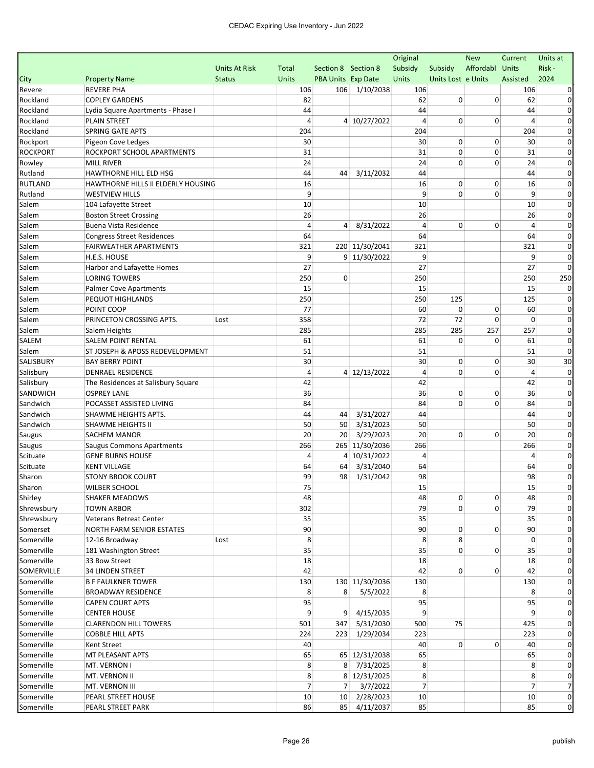CEDAC Expiring Use Inventory - Jun 2022

| City | Property Name | Units At Risk Status | Total Units | Section 8 PBA Units | Section 8 Exp Date | Original Subsidy Units | Subsidy Units Lost | New Affordable Units | Current Units Assisted | Units at Risk - 2024 |
|---|---|---|---|---|---|---|---|---|---|---|
| Revere | REVERE PHA | | 106 | 106 | 1/10/2038 | 106 | | | 106 | 0 |
| Rockland | COPLEY GARDENS | | 82 | | | 62 | 0 | 0 | 62 | 0 |
| Rockland | Lydia Square Apartments - Phase I | | 44 | | | 44 | | | 44 | 0 |
| Rockland | PLAIN STREET | | 4 | 4 | 10/27/2022 | 4 | 0 | 0 | 4 | 0 |
| Rockland | SPRING GATE APTS | | 204 | | | 204 | | | 204 | 0 |
| Rockport | Pigeon Cove Ledges | | 30 | | | 30 | 0 | 0 | 30 | 0 |
| ROCKPORT | ROCKPORT SCHOOL APARTMENTS | | 31 | | | 31 | 0 | 0 | 31 | 0 |
| Rowley | MILL RIVER | | 24 | | | 24 | 0 | 0 | 24 | 0 |
| Rutland | HAWTHORNE HILL ELD HSG | | 44 | 44 | 3/11/2032 | 44 | | | 44 | 0 |
| RUTLAND | HAWTHORNE HILLS II ELDERLY HOUSING | | 16 | | | 16 | 0 | 0 | 16 | 0 |
| Rutland | WESTVIEW HILLS | | 9 | | | 9 | 0 | 0 | 9 | 0 |
| Salem | 104 Lafayette Street | | 10 | | | 10 | | | 10 | 0 |
| Salem | Boston Street Crossing | | 26 | | | 26 | | | 26 | 0 |
| Salem | Buena Vista Residence | | 4 | 4 | 8/31/2022 | 4 | 0 | 0 | 4 | 0 |
| Salem | Congress Street Residences | | 64 | | | 64 | | | 64 | 0 |
| Salem | FAIRWEATHER APARTMENTS | | 321 | 220 | 11/30/2041 | 321 | | | 321 | 0 |
| Salem | H.E.S. HOUSE | | 9 | 9 | 11/30/2022 | 9 | | | 9 | 0 |
| Salem | Harbor and Lafayette Homes | | 27 | | | 27 | | | 27 | 0 |
| Salem | LORING TOWERS | | 250 | 0 | | 250 | | | 250 | 250 |
| Salem | Palmer Cove Apartments | | 15 | | | 15 | | | 15 | 0 |
| Salem | PEQUOT HIGHLANDS | | 250 | | | 250 | 125 | | 125 | 0 |
| Salem | POINT COOP | | 77 | | | 60 | 0 | 0 | 60 | 0 |
| Salem | PRINCETON CROSSING APTS. | Lost | 358 | | | 72 | 72 | 0 | 0 | 0 |
| Salem | Salem Heights | | 285 | | | 285 | 285 | 257 | 257 | 0 |
| SALEM | SALEM POINT RENTAL | | 61 | | | 61 | 0 | 0 | 61 | 0 |
| Salem | ST JOSEPH & APOSS REDEVELOPMENT | | 51 | | | 51 | | | 51 | 0 |
| SALISBURY | BAY BERRY POINT | | 30 | | | 30 | 0 | 0 | 30 | 30 |
| Salisbury | DENRAEL RESIDENCE | | 4 | 4 | 12/13/2022 | 4 | 0 | 0 | 4 | 0 |
| Salisbury | The Residences at Salisbury Square | | 42 | | | 42 | | | 42 | 0 |
| SANDWICH | OSPREY LANE | | 36 | | | 36 | 0 | 0 | 36 | 0 |
| Sandwich | POCASSET ASSISTED LIVING | | 84 | | | 84 | 0 | 0 | 84 | 0 |
| Sandwich | SHAWME HEIGHTS APTS. | | 44 | 44 | 3/31/2027 | 44 | | | 44 | 0 |
| Sandwich | SHAWME HEIGHTS II | | 50 | 50 | 3/31/2023 | 50 | | | 50 | 0 |
| Saugus | SACHEM MANOR | | 20 | 20 | 3/29/2023 | 20 | 0 | 0 | 20 | 0 |
| Saugus | Saugus Commons Apartments | | 266 | 265 | 11/30/2036 | 266 | | | 266 | 0 |
| Scituate | GENE BURNS HOUSE | | 4 | 4 | 10/31/2022 | 4 | | | 4 | 0 |
| Scituate | KENT VILLAGE | | 64 | 64 | 3/31/2040 | 64 | | | 64 | 0 |
| Sharon | STONY BROOK COURT | | 99 | 98 | 1/31/2042 | 98 | | | 98 | 0 |
| Sharon | WILBER SCHOOL | | 75 | | | 15 | | | 15 | 0 |
| Shirley | SHAKER MEADOWS | | 48 | | | 48 | 0 | 0 | 48 | 0 |
| Shrewsbury | TOWN ARBOR | | 302 | | | 79 | 0 | 0 | 79 | 0 |
| Shrewsbury | Veterans Retreat Center | | 35 | | | 35 | | | 35 | 0 |
| Somerset | NORTH FARM SENIOR ESTATES | | 90 | | | 90 | 0 | 0 | 90 | 0 |
| Somerville | 12-16 Broadway | Lost | 8 | | | 8 | 8 | | 0 | 0 |
| Somerville | 181 Washington Street | | 35 | | | 35 | 0 | 0 | 35 | 0 |
| Somerville | 33 Bow Street | | 18 | | | 18 | | | 18 | 0 |
| SOMERVILLE | 34 LINDEN STREET | | 42 | | | 42 | 0 | 0 | 42 | 0 |
| Somerville | B F FAULKNER TOWER | | 130 | 130 | 11/30/2036 | 130 | | | 130 | 0 |
| Somerville | BROADWAY RESIDENCE | | 8 | 8 | 5/5/2022 | 8 | | | 8 | 0 |
| Somerville | CAPEN COURT APTS | | 95 | | | 95 | | | 95 | 0 |
| Somerville | CENTER HOUSE | | 9 | 9 | 4/15/2035 | 9 | | | 9 | 0 |
| Somerville | CLARENDON HILL TOWERS | | 501 | 347 | 5/31/2030 | 500 | 75 | | 425 | 0 |
| Somerville | COBBLE HILL APTS | | 224 | 223 | 1/29/2034 | 223 | | | 223 | 0 |
| Somerville | Kent Street | | 40 | | | 40 | 0 | 0 | 40 | 0 |
| Somerville | MT PLEASANT APTS | | 65 | 65 | 12/31/2038 | 65 | | | 65 | 0 |
| Somerville | MT. VERNON I | | 8 | 8 | 7/31/2025 | 8 | | | 8 | 0 |
| Somerville | MT. VERNON II | | 8 | 8 | 12/31/2025 | 8 | | | 8 | 0 |
| Somerville | MT. VERNON III | | 7 | 7 | 3/7/2022 | 7 | | | 7 | 7 |
| Somerville | PEARL STREET HOUSE | | 10 | 10 | 2/28/2023 | 10 | | | 10 | 0 |
| Somerville | PEARL STREET PARK | | 86 | 85 | 4/11/2037 | 85 | | | 85 | 0 |

publish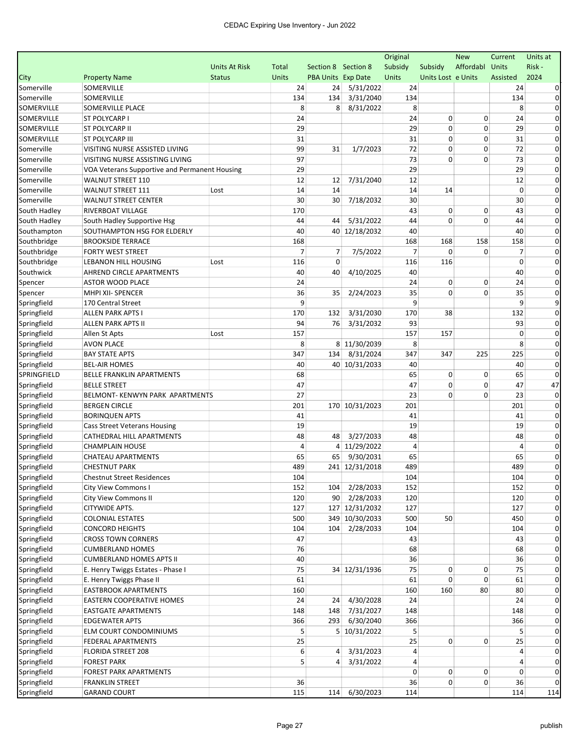| City | Property Name | Units At Risk Status | Total Units | Section 8 PBA Units | Section 8 Exp Date | Original Subsidy Units | Subsidy Units Lost | New Affordable Units | Current Units Assisted | Units at Risk - 2024 |
|---|---|---|---|---|---|---|---|---|---|---|
| Somerville | SOMERVILLE | | 24 | 24 | 5/31/2022 | 24 | | | 24 | 0 |
| Somerville | SOMERVILLE | | 134 | 134 | 3/31/2040 | 134 | | | 134 | 0 |
| SOMERVILLE | SOMERVILLE PLACE | | 8 | 8 | 8/31/2022 | 8 | | | 8 | 0 |
| SOMERVILLE | ST POLYCARP I | | 24 | | | 24 | 0 | 0 | 24 | 0 |
| SOMERVILLE | ST POLYCARP II | | 29 | | | 29 | 0 | 0 | 29 | 0 |
| SOMERVILLE | ST POLYCARP III | | 31 | | | 31 | 0 | 0 | 31 | 0 |
| Somerville | VISITING NURSE ASSISTED LIVING | | 99 | 31 | 1/7/2023 | 72 | 0 | 0 | 72 | 0 |
| Somerville | VISITING NURSE ASSISTING LIVING | | 97 | | | 73 | 0 | 0 | 73 | 0 |
| Somerville | VOA Veterans Supportive and Permanent Housing | | 29 | | | 29 | | | 29 | 0 |
| Somerville | WALNUT STREET 110 | | 12 | 12 | 7/31/2040 | 12 | | | 12 | 0 |
| Somerville | WALNUT STREET 111 | Lost | 14 | 14 | | 14 | 14 | | 0 | 0 |
| Somerville | WALNUT STREET CENTER | | 30 | 30 | 7/18/2032 | 30 | | | 30 | 0 |
| South Hadley | RIVERBOAT VILLAGE | | 170 | | | 43 | 0 | 0 | 43 | 0 |
| South Hadley | South Hadley Supportive Hsg | | 44 | 44 | 5/31/2022 | 44 | 0 | 0 | 44 | 0 |
| Southampton | SOUTHAMPTON HSG FOR ELDERLY | | 40 | 40 | 12/18/2032 | 40 | | | 40 | 0 |
| Southbridge | BROOKSIDE TERRACE | | 168 | | | 168 | 168 | 158 | 158 | 0 |
| Southbridge | FORTY WEST STREET | | 7 | 7 | 7/5/2022 | 7 | 0 | 0 | 7 | 0 |
| Southbridge | LEBANON HILL HOUSING | Lost | 116 | 0 | | 116 | 116 | | 0 | 0 |
| Southwick | AHREND CIRCLE APARTMENTS | | 40 | 40 | 4/10/2025 | 40 | | | 40 | 0 |
| Spencer | ASTOR WOOD PLACE | | 24 | | | 24 | 0 | 0 | 24 | 0 |
| Spencer | MHPI XII- SPENCER | | 36 | 35 | 2/24/2023 | 35 | 0 | 0 | 35 | 0 |
| Springfield | 170 Central Street | | 9 | | | 9 | | | 9 | 9 |
| Springfield | ALLEN PARK APTS I | | 170 | 132 | 3/31/2030 | 170 | 38 | | 132 | 0 |
| Springfield | ALLEN PARK APTS II | | 94 | 76 | 3/31/2032 | 93 | | | 93 | 0 |
| Springfield | Allen St Apts | Lost | 157 | | | 157 | 157 | | 0 | 0 |
| Springfield | AVON PLACE | | 8 | 8 | 11/30/2039 | 8 | | | 8 | 0 |
| Springfield | BAY STATE APTS | | 347 | 134 | 8/31/2024 | 347 | 347 | 225 | 225 | 0 |
| Springfield | BEL-AIR HOMES | | 40 | 40 | 10/31/2033 | 40 | | | 40 | 0 |
| SPRINGFIELD | BELLE FRANKLIN APARTMENTS | | 68 | | | 65 | 0 | 0 | 65 | 0 |
| Springfield | BELLE STREET | | 47 | | | 47 | 0 | 0 | 47 | 47 |
| Springfield | BELMONT- KENWYN PARK APARTMENTS | | 27 | | | 23 | 0 | 0 | 23 | 0 |
| Springfield | BERGEN CIRCLE | | 201 | 170 | 10/31/2023 | 201 | | | 201 | 0 |
| Springfield | BORINQUEN APTS | | 41 | | | 41 | | | 41 | 0 |
| Springfield | Cass Street Veterans Housing | | 19 | | | 19 | | | 19 | 0 |
| Springfield | CATHEDRAL HILL APARTMENTS | | 48 | 48 | 3/27/2033 | 48 | | | 48 | 0 |
| Springfield | CHAMPLAIN HOUSE | | 4 | 4 | 11/29/2022 | 4 | | | 4 | 0 |
| Springfield | CHATEAU APARTMENTS | | 65 | 65 | 9/30/2031 | 65 | | | 65 | 0 |
| Springfield | CHESTNUT PARK | | 489 | 241 | 12/31/2018 | 489 | | | 489 | 0 |
| Springfield | Chestnut Street Residences | | 104 | | | 104 | | | 104 | 0 |
| Springfield | City View Commons I | | 152 | 104 | 2/28/2033 | 152 | | | 152 | 0 |
| Springfield | City View Commons II | | 120 | 90 | 2/28/2033 | 120 | | | 120 | 0 |
| Springfield | CITYWIDE APTS. | | 127 | 127 | 12/31/2032 | 127 | | | 127 | 0 |
| Springfield | COLONIAL ESTATES | | 500 | 349 | 10/30/2033 | 500 | 50 | | 450 | 0 |
| Springfield | CONCORD HEIGHTS | | 104 | 104 | 2/28/2033 | 104 | | | 104 | 0 |
| Springfield | CROSS TOWN CORNERS | | 47 | | | 43 | | | 43 | 0 |
| Springfield | CUMBERLAND HOMES | | 76 | | | 68 | | | 68 | 0 |
| Springfield | CUMBERLAND HOMES APTS II | | 40 | | | 36 | | | 36 | 0 |
| Springfield | E. Henry Twiggs Estates - Phase I | | 75 | 34 | 12/31/1936 | 75 | 0 | 0 | 75 | 0 |
| Springfield | E. Henry Twiggs Phase II | | 61 | | | 61 | 0 | 0 | 61 | 0 |
| Springfield | EASTBROOK APARTMENTS | | 160 | | | 160 | 160 | 80 | 80 | 0 |
| Springfield | EASTERN COOPERATIVE HOMES | | 24 | 24 | 4/30/2028 | 24 | | | 24 | 0 |
| Springfield | EASTGATE APARTMENTS | | 148 | 148 | 7/31/2027 | 148 | | | 148 | 0 |
| Springfield | EDGEWATER APTS | | 366 | 293 | 6/30/2040 | 366 | | | 366 | 0 |
| Springfield | ELM COURT CONDOMINIUMS | | 5 | 5 | 10/31/2022 | 5 | | | 5 | 0 |
| Springfield | FEDERAL APARTMENTS | | 25 | | | 25 | 0 | 0 | 25 | 0 |
| Springfield | FLORIDA STREET 208 | | 6 | 4 | 3/31/2023 | 4 | | | 4 | 0 |
| Springfield | FOREST PARK | | 5 | 4 | 3/31/2022 | 4 | | | 4 | 0 |
| Springfield | FOREST PARK APARTMENTS | | | | | 0 | 0 | 0 | 0 | 0 |
| Springfield | FRANKLIN STREET | | 36 | | | 36 | 0 | 0 | 36 | 0 |
| Springfield | GARAND COURT | | 115 | 114 | 6/30/2023 | 114 | | | 114 | 114 |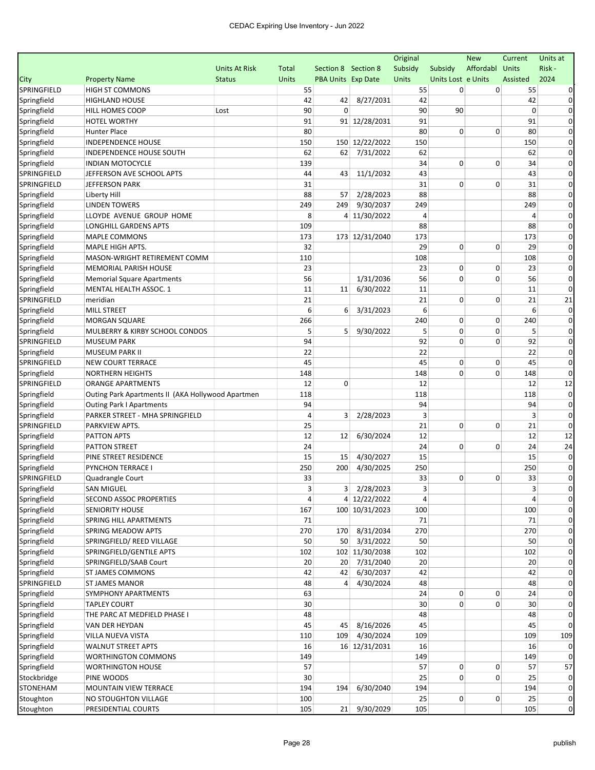| City | Property Name | Units At Risk Status | Total Units | Section 8 PBA Units | Section 8 Exp Date | Original Subsidy Units | Subsidy Units Lost | New Affordable Units | Current Units Assisted | Units at Risk - 2024 |
|---|---|---|---|---|---|---|---|---|---|---|
| SPRINGFIELD | HIGH ST COMMONS | | 55 | | | 55 | 0 | 0 | 55 | 0 |
| Springfield | HIGHLAND HOUSE | | 42 | 42 | 8/27/2031 | 42 | | | 42 | 0 |
| Springfield | HILL HOMES COOP | Lost | 90 | 0 | | 90 | 90 | | 0 | 0 |
| Springfield | HOTEL WORTHY | | 91 | 91 | 12/28/2031 | 91 | | | 91 | 0 |
| Springfield | Hunter Place | | 80 | | | 80 | 0 | 0 | 80 | 0 |
| Springfield | INDEPENDENCE HOUSE | | 150 | 150 | 12/22/2022 | 150 | | | 150 | 0 |
| Springfield | INDEPENDENCE HOUSE SOUTH | | 62 | 62 | 7/31/2022 | 62 | | | 62 | 0 |
| Springfield | INDIAN MOTOCYCLE | | 139 | | | 34 | 0 | 0 | 34 | 0 |
| SPRINGFIELD | JEFFERSON AVE SCHOOL APTS | | 44 | 43 | 11/1/2032 | 43 | | | 43 | 0 |
| SPRINGFIELD | JEFFERSON PARK | | 31 | | | 31 | 0 | 0 | 31 | 0 |
| Springfield | Liberty Hill | | 88 | 57 | 2/28/2023 | 88 | | | 88 | 0 |
| Springfield | LINDEN TOWERS | | 249 | 249 | 9/30/2037 | 249 | | | 249 | 0 |
| Springfield | LLOYDE AVENUE GROUP HOME | | 8 | 4 | 11/30/2022 | 4 | | | 4 | 0 |
| Springfield | LONGHILL GARDENS APTS | | 109 | | | 88 | | | 88 | 0 |
| Springfield | MAPLE COMMONS | | 173 | 173 | 12/31/2040 | 173 | | | 173 | 0 |
| Springfield | MAPLE HIGH APTS. | | 32 | | | 29 | 0 | 0 | 29 | 0 |
| Springfield | MASON-WRIGHT RETIREMENT COMM | | 110 | | | 108 | | | 108 | 0 |
| Springfield | MEMORIAL PARISH HOUSE | | 23 | | | 23 | 0 | 0 | 23 | 0 |
| Springfield | Memorial Square Apartments | | 56 | | 1/31/2036 | 56 | 0 | 0 | 56 | 0 |
| Springfield | MENTAL HEALTH ASSOC. 1 | | 11 | 11 | 6/30/2022 | 11 | | | 11 | 0 |
| SPRINGFIELD | meridian | | 21 | | | 21 | 0 | 0 | 21 | 21 |
| Springfield | MILL STREET | | 6 | 6 | 3/31/2023 | 6 | | | 6 | 0 |
| Springfield | MORGAN SQUARE | | 266 | | | 240 | 0 | 0 | 240 | 0 |
| Springfield | MULBERRY & KIRBY SCHOOL CONDOS | | 5 | 5 | 9/30/2022 | 5 | 0 | 0 | 5 | 0 |
| SPRINGFIELD | MUSEUM PARK | | 94 | | | 92 | 0 | 0 | 92 | 0 |
| Springfield | MUSEUM PARK II | | 22 | | | 22 | | | 22 | 0 |
| SPRINGFIELD | NEW COURT TERRACE | | 45 | | | 45 | 0 | 0 | 45 | 0 |
| Springfield | NORTHERN HEIGHTS | | 148 | | | 148 | 0 | 0 | 148 | 0 |
| SPRINGFIELD | ORANGE APARTMENTS | | 12 | 0 | | 12 | | | 12 | 12 |
| Springfield | Outing Park Apartments II (AKA Hollywood Apartmen | | 118 | | | 118 | | | 118 | 0 |
| Springfield | Outing Park I Apartments | | 94 | | | 94 | | | 94 | 0 |
| Springfield | PARKER STREET - MHA SPRINGFIELD | | 4 | 3 | 2/28/2023 | 3 | | | 3 | 0 |
| SPRINGFIELD | PARKVIEW APTS. | | 25 | | | 21 | 0 | 0 | 21 | 0 |
| Springfield | PATTON APTS | | 12 | 12 | 6/30/2024 | 12 | | | 12 | 12 |
| Springfield | PATTON STREET | | 24 | | | 24 | 0 | 0 | 24 | 24 |
| Springfield | PINE STREET RESIDENCE | | 15 | 15 | 4/30/2027 | 15 | | | 15 | 0 |
| Springfield | PYNCHON TERRACE I | | 250 | 200 | 4/30/2025 | 250 | | | 250 | 0 |
| SPRINGFIELD | Quadrangle Court | | 33 | | | 33 | 0 | 0 | 33 | 0 |
| Springfield | SAN MIGUEL | | 3 | 3 | 2/28/2023 | 3 | | | 3 | 0 |
| Springfield | SECOND ASSOC PROPERTIES | | 4 | 4 | 12/22/2022 | 4 | | | 4 | 0 |
| Springfield | SENIORITY HOUSE | | 167 | 100 | 10/31/2023 | 100 | | | 100 | 0 |
| Springfield | SPRING HILL APARTMENTS | | 71 | | | 71 | | | 71 | 0 |
| Springfield | SPRING MEADOW APTS | | 270 | 170 | 8/31/2034 | 270 | | | 270 | 0 |
| Springfield | SPRINGFIELD/ REED VILLAGE | | 50 | 50 | 3/31/2022 | 50 | | | 50 | 0 |
| Springfield | SPRINGFIELD/GENTILE APTS | | 102 | 102 | 11/30/2038 | 102 | | | 102 | 0 |
| Springfield | SPRINGFIELD/SAAB Court | | 20 | 20 | 7/31/2040 | 20 | | | 20 | 0 |
| Springfield | ST JAMES COMMONS | | 42 | 42 | 6/30/2037 | 42 | | | 42 | 0 |
| SPRINGFIELD | ST JAMES MANOR | | 48 | 4 | 4/30/2024 | 48 | | | 48 | 0 |
| Springfield | SYMPHONY APARTMENTS | | 63 | | | 24 | 0 | 0 | 24 | 0 |
| Springfield | TAPLEY COURT | | 30 | | | 30 | 0 | 0 | 30 | 0 |
| Springfield | THE PARC AT MEDFIELD PHASE I | | 48 | | | 48 | | | 48 | 0 |
| Springfield | VAN DER HEYDAN | | 45 | 45 | 8/16/2026 | 45 | | | 45 | 0 |
| Springfield | VILLA NUEVA VISTA | | 110 | 109 | 4/30/2024 | 109 | | | 109 | 109 |
| Springfield | WALNUT STREET APTS | | 16 | 16 | 12/31/2031 | 16 | | | 16 | 0 |
| Springfield | WORTHINGTON COMMONS | | 149 | | | 149 | | | 149 | 0 |
| Springfield | WORTHINGTON HOUSE | | 57 | | | 57 | 0 | 0 | 57 | 57 |
| Stockbridge | PINE WOODS | | 30 | | | 25 | 0 | 0 | 25 | 0 |
| STONEHAM | MOUNTAIN VIEW TERRACE | | 194 | 194 | 6/30/2040 | 194 | | | 194 | 0 |
| Stoughton | NO STOUGHTON VILLAGE | | 100 | | | 25 | 0 | 0 | 25 | 0 |
| Stoughton | PRESIDENTIAL COURTS | | 105 | 21 | 9/30/2029 | 105 | | | 105 | 0 |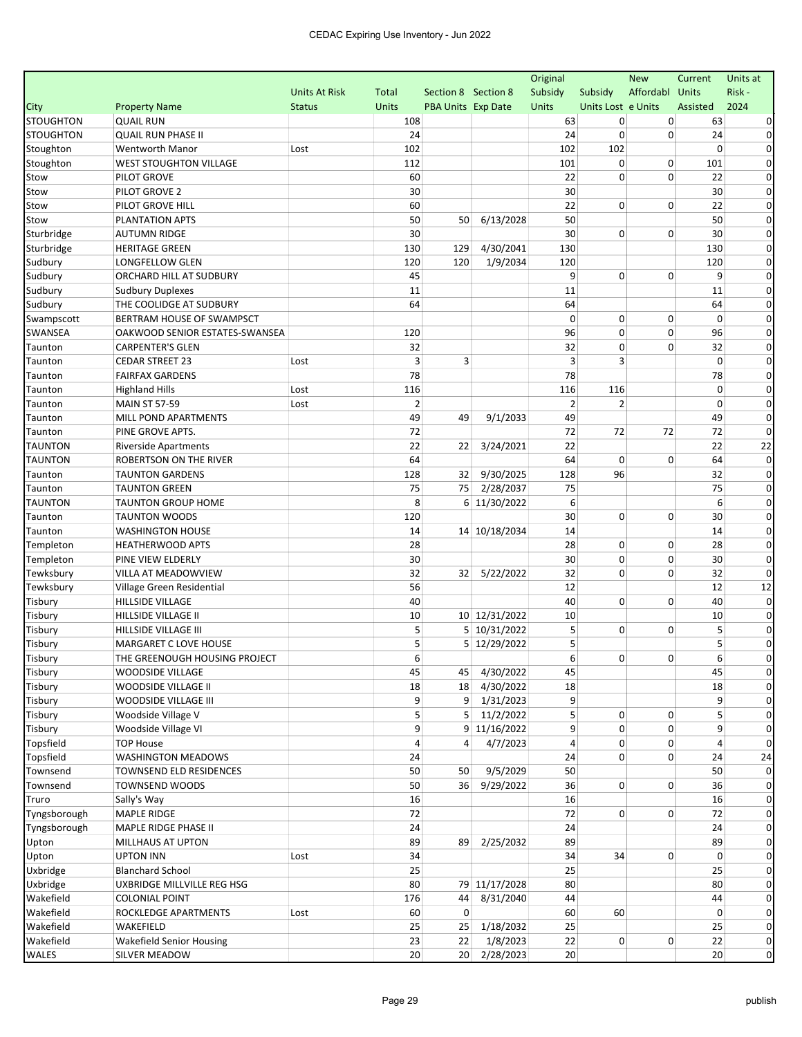| City | Property Name | Units At Risk Status | Total Units | Section 8 PBA Units | Section 8 Exp Date | Original Subsidy Units | Subsidy Units Lost | New Affordable Units | Current Units Assisted | Units at Risk - 2024 |
|---|---|---|---|---|---|---|---|---|---|---|
| STOUGHTON | QUAIL RUN | | 108 | | | 63 | 0 | 0 | 63 | 0 |
| STOUGHTON | QUAIL RUN PHASE II | | 24 | | | 24 | 0 | 0 | 24 | 0 |
| Stoughton | Wentworth Manor | Lost | 102 | | | 102 | 102 | | 0 | 0 |
| Stoughton | WEST STOUGHTON VILLAGE | | 112 | | | 101 | 0 | 0 | 101 | 0 |
| Stow | PILOT GROVE | | 60 | | | 22 | 0 | 0 | 22 | 0 |
| Stow | PILOT GROVE 2 | | 30 | | | 30 | | | 30 | 0 |
| Stow | PILOT GROVE HILL | | 60 | | | 22 | 0 | 0 | 22 | 0 |
| Stow | PLANTATION APTS | | 50 | 50 | 6/13/2028 | 50 | | | 50 | 0 |
| Sturbridge | AUTUMN RIDGE | | 30 | | | 30 | 0 | 0 | 30 | 0 |
| Sturbridge | HERITAGE GREEN | | 130 | 129 | 4/30/2041 | 130 | | | 130 | 0 |
| Sudbury | LONGFELLOW GLEN | | 120 | 120 | 1/9/2034 | 120 | | | 120 | 0 |
| Sudbury | ORCHARD HILL AT SUDBURY | | 45 | | | 9 | 0 | 0 | 9 | 0 |
| Sudbury | Sudbury Duplexes | | 11 | | | 11 | | | 11 | 0 |
| Sudbury | THE COOLIDGE AT SUDBURY | | 64 | | | 64 | | | 64 | 0 |
| Swampscott | BERTRAM HOUSE OF SWAMPSCT | | | | | 0 | 0 | 0 | 0 | 0 |
| SWANSEA | OAKWOOD SENIOR ESTATES-SWANSEA | | 120 | | | 96 | 0 | 0 | 96 | 0 |
| Taunton | CARPENTER'S GLEN | | 32 | | | 32 | 0 | 0 | 32 | 0 |
| Taunton | CEDAR STREET 23 | Lost | 3 | 3 | | 3 | 3 | | 0 | 0 |
| Taunton | FAIRFAX GARDENS | | 78 | | | 78 | | | 78 | 0 |
| Taunton | Highland Hills | Lost | 116 | | | 116 | 116 | | 0 | 0 |
| Taunton | MAIN ST 57-59 | Lost | 2 | | | 2 | 2 | | 0 | 0 |
| Taunton | MILL POND APARTMENTS | | 49 | 49 | 9/1/2033 | 49 | | | 49 | 0 |
| Taunton | PINE GROVE APTS. | | 72 | | | 72 | 72 | 72 | 72 | 0 |
| TAUNTON | Riverside Apartments | | 22 | 22 | 3/24/2021 | 22 | | | 22 | 22 |
| TAUNTON | ROBERTSON ON THE RIVER | | 64 | | | 64 | 0 | 0 | 64 | 0 |
| Taunton | TAUNTON GARDENS | | 128 | 32 | 9/30/2025 | 128 | 96 | | 32 | 0 |
| Taunton | TAUNTON GREEN | | 75 | 75 | 2/28/2037 | 75 | | | 75 | 0 |
| TAUNTON | TAUNTON GROUP HOME | | 8 | 6 | 11/30/2022 | 6 | | | 6 | 0 |
| Taunton | TAUNTON WOODS | | 120 | | | 30 | 0 | 0 | 30 | 0 |
| Taunton | WASHINGTON HOUSE | | 14 | 14 | 10/18/2034 | 14 | | | 14 | 0 |
| Templeton | HEATHERWOOD APTS | | 28 | | | 28 | 0 | 0 | 28 | 0 |
| Templeton | PINE VIEW ELDERLY | | 30 | | | 30 | 0 | 0 | 30 | 0 |
| Tewksbury | VILLA AT MEADOWVIEW | | 32 | 32 | 5/22/2022 | 32 | 0 | 0 | 32 | 0 |
| Tewksbury | Village Green Residential | | 56 | | | 12 | | | 12 | 12 |
| Tisbury | HILLSIDE VILLAGE | | 40 | | | 40 | 0 | 0 | 40 | 0 |
| Tisbury | HILLSIDE VILLAGE II | | 10 | 10 | 12/31/2022 | 10 | | | 10 | 0 |
| Tisbury | HILLSIDE VILLAGE III | | 5 | 5 | 10/31/2022 | 5 | 0 | 0 | 5 | 0 |
| Tisbury | MARGARET C LOVE HOUSE | | 5 | 5 | 12/29/2022 | 5 | | | 5 | 0 |
| Tisbury | THE GREENOUGH HOUSING PROJECT | | 6 | | | 6 | 0 | 0 | 6 | 0 |
| Tisbury | WOODSIDE VILLAGE | | 45 | 45 | 4/30/2022 | 45 | | | 45 | 0 |
| Tisbury | WOODSIDE VILLAGE II | | 18 | 18 | 4/30/2022 | 18 | | | 18 | 0 |
| Tisbury | WOODSIDE VILLAGE III | | 9 | 9 | 1/31/2023 | 9 | | | 9 | 0 |
| Tisbury | Woodside Village V | | 5 | 5 | 11/2/2022 | 5 | 0 | 0 | 5 | 0 |
| Tisbury | Woodside Village VI | | 9 | 9 | 11/16/2022 | 9 | 0 | 0 | 9 | 0 |
| Topsfield | TOP House | | 4 | 4 | 4/7/2023 | 4 | 0 | 0 | 4 | 0 |
| Topsfield | WASHINGTON MEADOWS | | 24 | | | 24 | 0 | 0 | 24 | 24 |
| Townsend | TOWNSEND ELD RESIDENCES | | 50 | 50 | 9/5/2029 | 50 | | | 50 | 0 |
| Townsend | TOWNSEND WOODS | | 50 | 36 | 9/29/2022 | 36 | 0 | 0 | 36 | 0 |
| Truro | Sally's Way | | 16 | | | 16 | | | 16 | 0 |
| Tyngsborough | MAPLE RIDGE | | 72 | | | 72 | 0 | 0 | 72 | 0 |
| Tyngsborough | MAPLE RIDGE PHASE II | | 24 | | | 24 | | | 24 | 0 |
| Upton | MILLHAUS AT UPTON | | 89 | 89 | 2/25/2032 | 89 | | | 89 | 0 |
| Upton | UPTON INN | Lost | 34 | | | 34 | 34 | 0 | 0 | 0 |
| Uxbridge | Blanchard School | | 25 | | | 25 | | | 25 | 0 |
| Uxbridge | UXBRIDGE MILLVILLE REG HSG | | 80 | 79 | 11/17/2028 | 80 | | | 80 | 0 |
| Wakefield | COLONIAL POINT | | 176 | 44 | 8/31/2040 | 44 | | | 44 | 0 |
| Wakefield | ROCKLEDGE APARTMENTS | Lost | 60 | 0 | | 60 | 60 | | 0 | 0 |
| Wakefield | WAKEFIELD | | 25 | 25 | 1/18/2032 | 25 | | | 25 | 0 |
| Wakefield | Wakefield Senior Housing | | 23 | 22 | 1/8/2023 | 22 | 0 | 0 | 22 | 0 |
| WALES | SILVER MEADOW | | 20 | 20 | 2/28/2023 | 20 | | | 20 | 0 |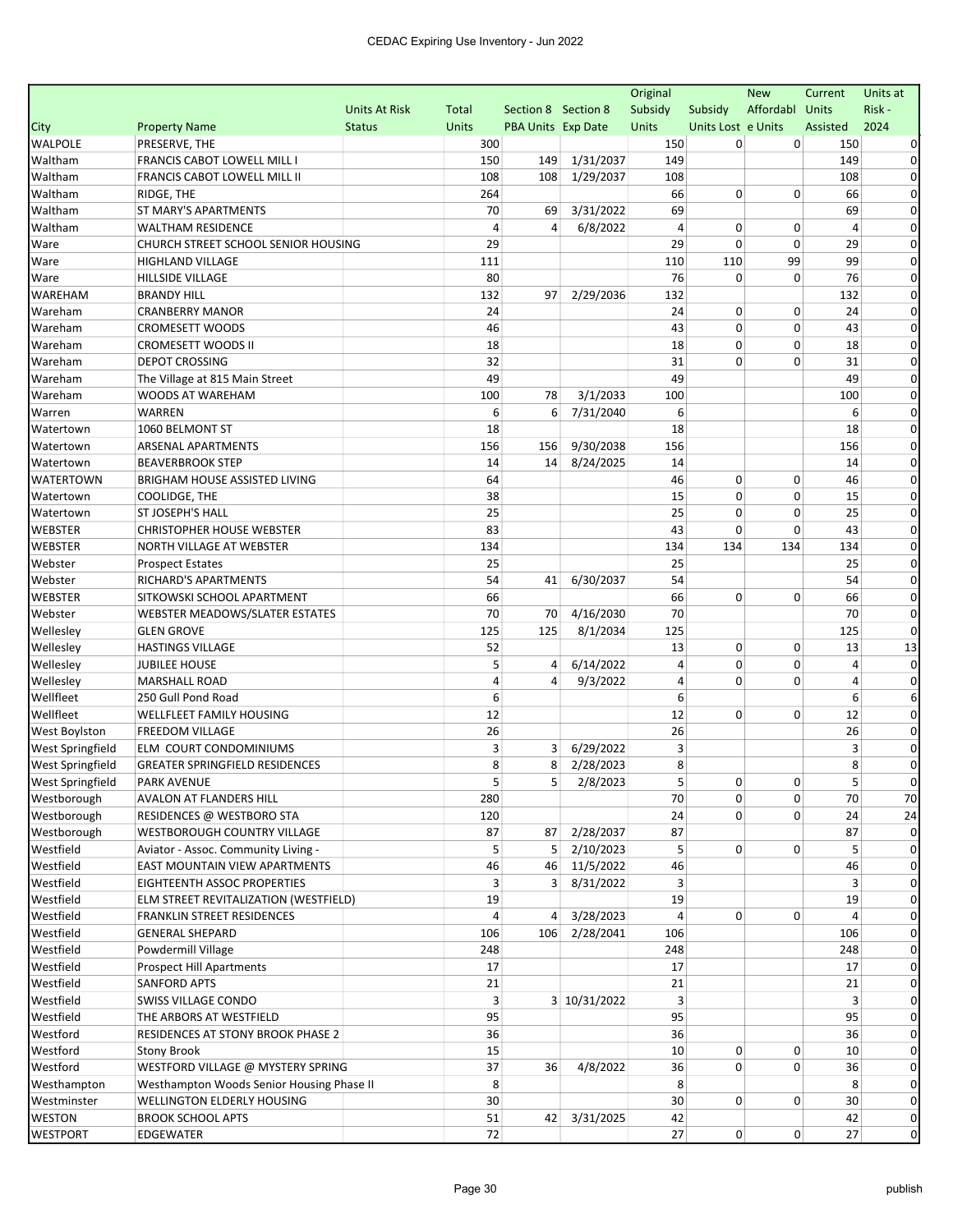CEDAC Expiring Use Inventory - Jun 2022

| City | Property Name | Units At Risk Status | Total Units | Section 8 PBA Units | Section 8 Exp Date | Original Subsidy Units | Subsidy Units Lost | New Affordable Units | Current Units Assisted | Units at Risk - 2024 |
|---|---|---|---|---|---|---|---|---|---|---|
| WALPOLE | PRESERVE, THE | | 300 | | | 150 | 0 | 0 | 150 | 0 |
| Waltham | FRANCIS CABOT LOWELL MILL I | | 150 | 149 | 1/31/2037 | 149 | | | 149 | 0 |
| Waltham | FRANCIS CABOT LOWELL MILL II | | 108 | 108 | 1/29/2037 | 108 | | | 108 | 0 |
| Waltham | RIDGE, THE | | 264 | | | 66 | 0 | 0 | 66 | 0 |
| Waltham | ST MARY'S APARTMENTS | | 70 | 69 | 3/31/2022 | 69 | | | 69 | 0 |
| Waltham | WALTHAM RESIDENCE | | 4 | 4 | 6/8/2022 | 4 | 0 | 0 | 4 | 0 |
| Ware | CHURCH STREET SCHOOL SENIOR HOUSING | | 29 | | | 29 | 0 | 0 | 29 | 0 |
| Ware | HIGHLAND VILLAGE | | 111 | | | 110 | 110 | 99 | 99 | 0 |
| Ware | HILLSIDE VILLAGE | | 80 | | | 76 | 0 | 0 | 76 | 0 |
| WAREHAM | BRANDY HILL | | 132 | 97 | 2/29/2036 | 132 | | | 132 | 0 |
| Wareham | CRANBERRY MANOR | | 24 | | | 24 | 0 | 0 | 24 | 0 |
| Wareham | CROMESETT WOODS | | 46 | | | 43 | 0 | 0 | 43 | 0 |
| Wareham | CROMESETT WOODS II | | 18 | | | 18 | 0 | 0 | 18 | 0 |
| Wareham | DEPOT CROSSING | | 32 | | | 31 | 0 | 0 | 31 | 0 |
| Wareham | The Village at 815 Main Street | | 49 | | | 49 | | | 49 | 0 |
| Wareham | WOODS AT WAREHAM | | 100 | 78 | 3/1/2033 | 100 | | | 100 | 0 |
| Warren | WARREN | | 6 | 6 | 7/31/2040 | 6 | | | 6 | 0 |
| Watertown | 1060 BELMONT ST | | 18 | | | 18 | | | 18 | 0 |
| Watertown | ARSENAL APARTMENTS | | 156 | 156 | 9/30/2038 | 156 | | | 156 | 0 |
| Watertown | BEAVERBROOK STEP | | 14 | 14 | 8/24/2025 | 14 | | | 14 | 0 |
| WATERTOWN | BRIGHAM HOUSE ASSISTED LIVING | | 64 | | | 46 | 0 | 0 | 46 | 0 |
| Watertown | COOLIDGE, THE | | 38 | | | 15 | 0 | 0 | 15 | 0 |
| Watertown | ST JOSEPH'S HALL | | 25 | | | 25 | 0 | 0 | 25 | 0 |
| WEBSTER | CHRISTOPHER HOUSE WEBSTER | | 83 | | | 43 | 0 | 0 | 43 | 0 |
| WEBSTER | NORTH VILLAGE AT WEBSTER | | 134 | | | 134 | 134 | 134 | 134 | 0 |
| Webster | Prospect Estates | | 25 | | | 25 | | | 25 | 0 |
| Webster | RICHARD'S APARTMENTS | | 54 | 41 | 6/30/2037 | 54 | | | 54 | 0 |
| WEBSTER | SITKOWSKI SCHOOL APARTMENT | | 66 | | | 66 | 0 | 0 | 66 | 0 |
| Webster | WEBSTER MEADOWS/SLATER ESTATES | | 70 | 70 | 4/16/2030 | 70 | | | 70 | 0 |
| Wellesley | GLEN GROVE | | 125 | 125 | 8/1/2034 | 125 | | | 125 | 0 |
| Wellesley | HASTINGS VILLAGE | | 52 | | | 13 | 0 | 0 | 13 | 13 |
| Wellesley | JUBILEE HOUSE | | 5 | 4 | 6/14/2022 | 4 | 0 | 0 | 4 | 0 |
| Wellesley | MARSHALL ROAD | | 4 | 4 | 9/3/2022 | 4 | 0 | 0 | 4 | 0 |
| Wellfleet | 250 Gull Pond Road | | 6 | | | 6 | | | 6 | 6 |
| Wellfleet | WELLFLEET FAMILY HOUSING | | 12 | | | 12 | 0 | 0 | 12 | 0 |
| West Boylston | FREEDOM VILLAGE | | 26 | | | 26 | | | 26 | 0 |
| West Springfield | ELM COURT CONDOMINIUMS | | 3 | 3 | 6/29/2022 | 3 | | | 3 | 0 |
| West Springfield | GREATER SPRINGFIELD RESIDENCES | | 8 | 8 | 2/28/2023 | 8 | | | 8 | 0 |
| West Springfield | PARK AVENUE | | 5 | 5 | 2/8/2023 | 5 | 0 | 0 | 5 | 0 |
| Westborough | AVALON AT FLANDERS HILL | | 280 | | | 70 | 0 | 0 | 70 | 70 |
| Westborough | RESIDENCES @ WESTBORO STA | | 120 | | | 24 | 0 | 0 | 24 | 24 |
| Westborough | WESTBOROUGH COUNTRY VILLAGE | | 87 | 87 | 2/28/2037 | 87 | | | 87 | 0 |
| Westfield | Aviator - Assoc. Community Living - | | 5 | 5 | 2/10/2023 | 5 | 0 | 0 | 5 | 0 |
| Westfield | EAST MOUNTAIN VIEW APARTMENTS | | 46 | 46 | 11/5/2022 | 46 | | | 46 | 0 |
| Westfield | EIGHTEENTH ASSOC PROPERTIES | | 3 | 3 | 8/31/2022 | 3 | | | 3 | 0 |
| Westfield | ELM STREET REVITALIZATION (WESTFIELD) | | 19 | | | 19 | | | 19 | 0 |
| Westfield | FRANKLIN STREET RESIDENCES | | 4 | 4 | 3/28/2023 | 4 | 0 | 0 | 4 | 0 |
| Westfield | GENERAL SHEPARD | | 106 | 106 | 2/28/2041 | 106 | | | 106 | 0 |
| Westfield | Powdermill Village | | 248 | | | 248 | | | 248 | 0 |
| Westfield | Prospect Hill Apartments | | 17 | | | 17 | | | 17 | 0 |
| Westfield | SANFORD APTS | | 21 | | | 21 | | | 21 | 0 |
| Westfield | SWISS VILLAGE CONDO | | 3 | 3 | 10/31/2022 | 3 | | | 3 | 0 |
| Westfield | THE ARBORS AT WESTFIELD | | 95 | | | 95 | | | 95 | 0 |
| Westford | RESIDENCES AT STONY BROOK PHASE 2 | | 36 | | | 36 | | | 36 | 0 |
| Westford | Stony Brook | | 15 | | | 10 | 0 | 0 | 10 | 0 |
| Westford | WESTFORD VILLAGE @ MYSTERY SPRING | | 37 | 36 | 4/8/2022 | 36 | 0 | 0 | 36 | 0 |
| Westhampton | Westhampton Woods Senior Housing Phase II | | 8 | | | 8 | | | 8 | 0 |
| Westminster | WELLINGTON ELDERLY HOUSING | | 30 | | | 30 | 0 | 0 | 30 | 0 |
| WESTON | BROOK SCHOOL APTS | | 51 | 42 | 3/31/2025 | 42 | | | 42 | 0 |
| WESTPORT | EDGEWATER | | 72 | | | 27 | 0 | 0 | 27 | 0 |

publish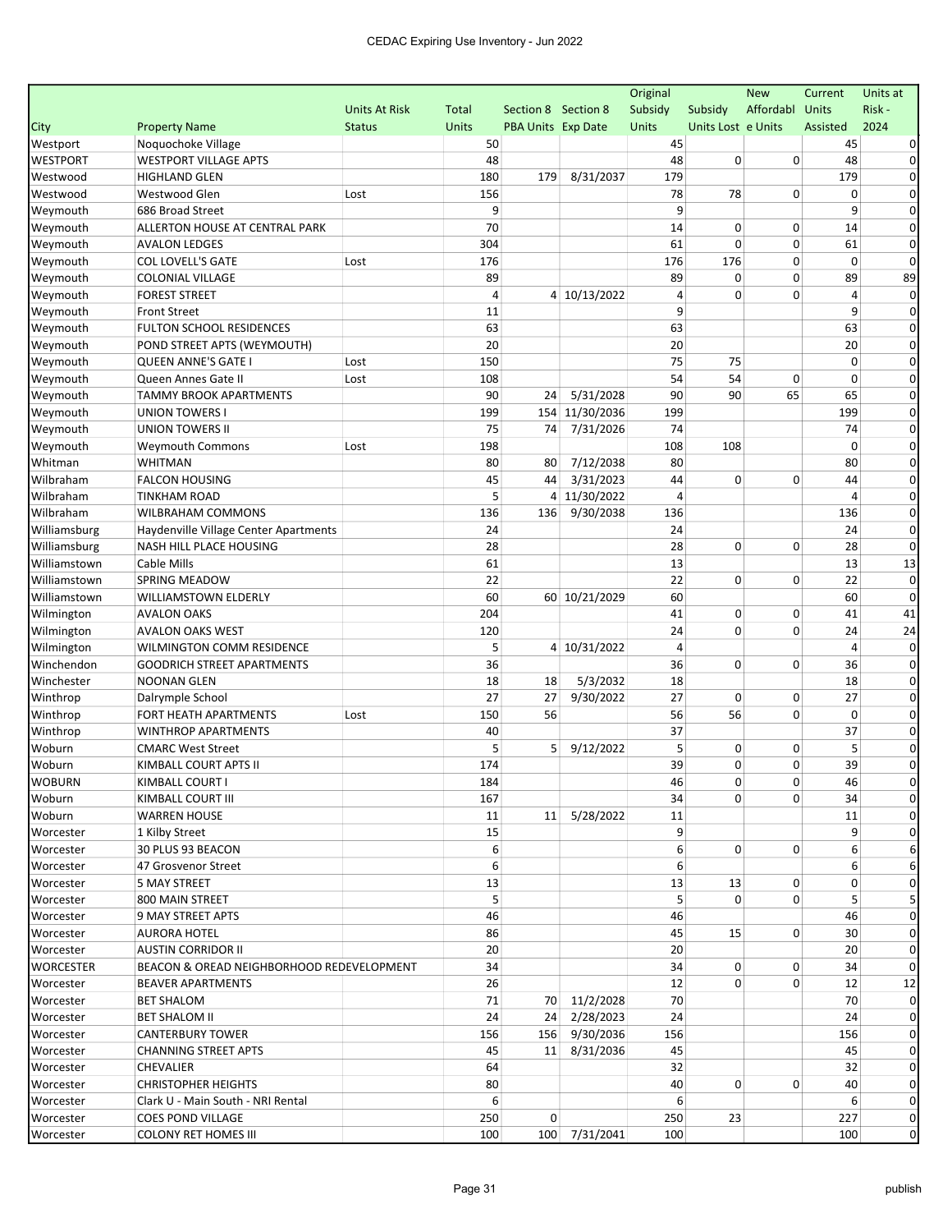| City | Property Name | Units At Risk Status | Total Units | Section 8 PBA Units | Section 8 Exp Date | Original Subsidy Units | Subsidy Units Lost | New Affordable Units | Current Units Assisted | Units at Risk - 2024 |
|---|---|---|---|---|---|---|---|---|---|---|
| Westport | Noquochoke Village | | 50 | | | 45 | | | 45 | 0 |
| WESTPORT | WESTPORT VILLAGE APTS | | 48 | | | 48 | 0 | 0 | 48 | 0 |
| Westwood | HIGHLAND GLEN | | 180 | 179 | 8/31/2037 | 179 | | | 179 | 0 |
| Westwood | Westwood Glen | Lost | 156 | | | 78 | 78 | 0 | 0 | 0 |
| Weymouth | 686 Broad Street | | 9 | | | 9 | | | 9 | 0 |
| Weymouth | ALLERTON HOUSE AT CENTRAL PARK | | 70 | | | 14 | 0 | 0 | 14 | 0 |
| Weymouth | AVALON LEDGES | | 304 | | | 61 | 0 | 0 | 61 | 0 |
| Weymouth | COL LOVELL'S GATE | Lost | 176 | | | 176 | 176 | 0 | 0 | 0 |
| Weymouth | COLONIAL VILLAGE | | 89 | | | 89 | 0 | 0 | 89 | 89 |
| Weymouth | FOREST STREET | | 4 | 4 | 10/13/2022 | 4 | 0 | 0 | 4 | 0 |
| Weymouth | Front Street | | 11 | | | 9 | | | 9 | 0 |
| Weymouth | FULTON SCHOOL RESIDENCES | | 63 | | | 63 | | | 63 | 0 |
| Weymouth | POND STREET APTS (WEYMOUTH) | | 20 | | | 20 | | | 20 | 0 |
| Weymouth | QUEEN ANNE'S GATE I | Lost | 150 | | | 75 | 75 | | 0 | 0 |
| Weymouth | Queen Annes Gate II | Lost | 108 | | | 54 | 54 | 0 | 0 | 0 |
| Weymouth | TAMMY BROOK APARTMENTS | | 90 | 24 | 5/31/2028 | 90 | 90 | 65 | 65 | 0 |
| Weymouth | UNION TOWERS I | | 199 | 154 | 11/30/2036 | 199 | | | 199 | 0 |
| Weymouth | UNION TOWERS II | | 75 | 74 | 7/31/2026 | 74 | | | 74 | 0 |
| Weymouth | Weymouth Commons | Lost | 198 | | | 108 | 108 | | 0 | 0 |
| Whitman | WHITMAN | | 80 | 80 | 7/12/2038 | 80 | | | 80 | 0 |
| Wilbraham | FALCON HOUSING | | 45 | 44 | 3/31/2023 | 44 | 0 | 0 | 44 | 0 |
| Wilbraham | TINKHAM ROAD | | 5 | 4 | 11/30/2022 | 4 | | | 4 | 0 |
| Wilbraham | WILBRAHAM COMMONS | | 136 | 136 | 9/30/2038 | 136 | | | 136 | 0 |
| Williamsburg | Haydenville Village Center Apartments | | 24 | | | 24 | | | 24 | 0 |
| Williamsburg | NASH HILL PLACE HOUSING | | 28 | | | 28 | 0 | 0 | 28 | 0 |
| Williamstown | Cable Mills | | 61 | | | 13 | | | 13 | 13 |
| Williamstown | SPRING MEADOW | | 22 | | | 22 | 0 | 0 | 22 | 0 |
| Williamstown | WILLIAMSTOWN ELDERLY | | 60 | 60 | 10/21/2029 | 60 | | | 60 | 0 |
| Wilmington | AVALON OAKS | | 204 | | | 41 | 0 | 0 | 41 | 41 |
| Wilmington | AVALON OAKS WEST | | 120 | | | 24 | 0 | 0 | 24 | 24 |
| Wilmington | WILMINGTON COMM RESIDENCE | | 5 | 4 | 10/31/2022 | 4 | | | 4 | 0 |
| Winchendon | GOODRICH STREET APARTMENTS | | 36 | | | 36 | 0 | 0 | 36 | 0 |
| Winchester | NOONAN GLEN | | 18 | 18 | 5/3/2032 | 18 | | | 18 | 0 |
| Winthrop | Dalrymple School | | 27 | 27 | 9/30/2022 | 27 | 0 | 0 | 27 | 0 |
| Winthrop | FORT HEATH APARTMENTS | Lost | 150 | 56 | | 56 | 56 | 0 | 0 | 0 |
| Winthrop | WINTHROP APARTMENTS | | 40 | | | 37 | | | 37 | 0 |
| Woburn | CMARC West Street | | 5 | 5 | 9/12/2022 | 5 | 0 | 0 | 5 | 0 |
| Woburn | KIMBALL COURT APTS II | | 174 | | | 39 | 0 | 0 | 39 | 0 |
| WOBURN | KIMBALL COURT I | | 184 | | | 46 | 0 | 0 | 46 | 0 |
| Woburn | KIMBALL COURT III | | 167 | | | 34 | 0 | 0 | 34 | 0 |
| Woburn | WARREN HOUSE | | 11 | 11 | 5/28/2022 | 11 | | | 11 | 0 |
| Worcester | 1 Kilby Street | | 15 | | | 9 | | | 9 | 0 |
| Worcester | 30 PLUS 93 BEACON | | 6 | | | 6 | 0 | 0 | 6 | 6 |
| Worcester | 47 Grosvenor Street | | 6 | | | 6 | | | 6 | 6 |
| Worcester | 5 MAY STREET | | 13 | | | 13 | 13 | 0 | 0 | 0 |
| Worcester | 800 MAIN STREET | | 5 | | | 5 | 0 | 0 | 5 | 5 |
| Worcester | 9 MAY STREET APTS | | 46 | | | 46 | | | 46 | 0 |
| Worcester | AURORA HOTEL | | 86 | | | 45 | 15 | 0 | 30 | 0 |
| Worcester | AUSTIN CORRIDOR II | | 20 | | | 20 | | | 20 | 0 |
| WORCESTER | BEACON & OREAD NEIGHBORHOOD REDEVELOPMENT | | 34 | | | 34 | 0 | 0 | 34 | 0 |
| Worcester | BEAVER APARTMENTS | | 26 | | | 12 | 0 | 0 | 12 | 12 |
| Worcester | BET SHALOM | | 71 | 70 | 11/2/2028 | 70 | | | 70 | 0 |
| Worcester | BET SHALOM II | | 24 | 24 | 2/28/2023 | 24 | | | 24 | 0 |
| Worcester | CANTERBURY TOWER | | 156 | 156 | 9/30/2036 | 156 | | | 156 | 0 |
| Worcester | CHANNING STREET APTS | | 45 | 11 | 8/31/2036 | 45 | | | 45 | 0 |
| Worcester | CHEVALIER | | 64 | | | 32 | | | 32 | 0 |
| Worcester | CHRISTOPHER HEIGHTS | | 80 | | | 40 | 0 | 0 | 40 | 0 |
| Worcester | Clark U - Main South - NRI Rental | | 6 | | | 6 | | | 6 | 0 |
| Worcester | COES POND VILLAGE | | 250 | 0 | | 250 | 23 | | 227 | 0 |
| Worcester | COLONY RET HOMES III | | 100 | 100 | 7/31/2041 | 100 | | | 100 | 0 |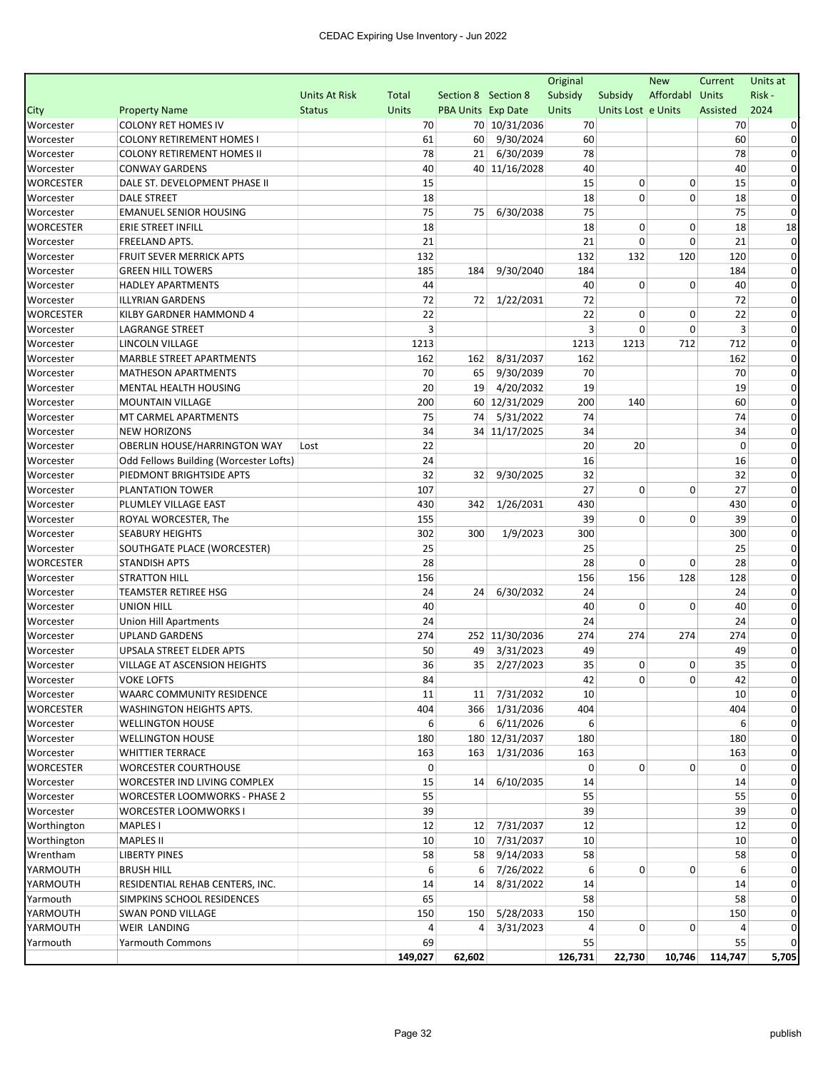| City | Property Name | Units At Risk Status | Total Units | Section 8 PBA Units | Section 8 Exp Date | Original Subsidy Units | Subsidy Units Lost | New Affordable Units | Current Units Assisted | Units at Risk - 2024 |
|---|---|---|---|---|---|---|---|---|---|---|
| Worcester | COLONY RET HOMES IV | | 70 | 70 | 10/31/2036 | 70 | | | 70 | 0 |
| Worcester | COLONY RETIREMENT HOMES I | | 61 | 60 | 9/30/2024 | 60 | | | 60 | 0 |
| Worcester | COLONY RETIREMENT HOMES II | | 78 | 21 | 6/30/2039 | 78 | | | 78 | 0 |
| Worcester | CONWAY GARDENS | | 40 | 40 | 11/16/2028 | 40 | | | 40 | 0 |
| WORCESTER | DALE ST. DEVELOPMENT PHASE II | | 15 | | | 15 | 0 | 0 | 15 | 0 |
| Worcester | DALE STREET | | 18 | | | 18 | 0 | 0 | 18 | 0 |
| Worcester | EMANUEL SENIOR HOUSING | | 75 | 75 | 6/30/2038 | 75 | | | 75 | 0 |
| WORCESTER | ERIE STREET INFILL | | 18 | | | 18 | 0 | 0 | 18 | 18 |
| Worcester | FREELAND APTS. | | 21 | | | 21 | 0 | 0 | 21 | 0 |
| Worcester | FRUIT SEVER MERRICK APTS | | 132 | | | 132 | 132 | 120 | 120 | 0 |
| Worcester | GREEN HILL TOWERS | | 185 | 184 | 9/30/2040 | 184 | | | 184 | 0 |
| Worcester | HADLEY APARTMENTS | | 44 | | | 40 | 0 | 0 | 40 | 0 |
| Worcester | ILLYRIAN GARDENS | | 72 | 72 | 1/22/2031 | 72 | | | 72 | 0 |
| WORCESTER | KILBY GARDNER HAMMOND 4 | | 22 | | | 22 | 0 | 0 | 22 | 0 |
| Worcester | LAGRANGE STREET | | 3 | | | 3 | 0 | 0 | 3 | 0 |
| Worcester | LINCOLN VILLAGE | | 1213 | | | 1213 | 1213 | 712 | 712 | 0 |
| Worcester | MARBLE STREET APARTMENTS | | 162 | 162 | 8/31/2037 | 162 | | | 162 | 0 |
| Worcester | MATHESON APARTMENTS | | 70 | 65 | 9/30/2039 | 70 | | | 70 | 0 |
| Worcester | MENTAL HEALTH HOUSING | | 20 | 19 | 4/20/2032 | 19 | | | 19 | 0 |
| Worcester | MOUNTAIN VILLAGE | | 200 | 60 | 12/31/2029 | 200 | 140 | | 60 | 0 |
| Worcester | MT CARMEL APARTMENTS | | 75 | 74 | 5/31/2022 | 74 | | | 74 | 0 |
| Worcester | NEW HORIZONS | | 34 | 34 | 11/17/2025 | 34 | | | 34 | 0 |
| Worcester | OBERLIN HOUSE/HARRINGTON WAY | Lost | 22 | | | 20 | 20 | | 0 | 0 |
| Worcester | Odd Fellows Building (Worcester Lofts) | | 24 | | | 16 | | | 16 | 0 |
| Worcester | PIEDMONT BRIGHTSIDE APTS | | 32 | 32 | 9/30/2025 | 32 | | | 32 | 0 |
| Worcester | PLANTATION TOWER | | 107 | | | 27 | 0 | 0 | 27 | 0 |
| Worcester | PLUMLEY VILLAGE EAST | | 430 | 342 | 1/26/2031 | 430 | | | 430 | 0 |
| Worcester | ROYAL WORCESTER, The | | 155 | | | 39 | 0 | 0 | 39 | 0 |
| Worcester | SEABURY HEIGHTS | | 302 | 300 | 1/9/2023 | 300 | | | 300 | 0 |
| Worcester | SOUTHGATE PLACE (WORCESTER) | | 25 | | | 25 | | | 25 | 0 |
| WORCESTER | STANDISH APTS | | 28 | | | 28 | 0 | 0 | 28 | 0 |
| Worcester | STRATTON HILL | | 156 | | | 156 | 156 | 128 | 128 | 0 |
| Worcester | TEAMSTER RETIREE HSG | | 24 | 24 | 6/30/2032 | 24 | | | 24 | 0 |
| Worcester | UNION HILL | | 40 | | | 40 | 0 | 0 | 40 | 0 |
| Worcester | Union Hill Apartments | | 24 | | | 24 | | | 24 | 0 |
| Worcester | UPLAND GARDENS | | 274 | 252 | 11/30/2036 | 274 | 274 | 274 | 274 | 0 |
| Worcester | UPSALA STREET ELDER APTS | | 50 | 49 | 3/31/2023 | 49 | | | 49 | 0 |
| Worcester | VILLAGE AT ASCENSION HEIGHTS | | 36 | 35 | 2/27/2023 | 35 | 0 | 0 | 35 | 0 |
| Worcester | VOKE LOFTS | | 84 | | | 42 | 0 | 0 | 42 | 0 |
| Worcester | WAARC COMMUNITY RESIDENCE | | 11 | 11 | 7/31/2032 | 10 | | | 10 | 0 |
| WORCESTER | WASHINGTON HEIGHTS APTS. | | 404 | 366 | 1/31/2036 | 404 | | | 404 | 0 |
| Worcester | WELLINGTON HOUSE | | 6 | 6 | 6/11/2026 | 6 | | | 6 | 0 |
| Worcester | WELLINGTON HOUSE | | 180 | 180 | 12/31/2037 | 180 | | | 180 | 0 |
| Worcester | WHITTIER TERRACE | | 163 | 163 | 1/31/2036 | 163 | | | 163 | 0 |
| WORCESTER | WORCESTER COURTHOUSE | | 0 | | | 0 | 0 | 0 | 0 | 0 |
| Worcester | WORCESTER IND LIVING COMPLEX | | 15 | 14 | 6/10/2035 | 14 | | | 14 | 0 |
| Worcester | WORCESTER LOOMWORKS - PHASE 2 | | 55 | | | 55 | | | 55 | 0 |
| Worcester | WORCESTER LOOMWORKS I | | 39 | | | 39 | | | 39 | 0 |
| Worthington | MAPLES I | | 12 | 12 | 7/31/2037 | 12 | | | 12 | 0 |
| Worthington | MAPLES II | | 10 | 10 | 7/31/2037 | 10 | | | 10 | 0 |
| Wrentham | LIBERTY PINES | | 58 | 58 | 9/14/2033 | 58 | | | 58 | 0 |
| YARMOUTH | BRUSH HILL | | 6 | 6 | 7/26/2022 | 6 | 0 | 0 | 6 | 0 |
| YARMOUTH | RESIDENTIAL REHAB CENTERS, INC. | | 14 | 14 | 8/31/2022 | 14 | | | 14 | 0 |
| Yarmouth | SIMPKINS SCHOOL RESIDENCES | | 65 | | | 58 | | | 58 | 0 |
| YARMOUTH | SWAN POND VILLAGE | | 150 | 150 | 5/28/2033 | 150 | | | 150 | 0 |
| YARMOUTH | WEIR LANDING | | 4 | 4 | 3/31/2023 | 4 | 0 | 0 | 4 | 0 |
| Yarmouth | Yarmouth Commons | | 69 | | | 55 | | | 55 | 0 |
| | | | 149,027 | 62,602 | | 126,731 | 22,730 | 10,746 | 114,747 | 5,705 |